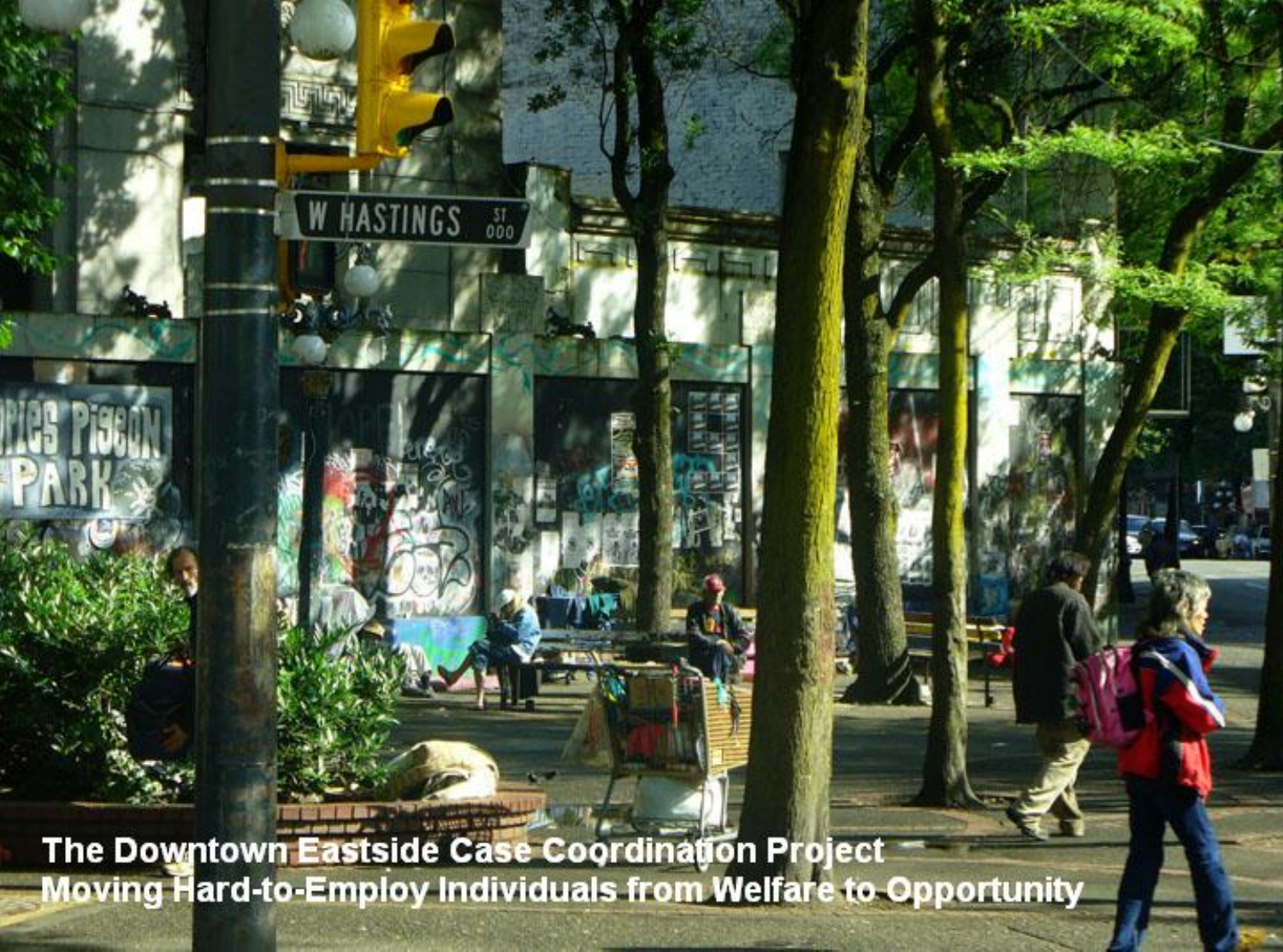# The Downtown Eastside Case Coordination Project

## Moving Hard-to-Employ Individuals from Welfare to Opportunity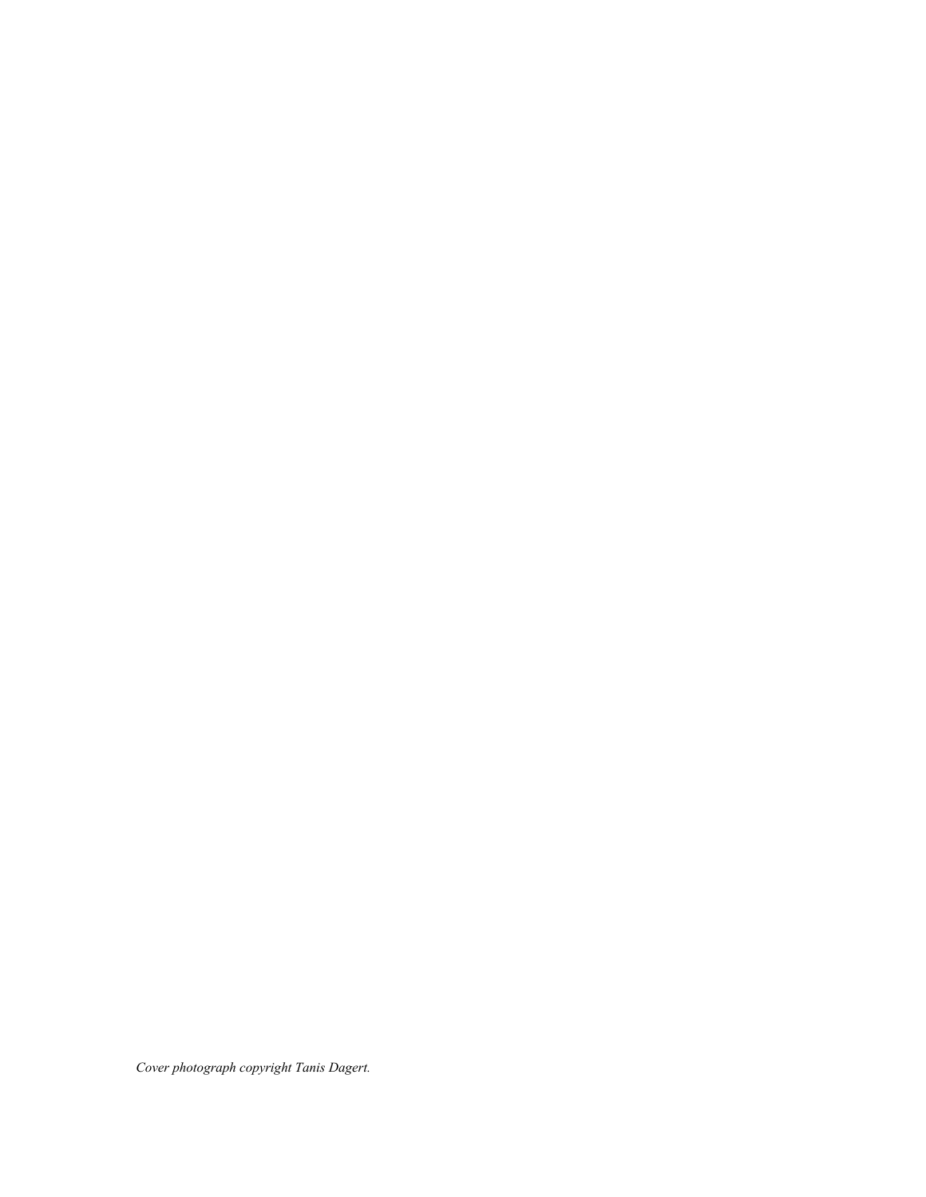*Cover photograph copyright Tanis Dagert.*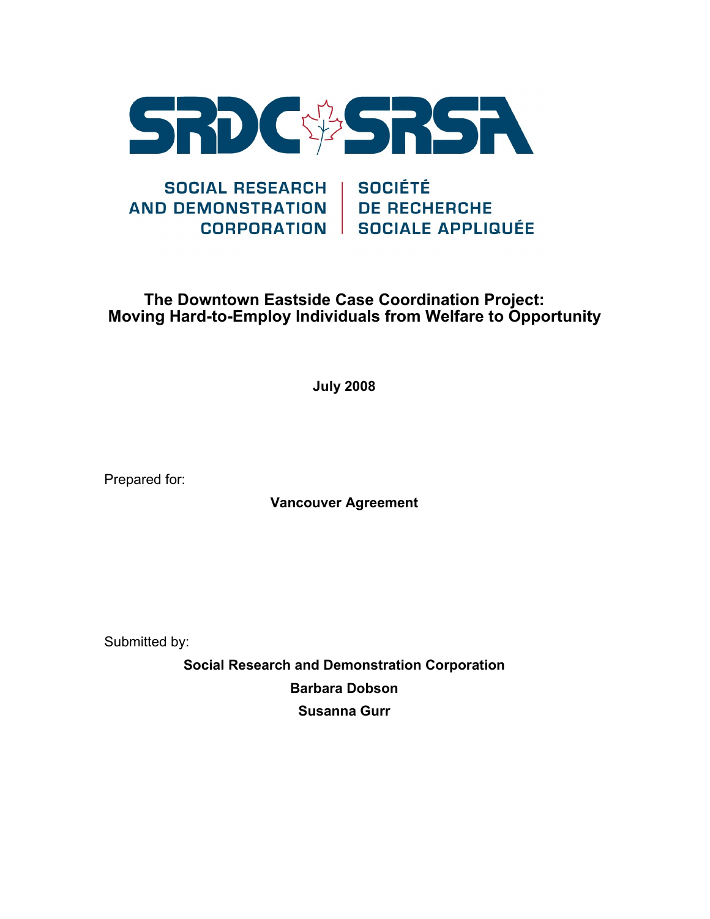SRDC SRSA

SOCIAL RESEARCH AND DEMONSTRATION CORPORATION | SOCIÉTÉ DE RECHERCHE SOCIALE APPLIQUÉE

# The Downtown Eastside Case Coordination Project: Moving Hard-to-Employ Individuals from Welfare to Opportunity

**July 2008**

Prepared for:

**Vancouver Agreement**

Submitted by:

**Social Research and Demonstration Corporation**

**Barbara Dobson**

**Susanna Gurr**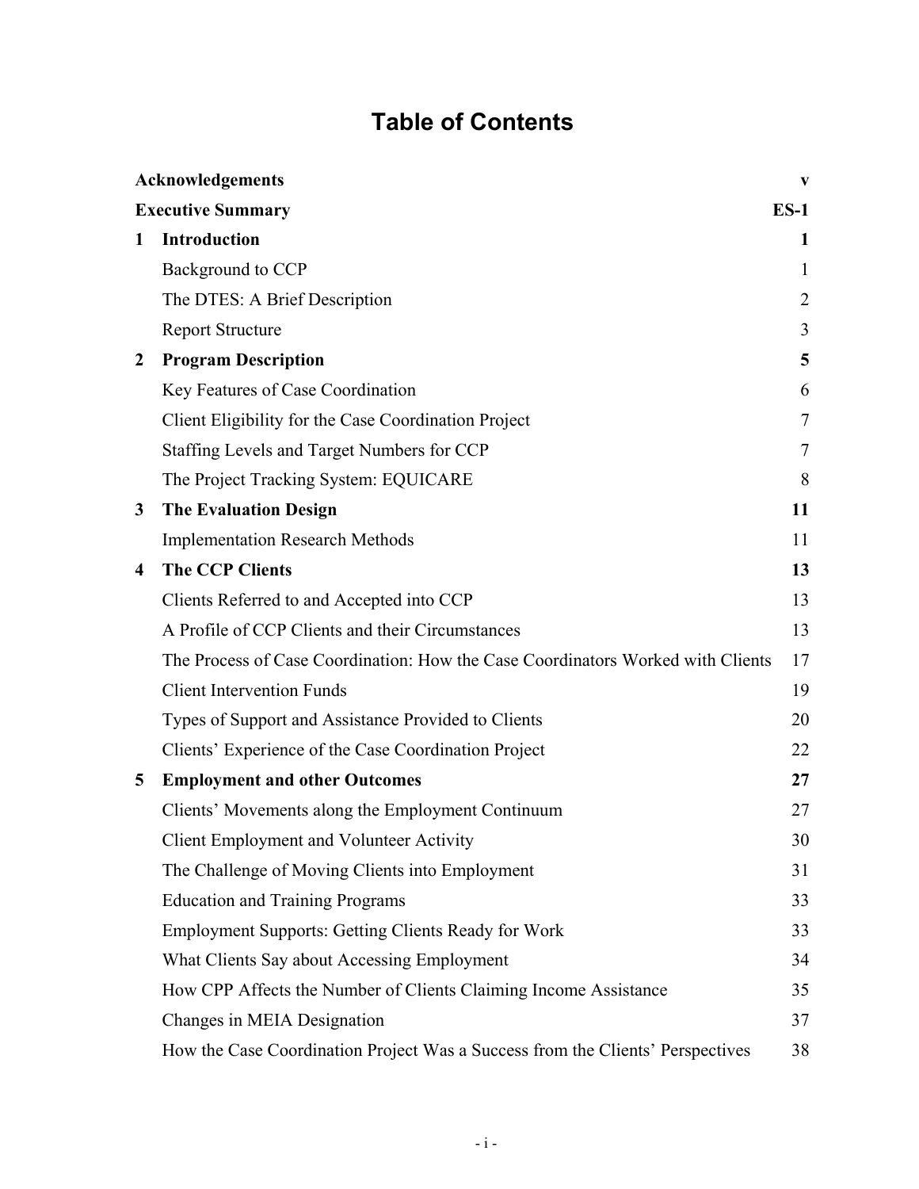# Table of Contents

| | | |
|---|---|---|
| **Acknowledgements** | | **v** |
| **Executive Summary** | | **ES-1** |
| **1** | **Introduction** | **1** |
| | Background to CCP | 1 |
| | The DTES: A Brief Description | 2 |
| | Report Structure | 3 |
| **2** | **Program Description** | **5** |
| | Key Features of Case Coordination | 6 |
| | Client Eligibility for the Case Coordination Project | 7 |
| | Staffing Levels and Target Numbers for CCP | 7 |
| | The Project Tracking System: EQUICARE | 8 |
| **3** | **The Evaluation Design** | **11** |
| | Implementation Research Methods | 11 |
| **4** | **The CCP Clients** | **13** |
| | Clients Referred to and Accepted into CCP | 13 |
| | A Profile of CCP Clients and their Circumstances | 13 |
| | The Process of Case Coordination: How the Case Coordinators Worked with Clients | 17 |
| | Client Intervention Funds | 19 |
| | Types of Support and Assistance Provided to Clients | 20 |
| | Clients' Experience of the Case Coordination Project | 22 |
| **5** | **Employment and other Outcomes** | **27** |
| | Clients' Movements along the Employment Continuum | 27 |
| | Client Employment and Volunteer Activity | 30 |
| | The Challenge of Moving Clients into Employment | 31 |
| | Education and Training Programs | 33 |
| | Employment Supports: Getting Clients Ready for Work | 33 |
| | What Clients Say about Accessing Employment | 34 |
| | How CPP Affects the Number of Clients Claiming Income Assistance | 35 |
| | Changes in MEIA Designation | 37 |
| | How the Case Coordination Project Was a Success from the Clients' Perspectives | 38 |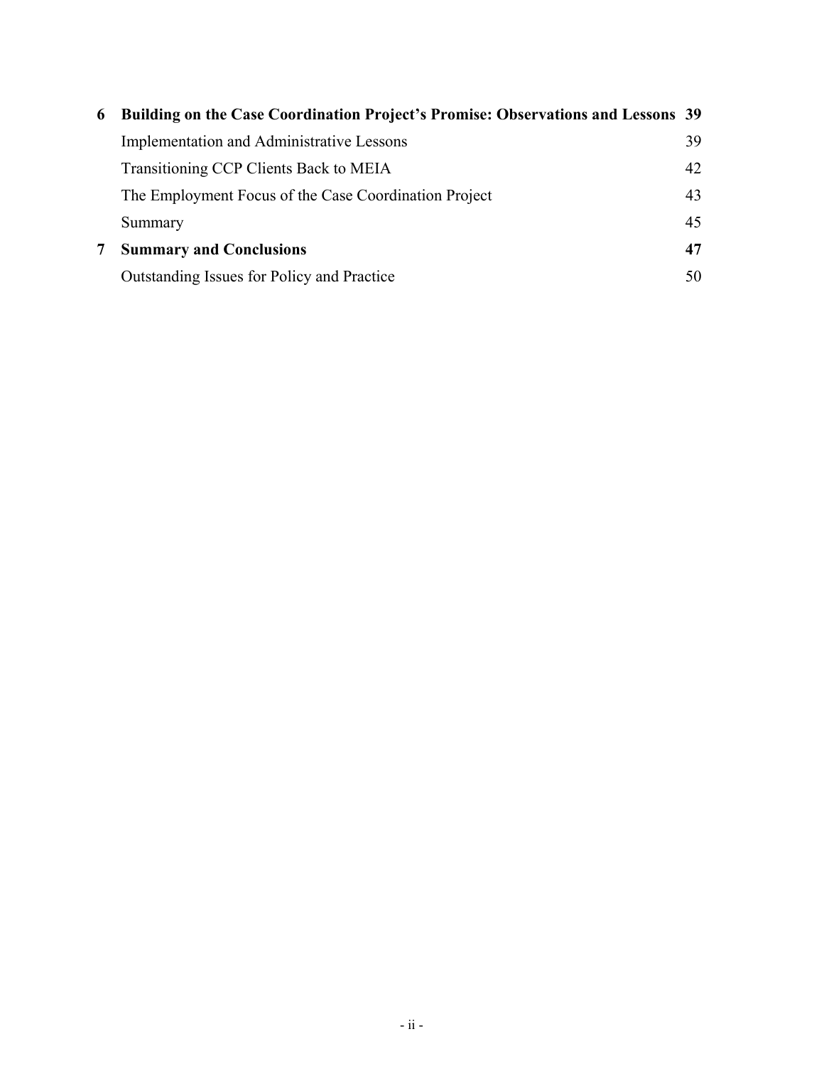| | | |
|---|---|---|
| **6** | **Building on the Case Coordination Project's Promise: Observations and Lessons** | **39** |
| | Implementation and Administrative Lessons | 39 |
| | Transitioning CCP Clients Back to MEIA | 42 |
| | The Employment Focus of the Case Coordination Project | 43 |
| | Summary | 45 |
| **7** | **Summary and Conclusions** | **47** |
| | Outstanding Issues for Policy and Practice | 50 |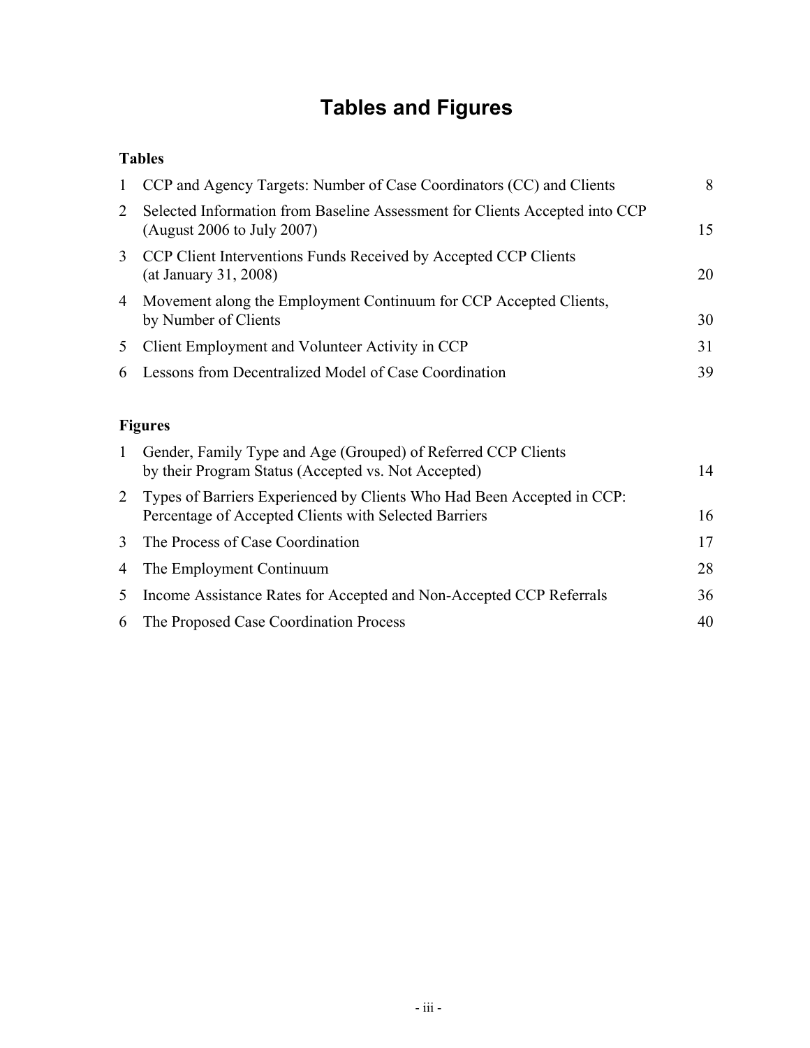# Tables and Figures

**Tables**

| | | |
|---|---|---|
| 1 | CCP and Agency Targets: Number of Case Coordinators (CC) and Clients | 8 |
| 2 | Selected Information from Baseline Assessment for Clients Accepted into CCP (August 2006 to July 2007) | 15 |
| 3 | CCP Client Interventions Funds Received by Accepted CCP Clients (at January 31, 2008) | 20 |
| 4 | Movement along the Employment Continuum for CCP Accepted Clients, by Number of Clients | 30 |
| 5 | Client Employment and Volunteer Activity in CCP | 31 |
| 6 | Lessons from Decentralized Model of Case Coordination | 39 |

**Figures**

| | | |
|---|---|---|
| 1 | Gender, Family Type and Age (Grouped) of Referred CCP Clients by their Program Status (Accepted vs. Not Accepted) | 14 |
| 2 | Types of Barriers Experienced by Clients Who Had Been Accepted in CCP: Percentage of Accepted Clients with Selected Barriers | 16 |
| 3 | The Process of Case Coordination | 17 |
| 4 | The Employment Continuum | 28 |
| 5 | Income Assistance Rates for Accepted and Non-Accepted CCP Referrals | 36 |
| 6 | The Proposed Case Coordination Process | 40 |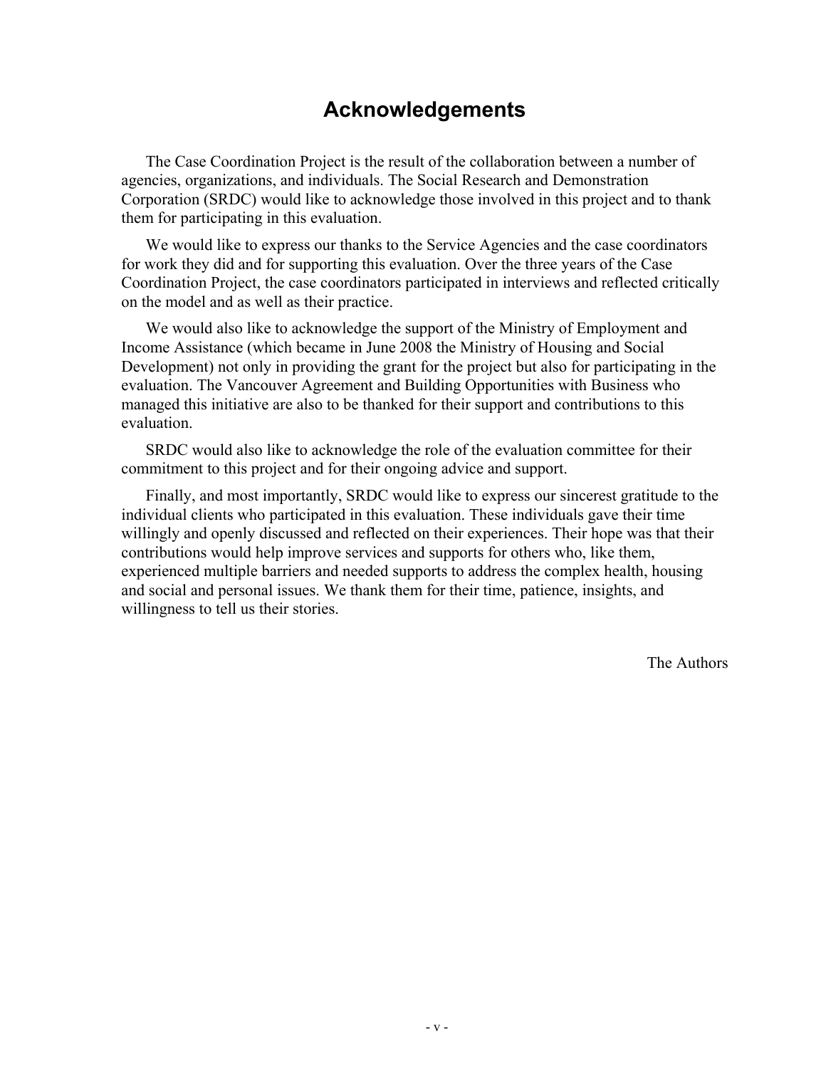# Acknowledgements

The Case Coordination Project is the result of the collaboration between a number of agencies, organizations, and individuals. The Social Research and Demonstration Corporation (SRDC) would like to acknowledge those involved in this project and to thank them for participating in this evaluation.

We would like to express our thanks to the Service Agencies and the case coordinators for work they did and for supporting this evaluation. Over the three years of the Case Coordination Project, the case coordinators participated in interviews and reflected critically on the model and as well as their practice.

We would also like to acknowledge the support of the Ministry of Employment and Income Assistance (which became in June 2008 the Ministry of Housing and Social Development) not only in providing the grant for the project but also for participating in the evaluation. The Vancouver Agreement and Building Opportunities with Business who managed this initiative are also to be thanked for their support and contributions to this evaluation.

SRDC would also like to acknowledge the role of the evaluation committee for their commitment to this project and for their ongoing advice and support.

Finally, and most importantly, SRDC would like to express our sincerest gratitude to the individual clients who participated in this evaluation. These individuals gave their time willingly and openly discussed and reflected on their experiences. Their hope was that their contributions would help improve services and supports for others who, like them, experienced multiple barriers and needed supports to address the complex health, housing and social and personal issues. We thank them for their time, patience, insights, and willingness to tell us their stories.

The Authors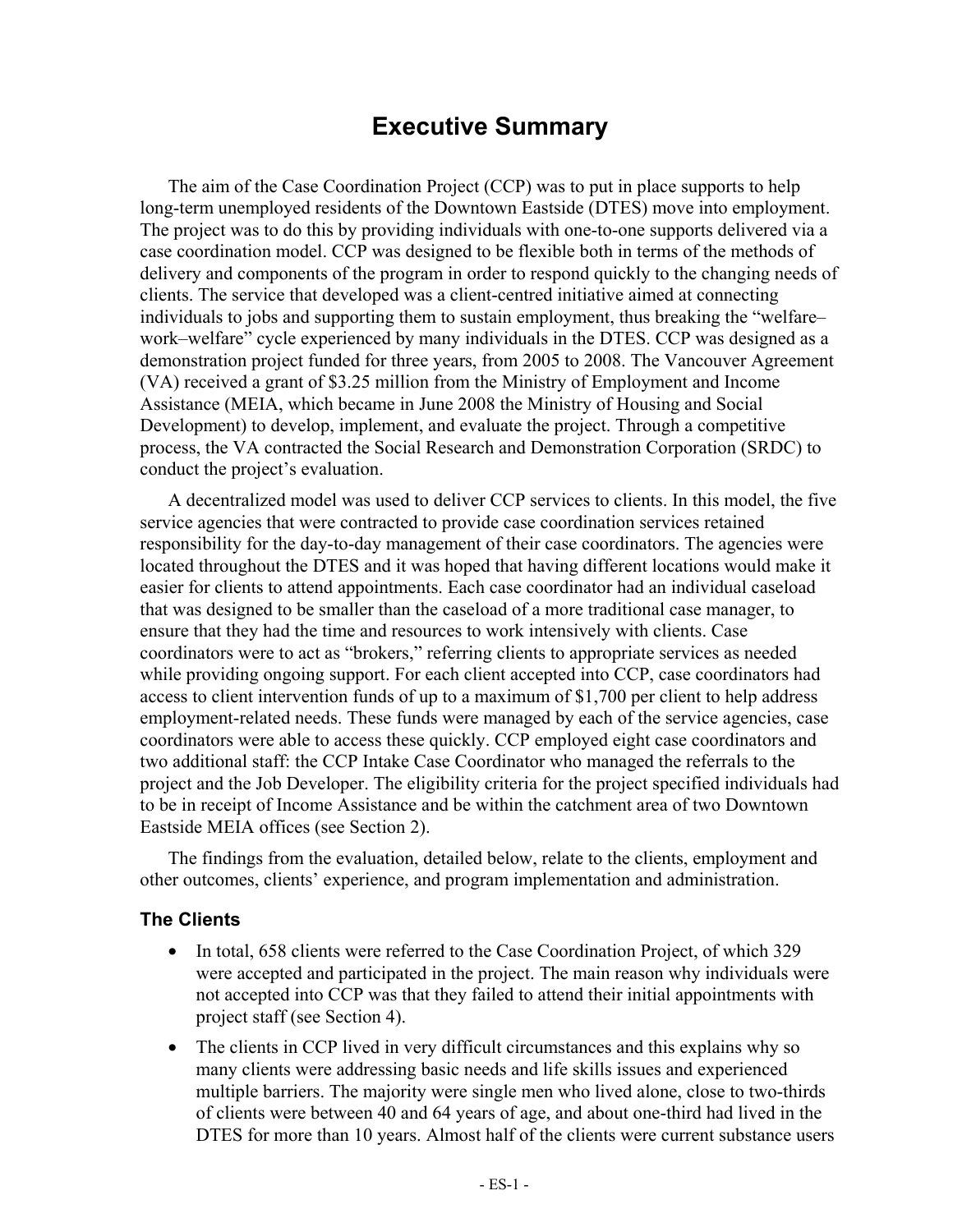# Executive Summary

The aim of the Case Coordination Project (CCP) was to put in place supports to help long-term unemployed residents of the Downtown Eastside (DTES) move into employment. The project was to do this by providing individuals with one-to-one supports delivered via a case coordination model. CCP was designed to be flexible both in terms of the methods of delivery and components of the program in order to respond quickly to the changing needs of clients. The service that developed was a client-centred initiative aimed at connecting individuals to jobs and supporting them to sustain employment, thus breaking the "welfare–work–welfare" cycle experienced by many individuals in the DTES. CCP was designed as a demonstration project funded for three years, from 2005 to 2008. The Vancouver Agreement (VA) received a grant of $3.25 million from the Ministry of Employment and Income Assistance (MEIA, which became in June 2008 the Ministry of Housing and Social Development) to develop, implement, and evaluate the project. Through a competitive process, the VA contracted the Social Research and Demonstration Corporation (SRDC) to conduct the project's evaluation.

A decentralized model was used to deliver CCP services to clients. In this model, the five service agencies that were contracted to provide case coordination services retained responsibility for the day-to-day management of their case coordinators. The agencies were located throughout the DTES and it was hoped that having different locations would make it easier for clients to attend appointments. Each case coordinator had an individual caseload that was designed to be smaller than the caseload of a more traditional case manager, to ensure that they had the time and resources to work intensively with clients. Case coordinators were to act as "brokers," referring clients to appropriate services as needed while providing ongoing support. For each client accepted into CCP, case coordinators had access to client intervention funds of up to a maximum of $1,700 per client to help address employment-related needs. These funds were managed by each of the service agencies, case coordinators were able to access these quickly. CCP employed eight case coordinators and two additional staff: the CCP Intake Case Coordinator who managed the referrals to the project and the Job Developer. The eligibility criteria for the project specified individuals had to be in receipt of Income Assistance and be within the catchment area of two Downtown Eastside MEIA offices (see Section 2).

The findings from the evaluation, detailed below, relate to the clients, employment and other outcomes, clients' experience, and program implementation and administration.

## The Clients

- In total, 658 clients were referred to the Case Coordination Project, of which 329 were accepted and participated in the project. The main reason why individuals were not accepted into CCP was that they failed to attend their initial appointments with project staff (see Section 4).
- The clients in CCP lived in very difficult circumstances and this explains why so many clients were addressing basic needs and life skills issues and experienced multiple barriers. The majority were single men who lived alone, close to two-thirds of clients were between 40 and 64 years of age, and about one-third had lived in the DTES for more than 10 years. Almost half of the clients were current substance users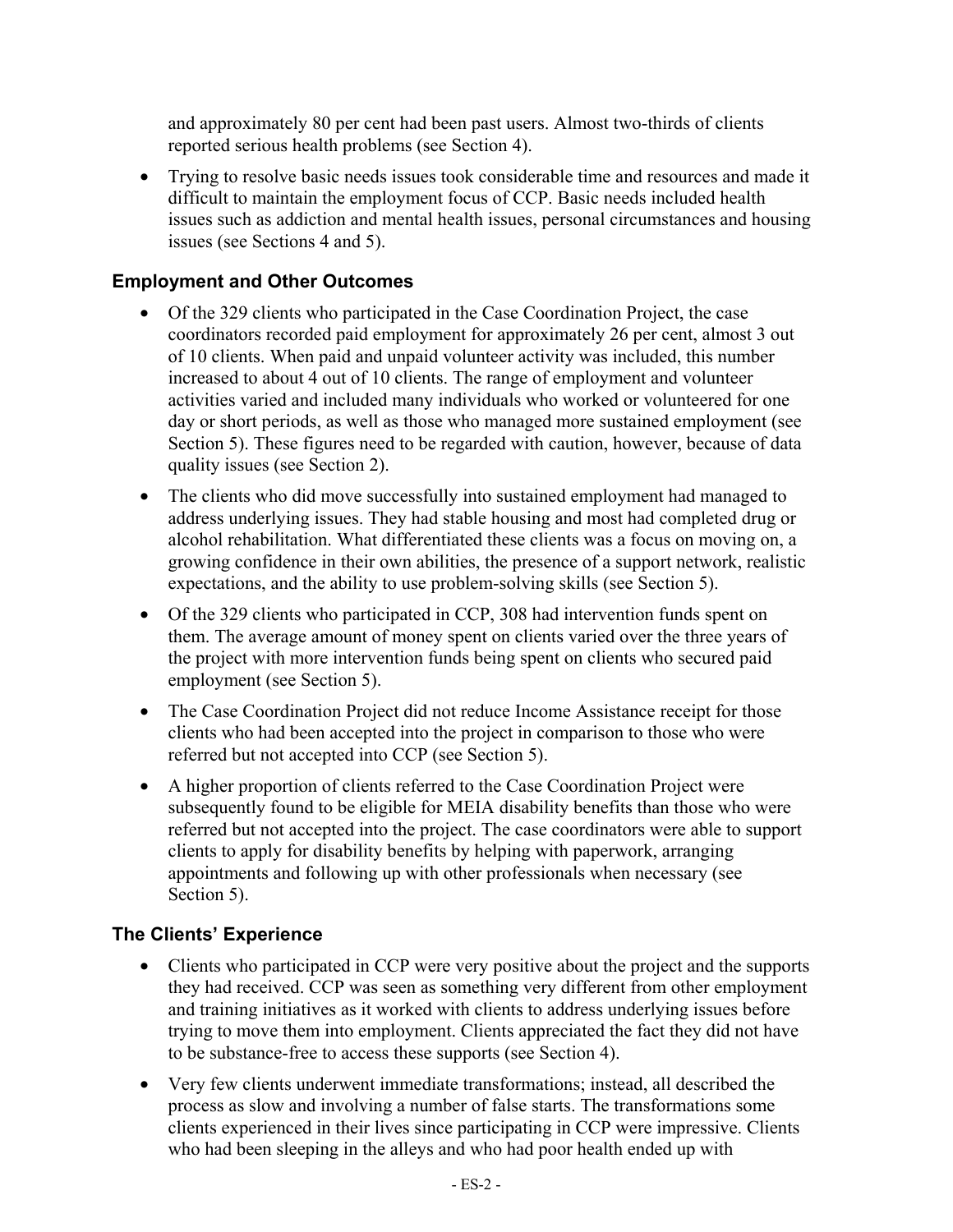and approximately 80 per cent had been past users. Almost two-thirds of clients reported serious health problems (see Section 4).

- Trying to resolve basic needs issues took considerable time and resources and made it difficult to maintain the employment focus of CCP. Basic needs included health issues such as addiction and mental health issues, personal circumstances and housing issues (see Sections 4 and 5).

### Employment and Other Outcomes

- Of the 329 clients who participated in the Case Coordination Project, the case coordinators recorded paid employment for approximately 26 per cent, almost 3 out of 10 clients. When paid and unpaid volunteer activity was included, this number increased to about 4 out of 10 clients. The range of employment and volunteer activities varied and included many individuals who worked or volunteered for one day or short periods, as well as those who managed more sustained employment (see Section 5). These figures need to be regarded with caution, however, because of data quality issues (see Section 2).
- The clients who did move successfully into sustained employment had managed to address underlying issues. They had stable housing and most had completed drug or alcohol rehabilitation. What differentiated these clients was a focus on moving on, a growing confidence in their own abilities, the presence of a support network, realistic expectations, and the ability to use problem-solving skills (see Section 5).
- Of the 329 clients who participated in CCP, 308 had intervention funds spent on them. The average amount of money spent on clients varied over the three years of the project with more intervention funds being spent on clients who secured paid employment (see Section 5).
- The Case Coordination Project did not reduce Income Assistance receipt for those clients who had been accepted into the project in comparison to those who were referred but not accepted into CCP (see Section 5).
- A higher proportion of clients referred to the Case Coordination Project were subsequently found to be eligible for MEIA disability benefits than those who were referred but not accepted into the project. The case coordinators were able to support clients to apply for disability benefits by helping with paperwork, arranging appointments and following up with other professionals when necessary (see Section 5).

### The Clients' Experience

- Clients who participated in CCP were very positive about the project and the supports they had received. CCP was seen as something very different from other employment and training initiatives as it worked with clients to address underlying issues before trying to move them into employment. Clients appreciated the fact they did not have to be substance-free to access these supports (see Section 4).
- Very few clients underwent immediate transformations; instead, all described the process as slow and involving a number of false starts. The transformations some clients experienced in their lives since participating in CCP were impressive. Clients who had been sleeping in the alleys and who had poor health ended up with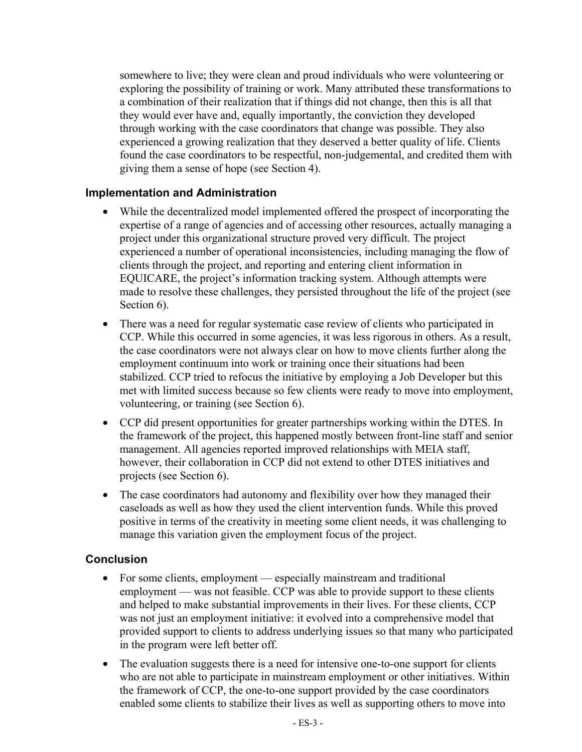somewhere to live; they were clean and proud individuals who were volunteering or exploring the possibility of training or work. Many attributed these transformations to a combination of their realization that if things did not change, then this is all that they would ever have and, equally importantly, the conviction they developed through working with the case coordinators that change was possible. They also experienced a growing realization that they deserved a better quality of life. Clients found the case coordinators to be respectful, non-judgemental, and credited them with giving them a sense of hope (see Section 4).

### Implementation and Administration

- While the decentralized model implemented offered the prospect of incorporating the expertise of a range of agencies and of accessing other resources, actually managing a project under this organizational structure proved very difficult. The project experienced a number of operational inconsistencies, including managing the flow of clients through the project, and reporting and entering client information in EQUICARE, the project's information tracking system. Although attempts were made to resolve these challenges, they persisted throughout the life of the project (see Section 6).
- There was a need for regular systematic case review of clients who participated in CCP. While this occurred in some agencies, it was less rigorous in others. As a result, the case coordinators were not always clear on how to move clients further along the employment continuum into work or training once their situations had been stabilized. CCP tried to refocus the initiative by employing a Job Developer but this met with limited success because so few clients were ready to move into employment, volunteering, or training (see Section 6).
- CCP did present opportunities for greater partnerships working within the DTES. In the framework of the project, this happened mostly between front-line staff and senior management. All agencies reported improved relationships with MEIA staff, however, their collaboration in CCP did not extend to other DTES initiatives and projects (see Section 6).
- The case coordinators had autonomy and flexibility over how they managed their caseloads as well as how they used the client intervention funds. While this proved positive in terms of the creativity in meeting some client needs, it was challenging to manage this variation given the employment focus of the project.

### Conclusion

- For some clients, employment — especially mainstream and traditional employment — was not feasible. CCP was able to provide support to these clients and helped to make substantial improvements in their lives. For these clients, CCP was not just an employment initiative: it evolved into a comprehensive model that provided support to clients to address underlying issues so that many who participated in the program were left better off.
- The evaluation suggests there is a need for intensive one-to-one support for clients who are not able to participate in mainstream employment or other initiatives. Within the framework of CCP, the one-to-one support provided by the case coordinators enabled some clients to stabilize their lives as well as supporting others to move into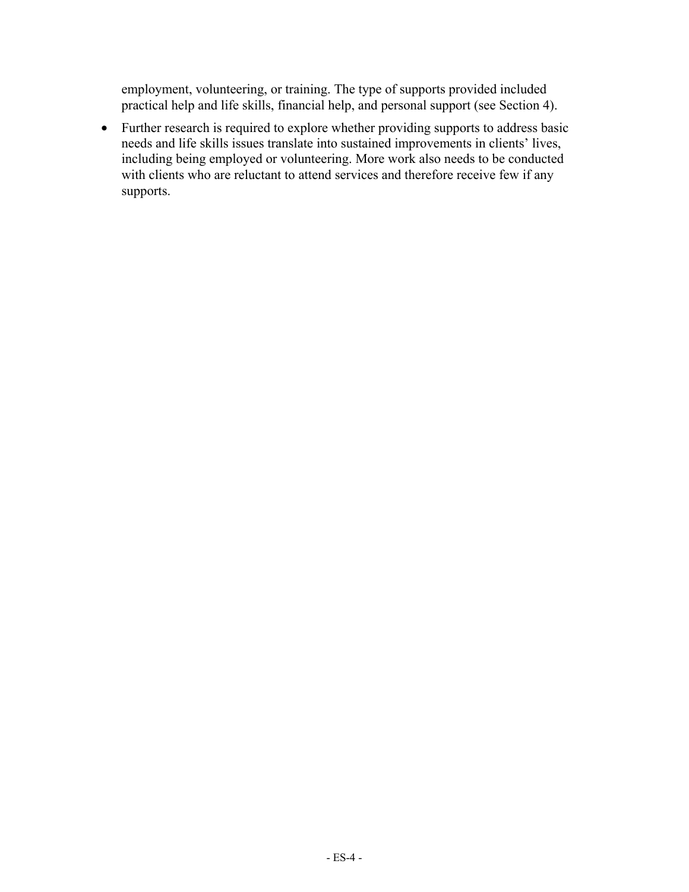employment, volunteering, or training. The type of supports provided included practical help and life skills, financial help, and personal support (see Section 4).

- Further research is required to explore whether providing supports to address basic needs and life skills issues translate into sustained improvements in clients' lives, including being employed or volunteering. More work also needs to be conducted with clients who are reluctant to attend services and therefore receive few if any supports.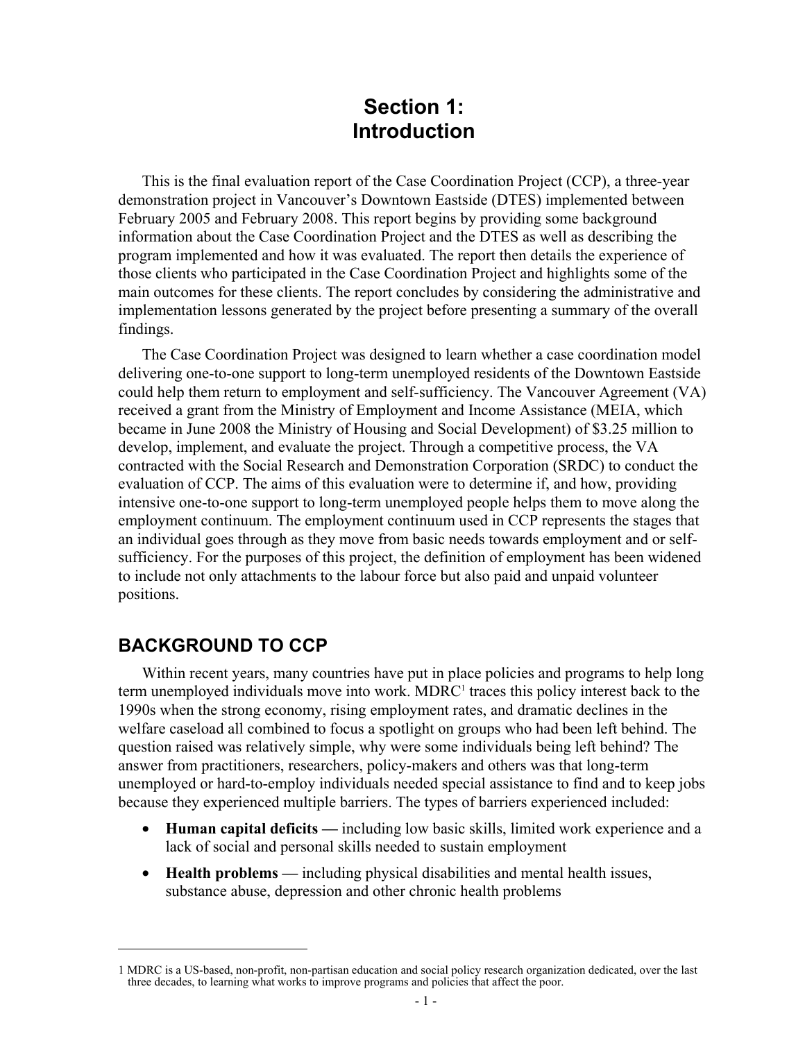# Section 1: Introduction

This is the final evaluation report of the Case Coordination Project (CCP), a three-year demonstration project in Vancouver's Downtown Eastside (DTES) implemented between February 2005 and February 2008. This report begins by providing some background information about the Case Coordination Project and the DTES as well as describing the program implemented and how it was evaluated. The report then details the experience of those clients who participated in the Case Coordination Project and highlights some of the main outcomes for these clients. The report concludes by considering the administrative and implementation lessons generated by the project before presenting a summary of the overall findings.

The Case Coordination Project was designed to learn whether a case coordination model delivering one-to-one support to long-term unemployed residents of the Downtown Eastside could help them return to employment and self-sufficiency. The Vancouver Agreement (VA) received a grant from the Ministry of Employment and Income Assistance (MEIA, which became in June 2008 the Ministry of Housing and Social Development) of $3.25 million to develop, implement, and evaluate the project. Through a competitive process, the VA contracted with the Social Research and Demonstration Corporation (SRDC) to conduct the evaluation of CCP. The aims of this evaluation were to determine if, and how, providing intensive one-to-one support to long-term unemployed people helps them to move along the employment continuum. The employment continuum used in CCP represents the stages that an individual goes through as they move from basic needs towards employment and or self-sufficiency. For the purposes of this project, the definition of employment has been widened to include not only attachments to the labour force but also paid and unpaid volunteer positions.

## BACKGROUND TO CCP

Within recent years, many countries have put in place policies and programs to help long term unemployed individuals move into work. MDRC[1] traces this policy interest back to the 1990s when the strong economy, rising employment rates, and dramatic declines in the welfare caseload all combined to focus a spotlight on groups who had been left behind. The question raised was relatively simple, why were some individuals being left behind? The answer from practitioners, researchers, policy-makers and others was that long-term unemployed or hard-to-employ individuals needed special assistance to find and to keep jobs because they experienced multiple barriers. The types of barriers experienced included:

- **Human capital deficits —** including low basic skills, limited work experience and a lack of social and personal skills needed to sustain employment
- **Health problems —** including physical disabilities and mental health issues, substance abuse, depression and other chronic health problems

1 MDRC is a US-based, non-profit, non-partisan education and social policy research organization dedicated, over the last three decades, to learning what works to improve programs and policies that affect the poor.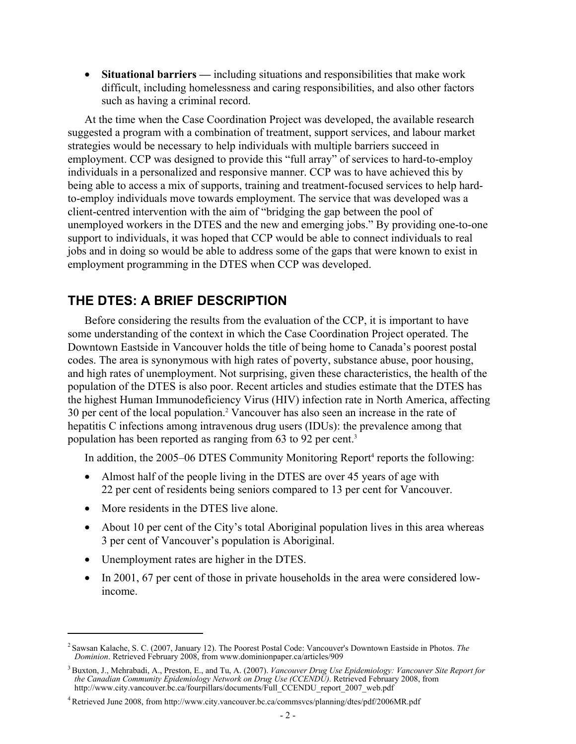- **Situational barriers —** including situations and responsibilities that make work difficult, including homelessness and caring responsibilities, and also other factors such as having a criminal record.

At the time when the Case Coordination Project was developed, the available research suggested a program with a combination of treatment, support services, and labour market strategies would be necessary to help individuals with multiple barriers succeed in employment. CCP was designed to provide this "full array" of services to hard-to-employ individuals in a personalized and responsive manner. CCP was to have achieved this by being able to access a mix of supports, training and treatment-focused services to help hard-to-employ individuals move towards employment. The service that was developed was a client-centred intervention with the aim of "bridging the gap between the pool of unemployed workers in the DTES and the new and emerging jobs." By providing one-to-one support to individuals, it was hoped that CCP would be able to connect individuals to real jobs and in doing so would be able to address some of the gaps that were known to exist in employment programming in the DTES when CCP was developed.

## THE DTES: A BRIEF DESCRIPTION

Before considering the results from the evaluation of the CCP, it is important to have some understanding of the context in which the Case Coordination Project operated. The Downtown Eastside in Vancouver holds the title of being home to Canada's poorest postal codes. The area is synonymous with high rates of poverty, substance abuse, poor housing, and high rates of unemployment. Not surprising, given these characteristics, the health of the population of the DTES is also poor. Recent articles and studies estimate that the DTES has the highest Human Immunodeficiency Virus (HIV) infection rate in North America, affecting 30 per cent of the local population.[2] Vancouver has also seen an increase in the rate of hepatitis C infections among intravenous drug users (IDUs): the prevalence among that population has been reported as ranging from 63 to 92 per cent.[3]

In addition, the 2005–06 DTES Community Monitoring Report[4] reports the following:

- Almost half of the people living in the DTES are over 45 years of age with 22 per cent of residents being seniors compared to 13 per cent for Vancouver.
- More residents in the DTES live alone.
- About 10 per cent of the City's total Aboriginal population lives in this area whereas 3 per cent of Vancouver's population is Aboriginal.
- Unemployment rates are higher in the DTES.
- In 2001, 67 per cent of those in private households in the area were considered low-income.

---

[2] Sawsan Kalache, S. C. (2007, January 12). The Poorest Postal Code: Vancouver's Downtown Eastside in Photos. *The Dominion*. Retrieved February 2008, from www.dominionpaper.ca/articles/909

[3] Buxton, J., Mehrabadi, A., Preston, E., and Tu, A. (2007). *Vancouver Drug Use Epidemiology: Vancouver Site Report for the Canadian Community Epidemiology Network on Drug Use (CCENDU)*. Retrieved February 2008, from http://www.city.vancouver.bc.ca/fourpillars/documents/Full_CCENDU_report_2007_web.pdf

[4] Retrieved June 2008, from http://www.city.vancouver.bc.ca/commsvcs/planning/dtes/pdf/2006MR.pdf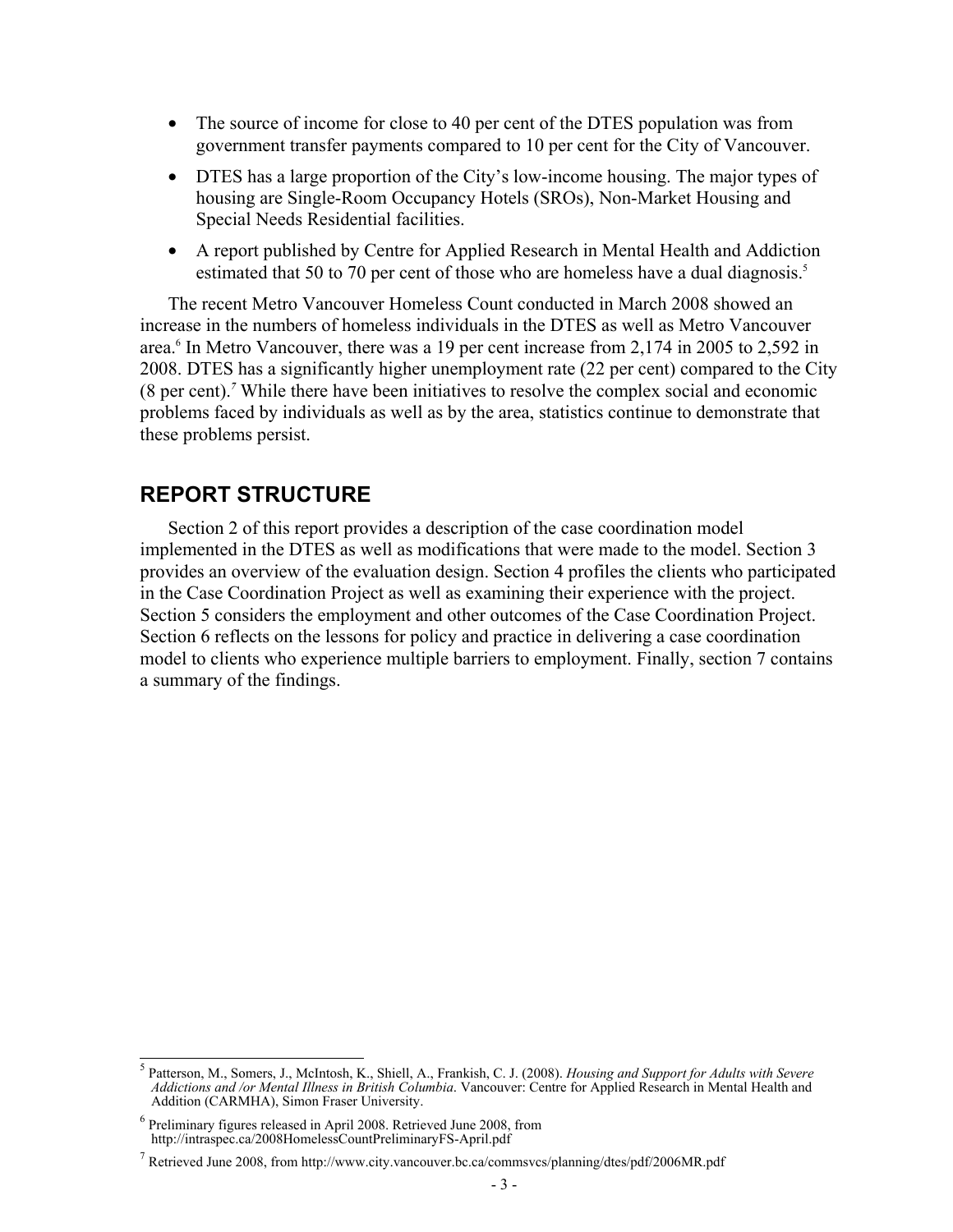- The source of income for close to 40 per cent of the DTES population was from government transfer payments compared to 10 per cent for the City of Vancouver.
- DTES has a large proportion of the City's low-income housing. The major types of housing are Single-Room Occupancy Hotels (SROs), Non-Market Housing and Special Needs Residential facilities.
- A report published by Centre for Applied Research in Mental Health and Addiction estimated that 50 to 70 per cent of those who are homeless have a dual diagnosis.[5]

The recent Metro Vancouver Homeless Count conducted in March 2008 showed an increase in the numbers of homeless individuals in the DTES as well as Metro Vancouver area.[6] In Metro Vancouver, there was a 19 per cent increase from 2,174 in 2005 to 2,592 in 2008. DTES has a significantly higher unemployment rate (22 per cent) compared to the City (8 per cent).[7] While there have been initiatives to resolve the complex social and economic problems faced by individuals as well as by the area, statistics continue to demonstrate that these problems persist.

## REPORT STRUCTURE

Section 2 of this report provides a description of the case coordination model implemented in the DTES as well as modifications that were made to the model. Section 3 provides an overview of the evaluation design. Section 4 profiles the clients who participated in the Case Coordination Project as well as examining their experience with the project. Section 5 considers the employment and other outcomes of the Case Coordination Project. Section 6 reflects on the lessons for policy and practice in delivering a case coordination model to clients who experience multiple barriers to employment. Finally, section 7 contains a summary of the findings.

---

[5] Patterson, M., Somers, J., McIntosh, K., Shiell, A., Frankish, C. J. (2008). *Housing and Support for Adults with Severe Addictions and /or Mental Illness in British Columbia*. Vancouver: Centre for Applied Research in Mental Health and Addition (CARMHA), Simon Fraser University.

[6] Preliminary figures released in April 2008. Retrieved June 2008, from http://intraspec.ca/2008HomelessCountPreliminaryFS-April.pdf

[7] Retrieved June 2008, from http://www.city.vancouver.bc.ca/commsvcs/planning/dtes/pdf/2006MR.pdf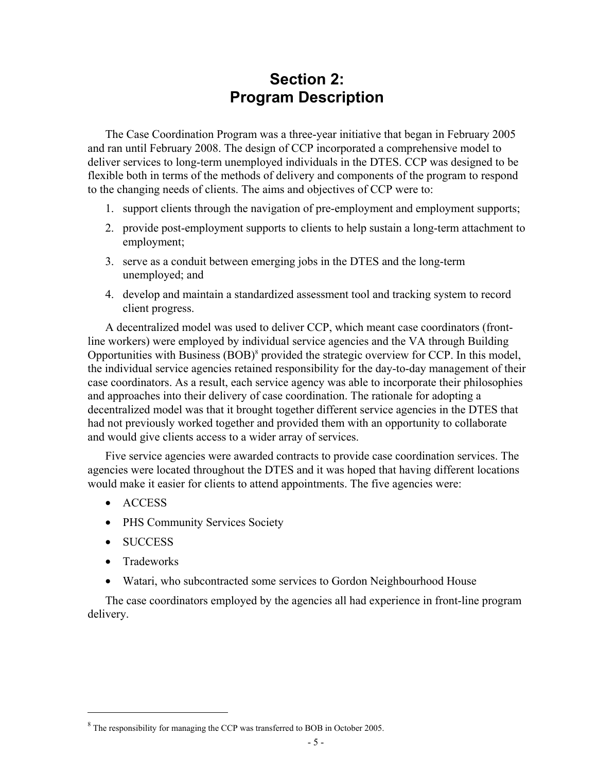# Section 2: Program Description

The Case Coordination Program was a three-year initiative that began in February 2005 and ran until February 2008. The design of CCP incorporated a comprehensive model to deliver services to long-term unemployed individuals in the DTES. CCP was designed to be flexible both in terms of the methods of delivery and components of the program to respond to the changing needs of clients. The aims and objectives of CCP were to:

1. support clients through the navigation of pre-employment and employment supports;
2. provide post-employment supports to clients to help sustain a long-term attachment to employment;
3. serve as a conduit between emerging jobs in the DTES and the long-term unemployed; and
4. develop and maintain a standardized assessment tool and tracking system to record client progress.

A decentralized model was used to deliver CCP, which meant case coordinators (front-line workers) were employed by individual service agencies and the VA through Building Opportunities with Business (BOB)[8] provided the strategic overview for CCP. In this model, the individual service agencies retained responsibility for the day-to-day management of their case coordinators. As a result, each service agency was able to incorporate their philosophies and approaches into their delivery of case coordination. The rationale for adopting a decentralized model was that it brought together different service agencies in the DTES that had not previously worked together and provided them with an opportunity to collaborate and would give clients access to a wider array of services.

Five service agencies were awarded contracts to provide case coordination services. The agencies were located throughout the DTES and it was hoped that having different locations would make it easier for clients to attend appointments. The five agencies were:

- ACCESS
- PHS Community Services Society
- SUCCESS
- Tradeworks
- Watari, who subcontracted some services to Gordon Neighbourhood House

The case coordinators employed by the agencies all had experience in front-line program delivery.

---

[8] The responsibility for managing the CCP was transferred to BOB in October 2005.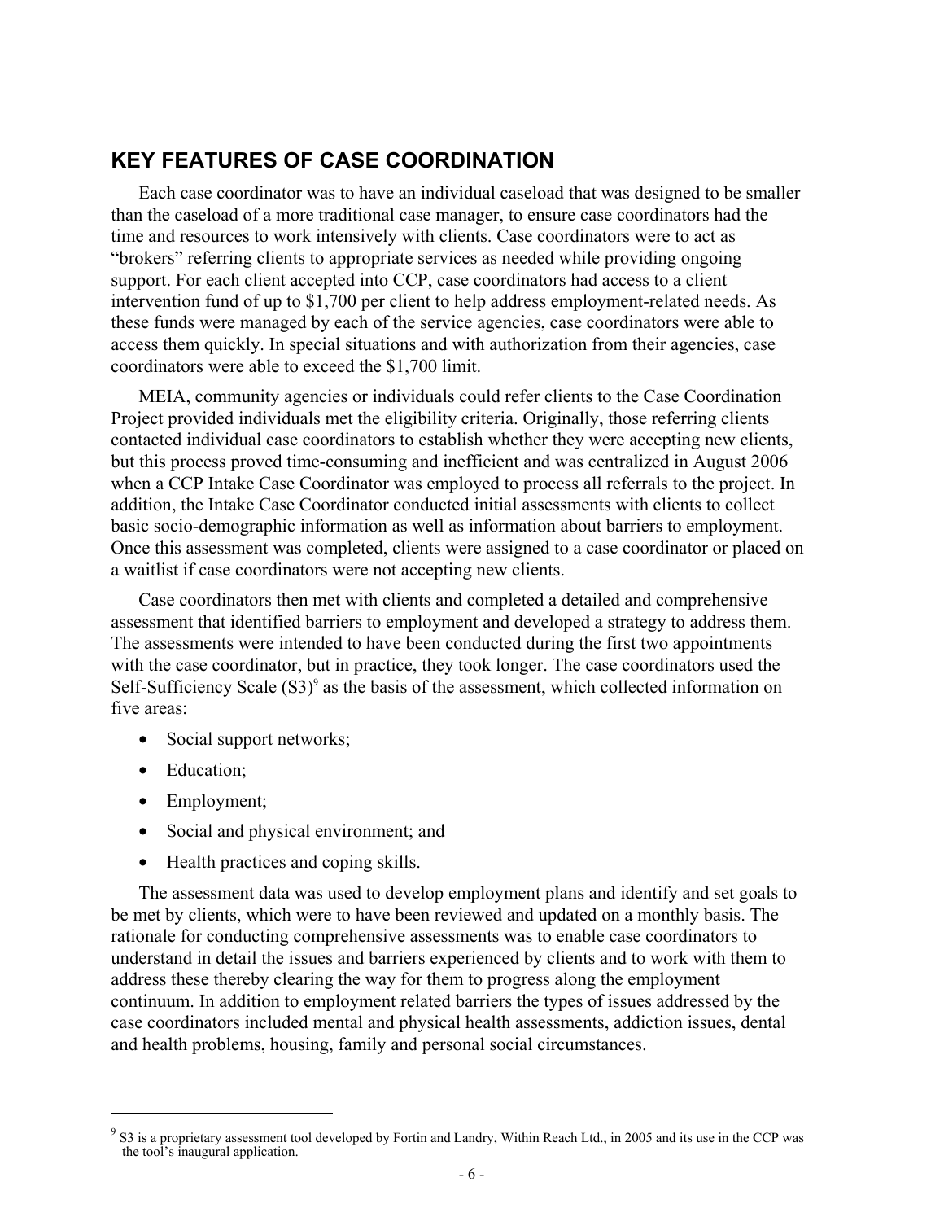## KEY FEATURES OF CASE COORDINATION

Each case coordinator was to have an individual caseload that was designed to be smaller than the caseload of a more traditional case manager, to ensure case coordinators had the time and resources to work intensively with clients. Case coordinators were to act as "brokers" referring clients to appropriate services as needed while providing ongoing support. For each client accepted into CCP, case coordinators had access to a client intervention fund of up to $1,700 per client to help address employment-related needs. As these funds were managed by each of the service agencies, case coordinators were able to access them quickly. In special situations and with authorization from their agencies, case coordinators were able to exceed the $1,700 limit.

MEIA, community agencies or individuals could refer clients to the Case Coordination Project provided individuals met the eligibility criteria. Originally, those referring clients contacted individual case coordinators to establish whether they were accepting new clients, but this process proved time-consuming and inefficient and was centralized in August 2006 when a CCP Intake Case Coordinator was employed to process all referrals to the project. In addition, the Intake Case Coordinator conducted initial assessments with clients to collect basic socio-demographic information as well as information about barriers to employment. Once this assessment was completed, clients were assigned to a case coordinator or placed on a waitlist if case coordinators were not accepting new clients.

Case coordinators then met with clients and completed a detailed and comprehensive assessment that identified barriers to employment and developed a strategy to address them. The assessments were intended to have been conducted during the first two appointments with the case coordinator, but in practice, they took longer. The case coordinators used the Self-Sufficiency Scale (S3)[9] as the basis of the assessment, which collected information on five areas:

- Social support networks;
- Education;
- Employment;
- Social and physical environment; and
- Health practices and coping skills.

The assessment data was used to develop employment plans and identify and set goals to be met by clients, which were to have been reviewed and updated on a monthly basis. The rationale for conducting comprehensive assessments was to enable case coordinators to understand in detail the issues and barriers experienced by clients and to work with them to address these thereby clearing the way for them to progress along the employment continuum. In addition to employment related barriers the types of issues addressed by the case coordinators included mental and physical health assessments, addiction issues, dental and health problems, housing, family and personal social circumstances.

---

[9] S3 is a proprietary assessment tool developed by Fortin and Landry, Within Reach Ltd., in 2005 and its use in the CCP was the tool's inaugural application.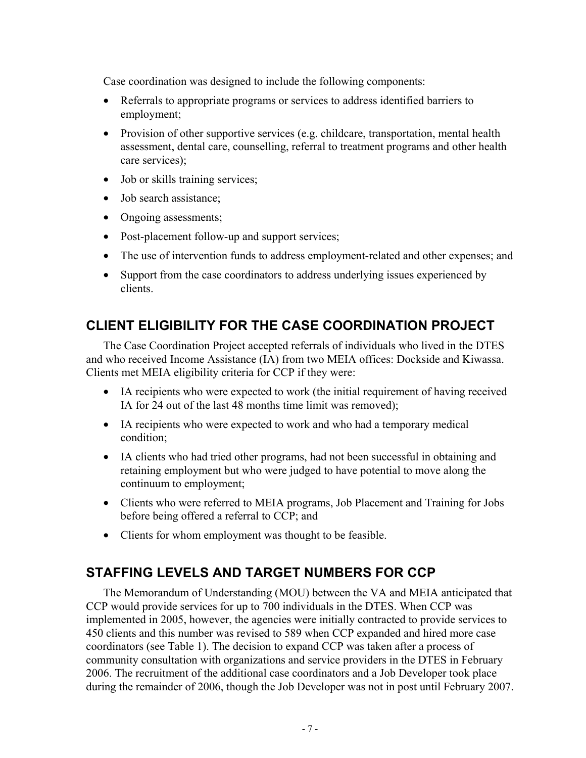Case coordination was designed to include the following components:

- Referrals to appropriate programs or services to address identified barriers to employment;
- Provision of other supportive services (e.g. childcare, transportation, mental health assessment, dental care, counselling, referral to treatment programs and other health care services);
- Job or skills training services;
- Job search assistance;
- Ongoing assessments;
- Post-placement follow-up and support services;
- The use of intervention funds to address employment-related and other expenses; and
- Support from the case coordinators to address underlying issues experienced by clients.

## CLIENT ELIGIBILITY FOR THE CASE COORDINATION PROJECT

The Case Coordination Project accepted referrals of individuals who lived in the DTES and who received Income Assistance (IA) from two MEIA offices: Dockside and Kiwassa. Clients met MEIA eligibility criteria for CCP if they were:

- IA recipients who were expected to work (the initial requirement of having received IA for 24 out of the last 48 months time limit was removed);
- IA recipients who were expected to work and who had a temporary medical condition;
- IA clients who had tried other programs, had not been successful in obtaining and retaining employment but who were judged to have potential to move along the continuum to employment;
- Clients who were referred to MEIA programs, Job Placement and Training for Jobs before being offered a referral to CCP; and
- Clients for whom employment was thought to be feasible.

## STAFFING LEVELS AND TARGET NUMBERS FOR CCP

The Memorandum of Understanding (MOU) between the VA and MEIA anticipated that CCP would provide services for up to 700 individuals in the DTES. When CCP was implemented in 2005, however, the agencies were initially contracted to provide services to 450 clients and this number was revised to 589 when CCP expanded and hired more case coordinators (see Table 1). The decision to expand CCP was taken after a process of community consultation with organizations and service providers in the DTES in February 2006. The recruitment of the additional case coordinators and a Job Developer took place during the remainder of 2006, though the Job Developer was not in post until February 2007.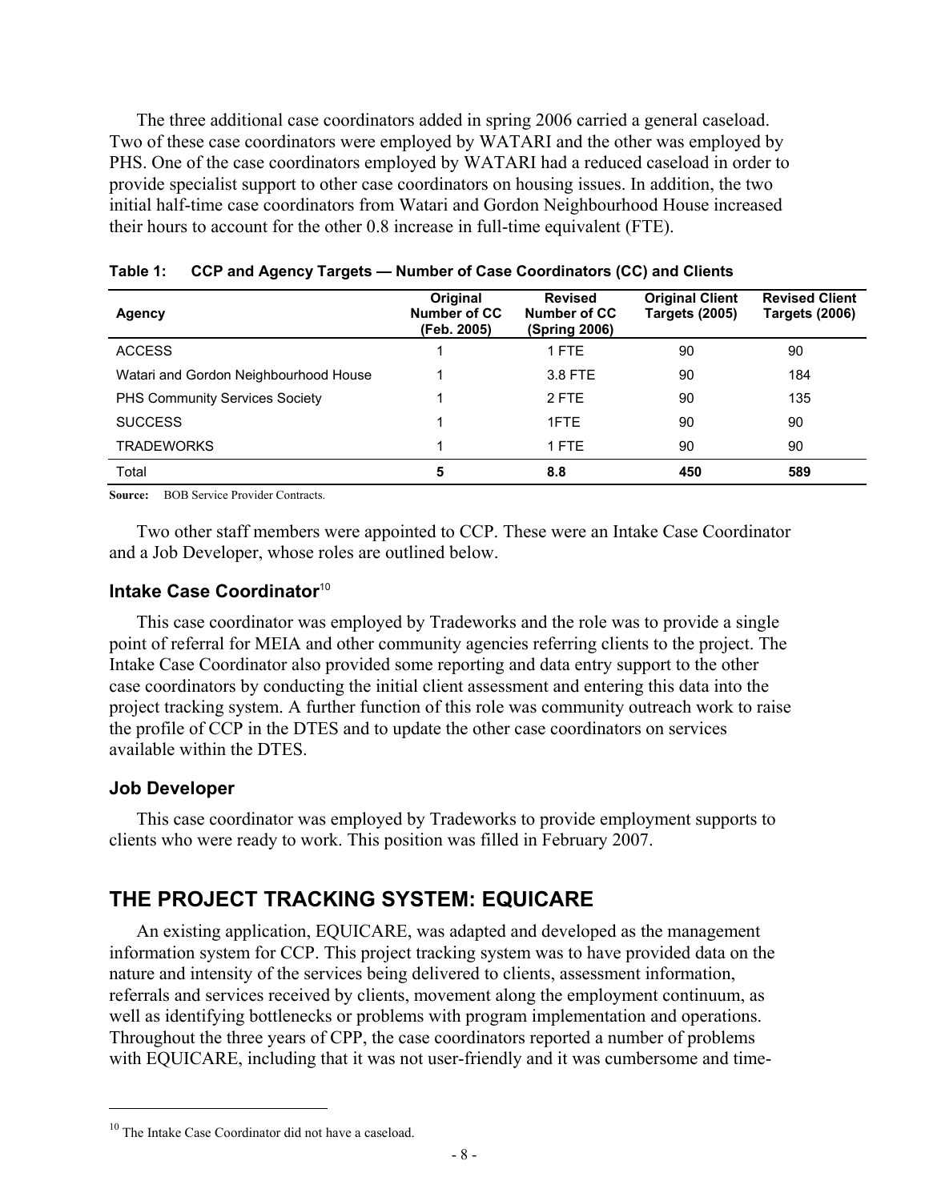The three additional case coordinators added in spring 2006 carried a general caseload. Two of these case coordinators were employed by WATARI and the other was employed by PHS. One of the case coordinators employed by WATARI had a reduced caseload in order to provide specialist support to other case coordinators on housing issues. In addition, the two initial half-time case coordinators from Watari and Gordon Neighbourhood House increased their hours to account for the other 0.8 increase in full-time equivalent (FTE).

**Table 1: CCP and Agency Targets — Number of Case Coordinators (CC) and Clients**

| Agency | Original Number of CC (Feb. 2005) | Revised Number of CC (Spring 2006) | Original Client Targets (2005) | Revised Client Targets (2006) |
|---|---|---|---|---|
| ACCESS | 1 | 1 FTE | 90 | 90 |
| Watari and Gordon Neighbourhood House | 1 | 3.8 FTE | 90 | 184 |
| PHS Community Services Society | 1 | 2 FTE | 90 | 135 |
| SUCCESS | 1 | 1FTE | 90 | 90 |
| TRADEWORKS | 1 | 1 FTE | 90 | 90 |
| Total | **5** | **8.8** | **450** | **589** |

**Source:** BOB Service Provider Contracts.

Two other staff members were appointed to CCP. These were an Intake Case Coordinator and a Job Developer, whose roles are outlined below.

### Intake Case Coordinator[10]

This case coordinator was employed by Tradeworks and the role was to provide a single point of referral for MEIA and other community agencies referring clients to the project. The Intake Case Coordinator also provided some reporting and data entry support to the other case coordinators by conducting the initial client assessment and entering this data into the project tracking system. A further function of this role was community outreach work to raise the profile of CCP in the DTES and to update the other case coordinators on services available within the DTES.

### Job Developer

This case coordinator was employed by Tradeworks to provide employment supports to clients who were ready to work. This position was filled in February 2007.

## THE PROJECT TRACKING SYSTEM: EQUICARE

An existing application, EQUICARE, was adapted and developed as the management information system for CCP. This project tracking system was to have provided data on the nature and intensity of the services being delivered to clients, assessment information, referrals and services received by clients, movement along the employment continuum, as well as identifying bottlenecks or problems with program implementation and operations. Throughout the three years of CPP, the case coordinators reported a number of problems with EQUICARE, including that it was not user-friendly and it was cumbersome and time-

[10] The Intake Case Coordinator did not have a caseload.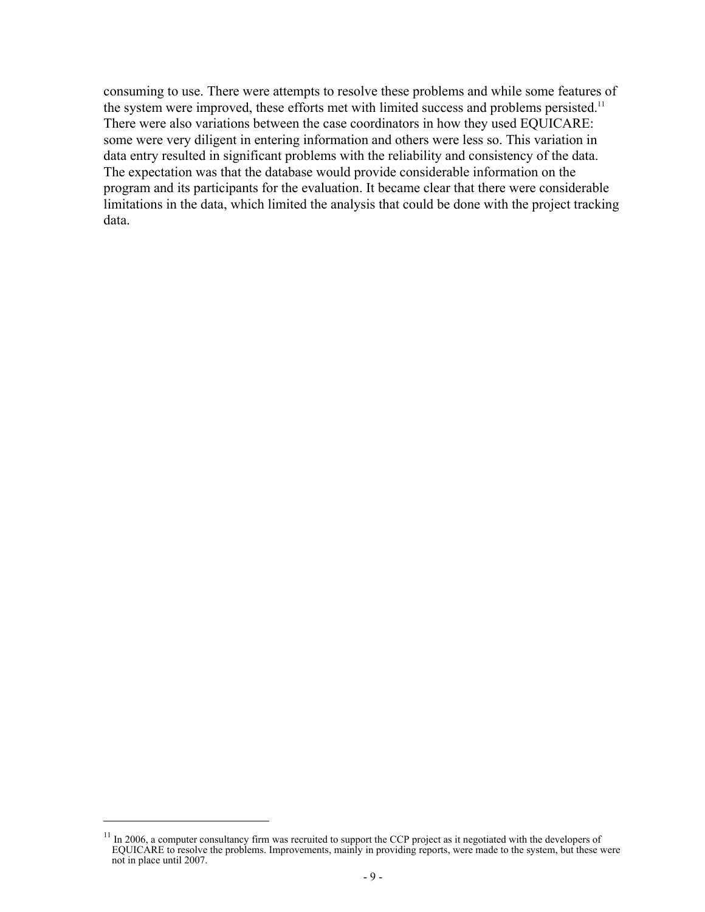consuming to use. There were attempts to resolve these problems and while some features of the system were improved, these efforts met with limited success and problems persisted.[11] There were also variations between the case coordinators in how they used EQUICARE: some were very diligent in entering information and others were less so. This variation in data entry resulted in significant problems with the reliability and consistency of the data. The expectation was that the database would provide considerable information on the program and its participants for the evaluation. It became clear that there were considerable limitations in the data, which limited the analysis that could be done with the project tracking data.

[11] In 2006, a computer consultancy firm was recruited to support the CCP project as it negotiated with the developers of EQUICARE to resolve the problems. Improvements, mainly in providing reports, were made to the system, but these were not in place until 2007.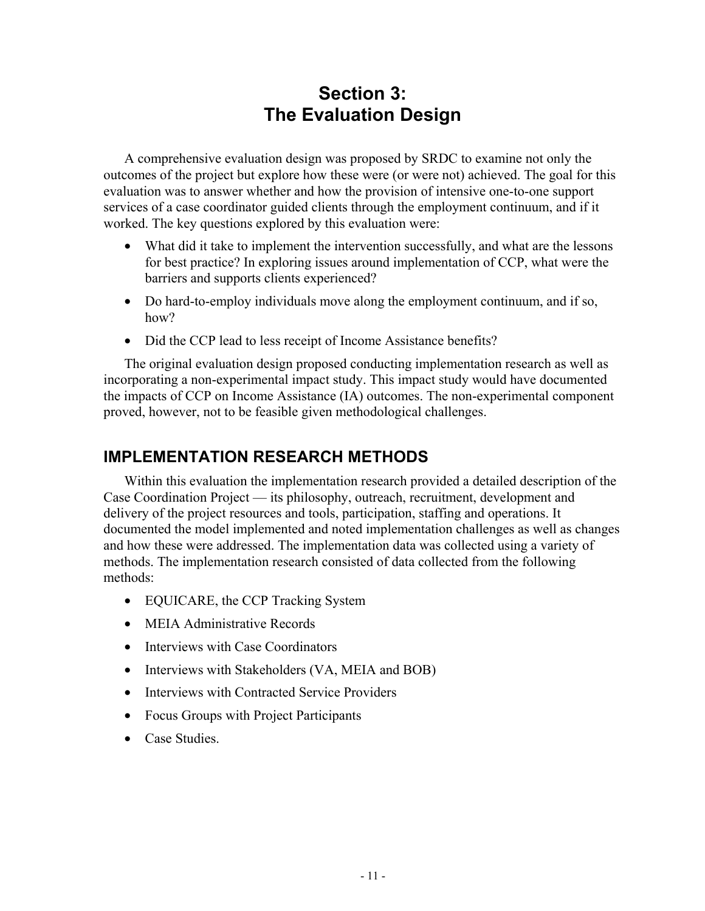# Section 3: The Evaluation Design

A comprehensive evaluation design was proposed by SRDC to examine not only the outcomes of the project but explore how these were (or were not) achieved. The goal for this evaluation was to answer whether and how the provision of intensive one-to-one support services of a case coordinator guided clients through the employment continuum, and if it worked. The key questions explored by this evaluation were:

- What did it take to implement the intervention successfully, and what are the lessons for best practice? In exploring issues around implementation of CCP, what were the barriers and supports clients experienced?
- Do hard-to-employ individuals move along the employment continuum, and if so, how?
- Did the CCP lead to less receipt of Income Assistance benefits?

The original evaluation design proposed conducting implementation research as well as incorporating a non-experimental impact study. This impact study would have documented the impacts of CCP on Income Assistance (IA) outcomes. The non-experimental component proved, however, not to be feasible given methodological challenges.

## IMPLEMENTATION RESEARCH METHODS

Within this evaluation the implementation research provided a detailed description of the Case Coordination Project — its philosophy, outreach, recruitment, development and delivery of the project resources and tools, participation, staffing and operations. It documented the model implemented and noted implementation challenges as well as changes and how these were addressed. The implementation data was collected using a variety of methods. The implementation research consisted of data collected from the following methods:

- EQUICARE, the CCP Tracking System
- MEIA Administrative Records
- Interviews with Case Coordinators
- Interviews with Stakeholders (VA, MEIA and BOB)
- Interviews with Contracted Service Providers
- Focus Groups with Project Participants
- Case Studies.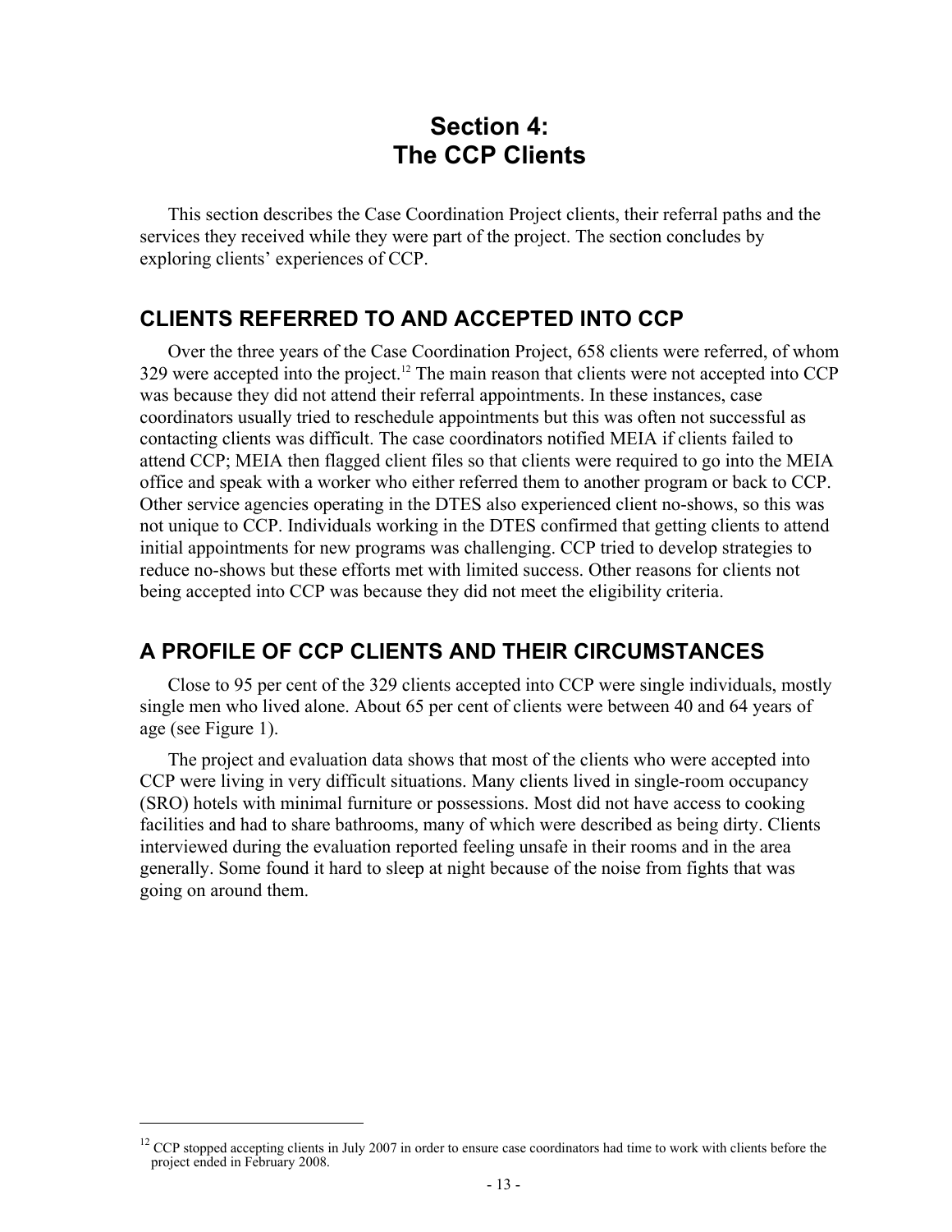# Section 4: The CCP Clients

This section describes the Case Coordination Project clients, their referral paths and the services they received while they were part of the project. The section concludes by exploring clients' experiences of CCP.

## CLIENTS REFERRED TO AND ACCEPTED INTO CCP

Over the three years of the Case Coordination Project, 658 clients were referred, of whom 329 were accepted into the project.[12] The main reason that clients were not accepted into CCP was because they did not attend their referral appointments. In these instances, case coordinators usually tried to reschedule appointments but this was often not successful as contacting clients was difficult. The case coordinators notified MEIA if clients failed to attend CCP; MEIA then flagged client files so that clients were required to go into the MEIA office and speak with a worker who either referred them to another program or back to CCP. Other service agencies operating in the DTES also experienced client no-shows, so this was not unique to CCP. Individuals working in the DTES confirmed that getting clients to attend initial appointments for new programs was challenging. CCP tried to develop strategies to reduce no-shows but these efforts met with limited success. Other reasons for clients not being accepted into CCP was because they did not meet the eligibility criteria.

## A PROFILE OF CCP CLIENTS AND THEIR CIRCUMSTANCES

Close to 95 per cent of the 329 clients accepted into CCP were single individuals, mostly single men who lived alone. About 65 per cent of clients were between 40 and 64 years of age (see Figure 1).

The project and evaluation data shows that most of the clients who were accepted into CCP were living in very difficult situations. Many clients lived in single-room occupancy (SRO) hotels with minimal furniture or possessions. Most did not have access to cooking facilities and had to share bathrooms, many of which were described as being dirty. Clients interviewed during the evaluation reported feeling unsafe in their rooms and in the area generally. Some found it hard to sleep at night because of the noise from fights that was going on around them.

---

[12] CCP stopped accepting clients in July 2007 in order to ensure case coordinators had time to work with clients before the project ended in February 2008.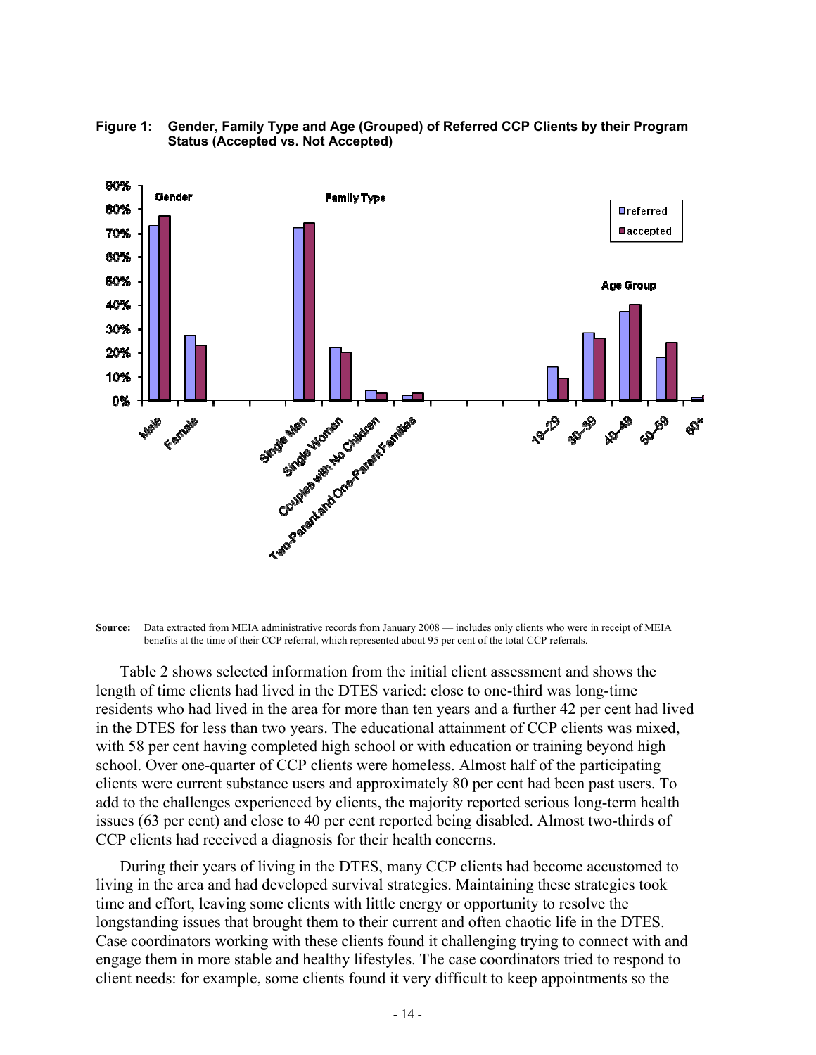**Figure 1: Gender, Family Type and Age (Grouped) of Referred CCP Clients by their Program Status (Accepted vs. Not Accepted)**

**Source:** Data extracted from MEIA administrative records from January 2008 — includes only clients who were in receipt of MEIA benefits at the time of their CCP referral, which represented about 95 per cent of the total CCP referrals.

Table 2 shows selected information from the initial client assessment and shows the length of time clients had lived in the DTES varied: close to one-third was long-time residents who had lived in the area for more than ten years and a further 42 per cent had lived in the DTES for less than two years. The educational attainment of CCP clients was mixed, with 58 per cent having completed high school or with education or training beyond high school. Over one-quarter of CCP clients were homeless. Almost half of the participating clients were current substance users and approximately 80 per cent had been past users. To add to the challenges experienced by clients, the majority reported serious long-term health issues (63 per cent) and close to 40 per cent reported being disabled. Almost two-thirds of CCP clients had received a diagnosis for their health concerns.

During their years of living in the DTES, many CCP clients had become accustomed to living in the area and had developed survival strategies. Maintaining these strategies took time and effort, leaving some clients with little energy or opportunity to resolve the longstanding issues that brought them to their current and often chaotic life in the DTES. Case coordinators working with these clients found it challenging trying to connect with and engage them in more stable and healthy lifestyles. The case coordinators tried to respond to client needs: for example, some clients found it very difficult to keep appointments so the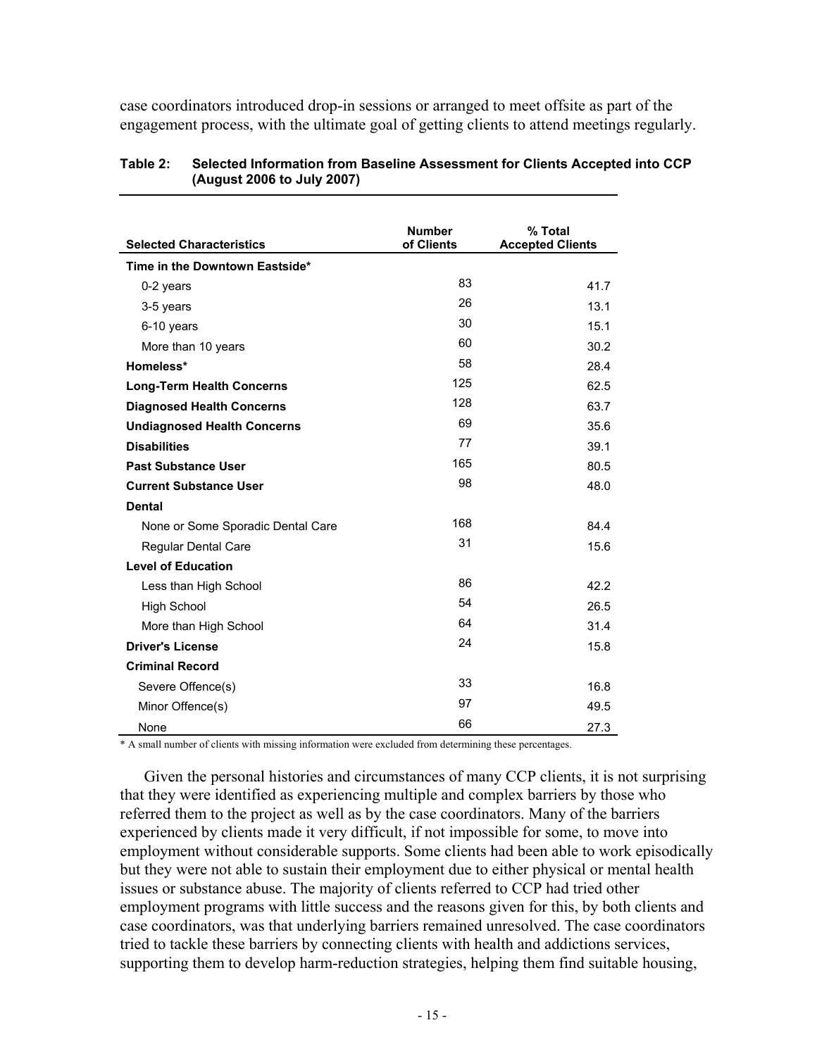case coordinators introduced drop-in sessions or arranged to meet offsite as part of the engagement process, with the ultimate goal of getting clients to attend meetings regularly.

**Table 2: Selected Information from Baseline Assessment for Clients Accepted into CCP (August 2006 to July 2007)**

| Selected Characteristics | Number of Clients | % Total Accepted Clients |
|---|---|---|
| **Time in the Downtown Eastside*** | | |
| 0-2 years | 83 | 41.7 |
| 3-5 years | 26 | 13.1 |
| 6-10 years | 30 | 15.1 |
| More than 10 years | 60 | 30.2 |
| **Homeless*** | 58 | 28.4 |
| **Long-Term Health Concerns** | 125 | 62.5 |
| **Diagnosed Health Concerns** | 128 | 63.7 |
| **Undiagnosed Health Concerns** | 69 | 35.6 |
| **Disabilities** | 77 | 39.1 |
| **Past Substance User** | 165 | 80.5 |
| **Current Substance User** | 98 | 48.0 |
| **Dental** | | |
| None or Some Sporadic Dental Care | 168 | 84.4 |
| Regular Dental Care | 31 | 15.6 |
| **Level of Education** | | |
| Less than High School | 86 | 42.2 |
| High School | 54 | 26.5 |
| More than High School | 64 | 31.4 |
| **Driver's License** | 24 | 15.8 |
| **Criminal Record** | | |
| Severe Offence(s) | 33 | 16.8 |
| Minor Offence(s) | 97 | 49.5 |
| None | 66 | 27.3 |

* A small number of clients with missing information were excluded from determining these percentages.

Given the personal histories and circumstances of many CCP clients, it is not surprising that they were identified as experiencing multiple and complex barriers by those who referred them to the project as well as by the case coordinators. Many of the barriers experienced by clients made it very difficult, if not impossible for some, to move into employment without considerable supports. Some clients had been able to work episodically but they were not able to sustain their employment due to either physical or mental health issues or substance abuse. The majority of clients referred to CCP had tried other employment programs with little success and the reasons given for this, by both clients and case coordinators, was that underlying barriers remained unresolved. The case coordinators tried to tackle these barriers by connecting clients with health and addictions services, supporting them to develop harm-reduction strategies, helping them find suitable housing,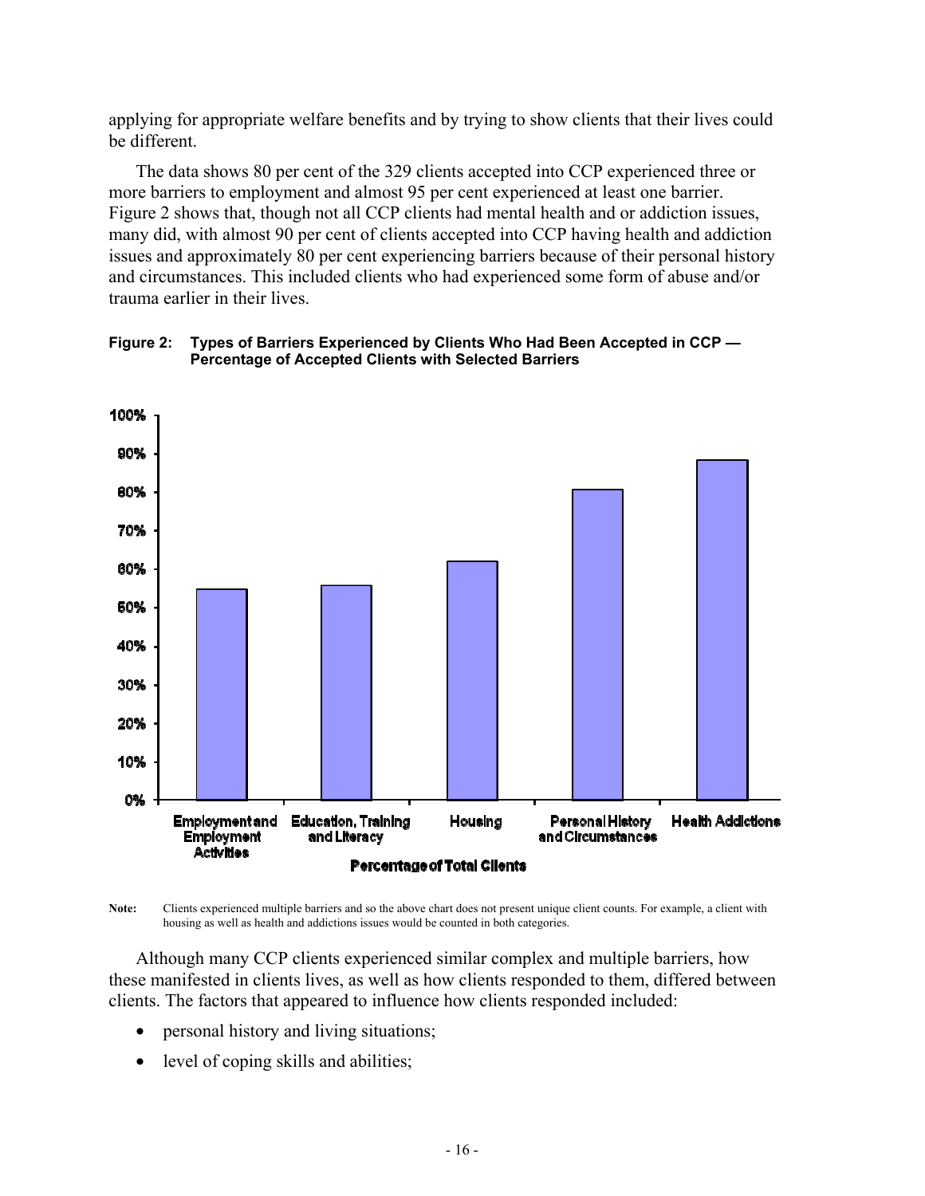applying for appropriate welfare benefits and by trying to show clients that their lives could be different.

The data shows 80 per cent of the 329 clients accepted into CCP experienced three or more barriers to employment and almost 95 per cent experienced at least one barrier. Figure 2 shows that, though not all CCP clients had mental health and or addiction issues, many did, with almost 90 per cent of clients accepted into CCP having health and addiction issues and approximately 80 per cent experiencing barriers because of their personal history and circumstances. This included clients who had experienced some form of abuse and/or trauma earlier in their lives.

**Figure 2: Types of Barriers Experienced by Clients Who Had Been Accepted in CCP — Percentage of Accepted Clients with Selected Barriers**

**Note:** Clients experienced multiple barriers and so the above chart does not present unique client counts. For example, a client with housing as well as health and addictions issues would be counted in both categories.

Although many CCP clients experienced similar complex and multiple barriers, how these manifested in clients lives, as well as how clients responded to them, differed between clients. The factors that appeared to influence how clients responded included:

- personal history and living situations;
- level of coping skills and abilities;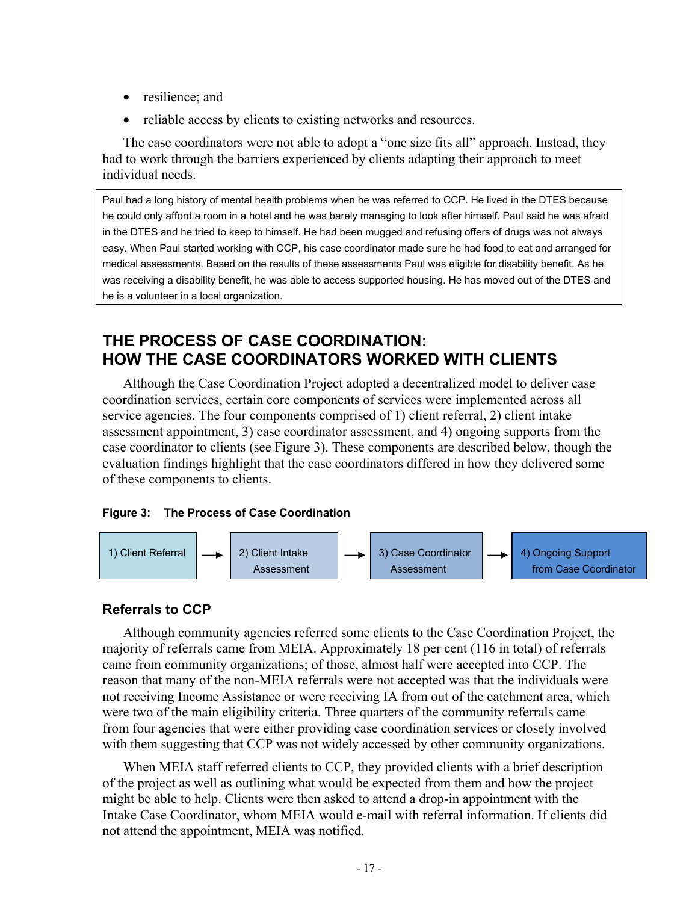- resilience; and
- reliable access by clients to existing networks and resources.

The case coordinators were not able to adopt a "one size fits all" approach. Instead, they had to work through the barriers experienced by clients adapting their approach to meet individual needs.

> Paul had a long history of mental health problems when he was referred to CCP. He lived in the DTES because he could only afford a room in a hotel and he was barely managing to look after himself. Paul said he was afraid in the DTES and he tried to keep to himself. He had been mugged and refusing offers of drugs was not always easy. When Paul started working with CCP, his case coordinator made sure he had food to eat and arranged for medical assessments. Based on the results of these assessments Paul was eligible for disability benefit. As he was receiving a disability benefit, he was able to access supported housing. He has moved out of the DTES and he is a volunteer in a local organization.

## THE PROCESS OF CASE COORDINATION: HOW THE CASE COORDINATORS WORKED WITH CLIENTS

Although the Case Coordination Project adopted a decentralized model to deliver case coordination services, certain core components of services were implemented across all service agencies. The four components comprised of 1) client referral, 2) client intake assessment appointment, 3) case coordinator assessment, and 4) ongoing supports from the case coordinator to clients (see Figure 3). These components are described below, though the evaluation findings highlight that the case coordinators differed in how they delivered some of these components to clients.

**Figure 3: The Process of Case Coordination**

1) Client Referral → 2) Client Intake Assessment → 3) Case Coordinator Assessment → 4) Ongoing Support from Case Coordinator

### Referrals to CCP

Although community agencies referred some clients to the Case Coordination Project, the majority of referrals came from MEIA. Approximately 18 per cent (116 in total) of referrals came from community organizations; of those, almost half were accepted into CCP. The reason that many of the non-MEIA referrals were not accepted was that the individuals were not receiving Income Assistance or were receiving IA from out of the catchment area, which were two of the main eligibility criteria. Three quarters of the community referrals came from four agencies that were either providing case coordination services or closely involved with them suggesting that CCP was not widely accessed by other community organizations.

When MEIA staff referred clients to CCP, they provided clients with a brief description of the project as well as outlining what would be expected from them and how the project might be able to help. Clients were then asked to attend a drop-in appointment with the Intake Case Coordinator, whom MEIA would e-mail with referral information. If clients did not attend the appointment, MEIA was notified.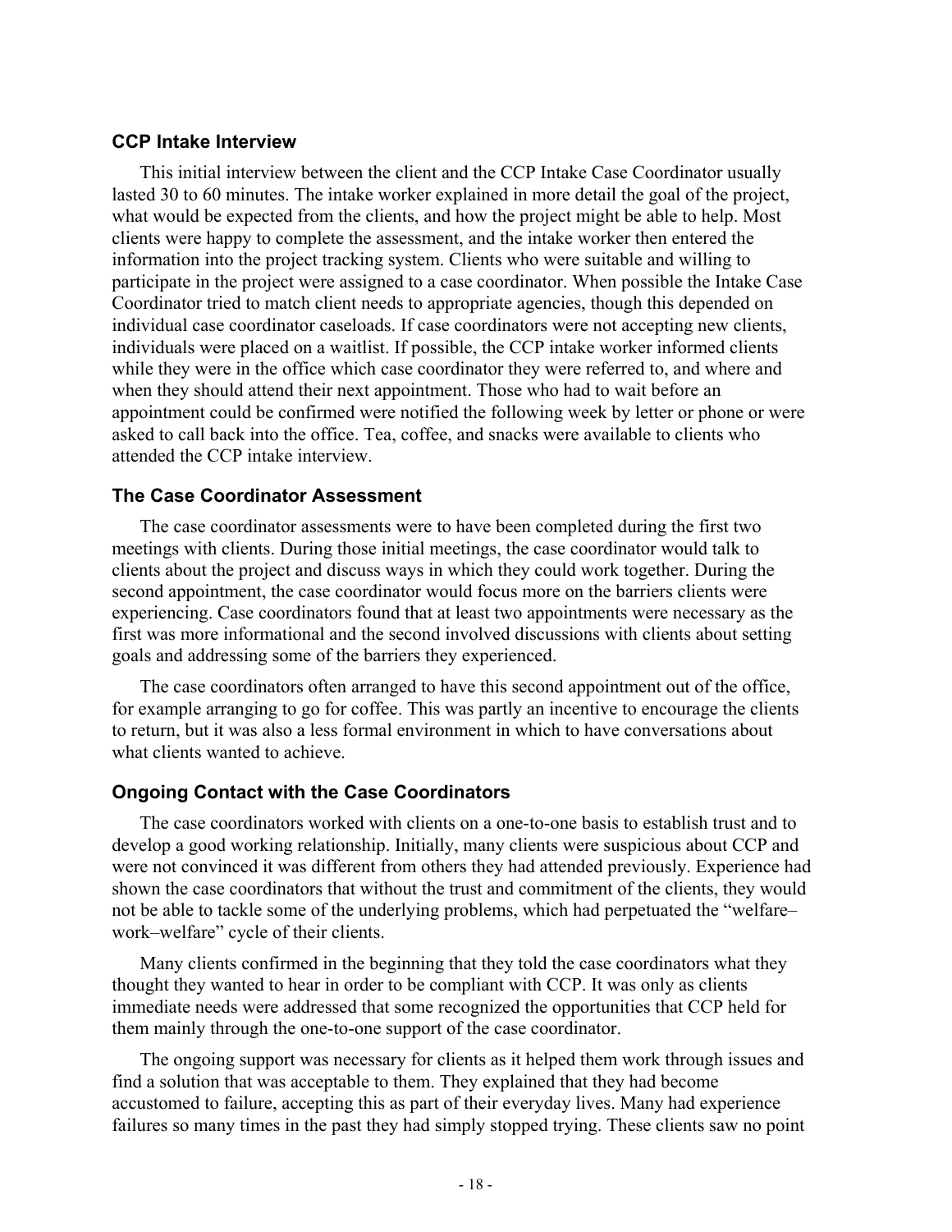### CCP Intake Interview

This initial interview between the client and the CCP Intake Case Coordinator usually lasted 30 to 60 minutes. The intake worker explained in more detail the goal of the project, what would be expected from the clients, and how the project might be able to help. Most clients were happy to complete the assessment, and the intake worker then entered the information into the project tracking system. Clients who were suitable and willing to participate in the project were assigned to a case coordinator. When possible the Intake Case Coordinator tried to match client needs to appropriate agencies, though this depended on individual case coordinator caseloads. If case coordinators were not accepting new clients, individuals were placed on a waitlist. If possible, the CCP intake worker informed clients while they were in the office which case coordinator they were referred to, and where and when they should attend their next appointment. Those who had to wait before an appointment could be confirmed were notified the following week by letter or phone or were asked to call back into the office. Tea, coffee, and snacks were available to clients who attended the CCP intake interview.

### The Case Coordinator Assessment

The case coordinator assessments were to have been completed during the first two meetings with clients. During those initial meetings, the case coordinator would talk to clients about the project and discuss ways in which they could work together. During the second appointment, the case coordinator would focus more on the barriers clients were experiencing. Case coordinators found that at least two appointments were necessary as the first was more informational and the second involved discussions with clients about setting goals and addressing some of the barriers they experienced.

The case coordinators often arranged to have this second appointment out of the office, for example arranging to go for coffee. This was partly an incentive to encourage the clients to return, but it was also a less formal environment in which to have conversations about what clients wanted to achieve.

### Ongoing Contact with the Case Coordinators

The case coordinators worked with clients on a one-to-one basis to establish trust and to develop a good working relationship. Initially, many clients were suspicious about CCP and were not convinced it was different from others they had attended previously. Experience had shown the case coordinators that without the trust and commitment of the clients, they would not be able to tackle some of the underlying problems, which had perpetuated the "welfare–work–welfare" cycle of their clients.

Many clients confirmed in the beginning that they told the case coordinators what they thought they wanted to hear in order to be compliant with CCP. It was only as clients immediate needs were addressed that some recognized the opportunities that CCP held for them mainly through the one-to-one support of the case coordinator.

The ongoing support was necessary for clients as it helped them work through issues and find a solution that was acceptable to them. They explained that they had become accustomed to failure, accepting this as part of their everyday lives. Many had experience failures so many times in the past they had simply stopped trying. These clients saw no point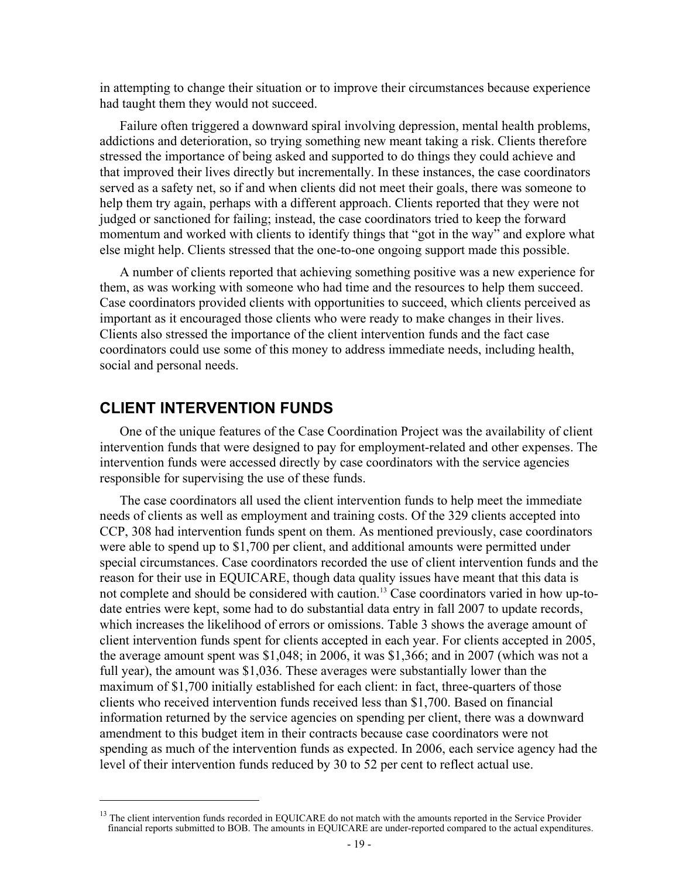in attempting to change their situation or to improve their circumstances because experience had taught them they would not succeed.

Failure often triggered a downward spiral involving depression, mental health problems, addictions and deterioration, so trying something new meant taking a risk. Clients therefore stressed the importance of being asked and supported to do things they could achieve and that improved their lives directly but incrementally. In these instances, the case coordinators served as a safety net, so if and when clients did not meet their goals, there was someone to help them try again, perhaps with a different approach. Clients reported that they were not judged or sanctioned for failing; instead, the case coordinators tried to keep the forward momentum and worked with clients to identify things that "got in the way" and explore what else might help. Clients stressed that the one-to-one ongoing support made this possible.

A number of clients reported that achieving something positive was a new experience for them, as was working with someone who had time and the resources to help them succeed. Case coordinators provided clients with opportunities to succeed, which clients perceived as important as it encouraged those clients who were ready to make changes in their lives. Clients also stressed the importance of the client intervention funds and the fact case coordinators could use some of this money to address immediate needs, including health, social and personal needs.

## CLIENT INTERVENTION FUNDS

One of the unique features of the Case Coordination Project was the availability of client intervention funds that were designed to pay for employment-related and other expenses. The intervention funds were accessed directly by case coordinators with the service agencies responsible for supervising the use of these funds.

The case coordinators all used the client intervention funds to help meet the immediate needs of clients as well as employment and training costs. Of the 329 clients accepted into CCP, 308 had intervention funds spent on them. As mentioned previously, case coordinators were able to spend up to $1,700 per client, and additional amounts were permitted under special circumstances. Case coordinators recorded the use of client intervention funds and the reason for their use in EQUICARE, though data quality issues have meant that this data is not complete and should be considered with caution.[13] Case coordinators varied in how up-to-date entries were kept, some had to do substantial data entry in fall 2007 to update records, which increases the likelihood of errors or omissions. Table 3 shows the average amount of client intervention funds spent for clients accepted in each year. For clients accepted in 2005, the average amount spent was $1,048; in 2006, it was $1,366; and in 2007 (which was not a full year), the amount was $1,036. These averages were substantially lower than the maximum of $1,700 initially established for each client: in fact, three-quarters of those clients who received intervention funds received less than $1,700. Based on financial information returned by the service agencies on spending per client, there was a downward amendment to this budget item in their contracts because case coordinators were not spending as much of the intervention funds as expected. In 2006, each service agency had the level of their intervention funds reduced by 30 to 52 per cent to reflect actual use.

[13] The client intervention funds recorded in EQUICARE do not match with the amounts reported in the Service Provider financial reports submitted to BOB. The amounts in EQUICARE are under-reported compared to the actual expenditures.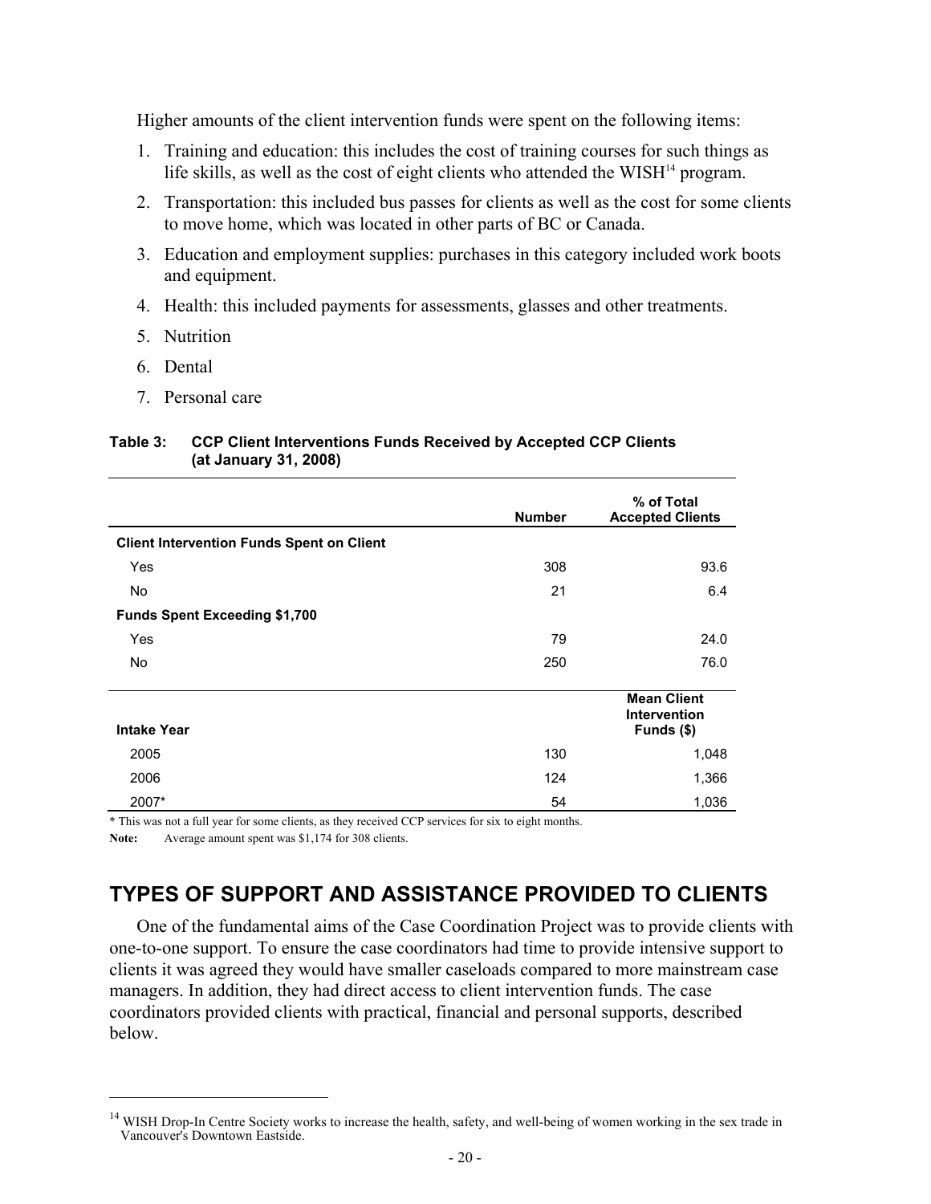Higher amounts of the client intervention funds were spent on the following items:

1. Training and education: this includes the cost of training courses for such things as life skills, as well as the cost of eight clients who attended the WISH[14] program.
2. Transportation: this included bus passes for clients as well as the cost for some clients to move home, which was located in other parts of BC or Canada.
3. Education and employment supplies: purchases in this category included work boots and equipment.
4. Health: this included payments for assessments, glasses and other treatments.
5. Nutrition
6. Dental
7. Personal care

**Table 3: CCP Client Interventions Funds Received by Accepted CCP Clients (at January 31, 2008)**

| | Number | % of Total Accepted Clients |
|---|---|---|
| **Client Intervention Funds Spent on Client** | | |
| Yes | 308 | 93.6 |
| No | 21 | 6.4 |
| **Funds Spent Exceeding $1,700** | | |
| Yes | 79 | 24.0 |
| No | 250 | 76.0 |
| **Intake Year** | | **Mean Client Intervention Funds ($)** |
| 2005 | 130 | 1,048 |
| 2006 | 124 | 1,366 |
| 2007* | 54 | 1,036 |

* This was not a full year for some clients, as they received CCP services for six to eight months.

**Note:** Average amount spent was $1,174 for 308 clients.

## TYPES OF SUPPORT AND ASSISTANCE PROVIDED TO CLIENTS

One of the fundamental aims of the Case Coordination Project was to provide clients with one-to-one support. To ensure the case coordinators had time to provide intensive support to clients it was agreed they would have smaller caseloads compared to more mainstream case managers. In addition, they had direct access to client intervention funds. The case coordinators provided clients with practical, financial and personal supports, described below.

[14] WISH Drop-In Centre Society works to increase the health, safety, and well-being of women working in the sex trade in Vancouver's Downtown Eastside.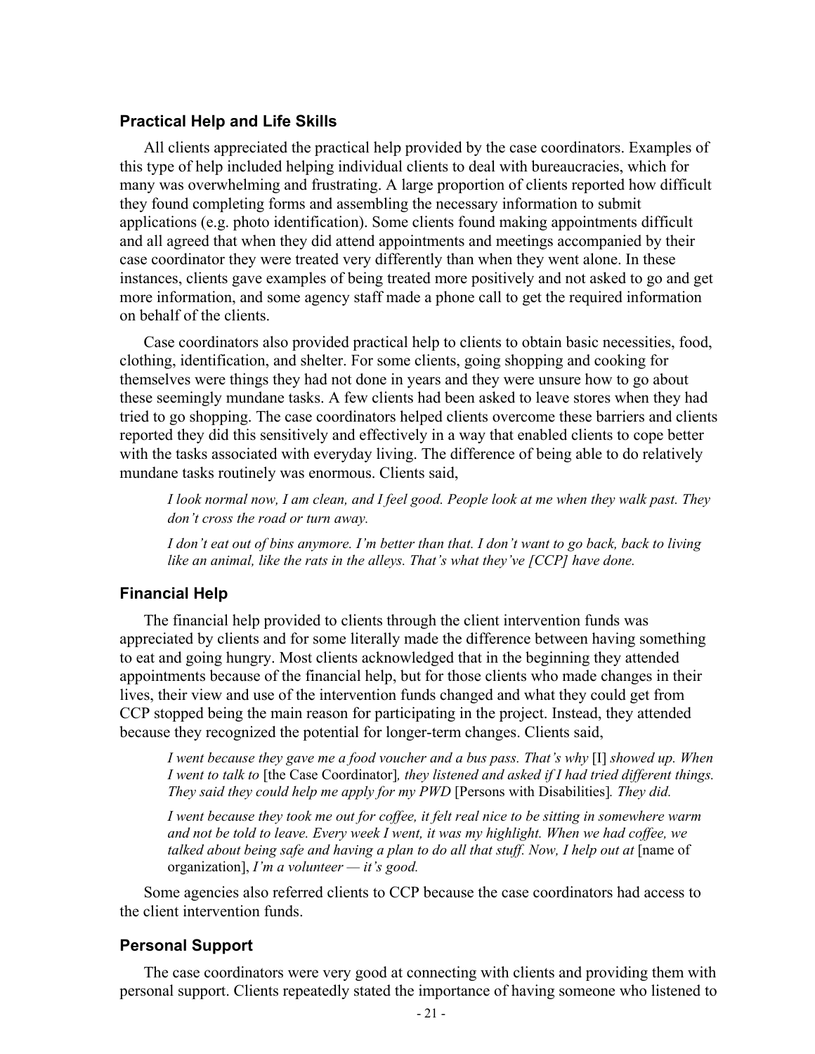### Practical Help and Life Skills

All clients appreciated the practical help provided by the case coordinators. Examples of this type of help included helping individual clients to deal with bureaucracies, which for many was overwhelming and frustrating. A large proportion of clients reported how difficult they found completing forms and assembling the necessary information to submit applications (e.g. photo identification). Some clients found making appointments difficult and all agreed that when they did attend appointments and meetings accompanied by their case coordinator they were treated very differently than when they went alone. In these instances, clients gave examples of being treated more positively and not asked to go and get more information, and some agency staff made a phone call to get the required information on behalf of the clients.

Case coordinators also provided practical help to clients to obtain basic necessities, food, clothing, identification, and shelter. For some clients, going shopping and cooking for themselves were things they had not done in years and they were unsure how to go about these seemingly mundane tasks. A few clients had been asked to leave stores when they had tried to go shopping. The case coordinators helped clients overcome these barriers and clients reported they did this sensitively and effectively in a way that enabled clients to cope better with the tasks associated with everyday living. The difference of being able to do relatively mundane tasks routinely was enormous. Clients said,

> *I look normal now, I am clean, and I feel good. People look at me when they walk past. They don't cross the road or turn away.*
>
> *I don't eat out of bins anymore. I'm better than that. I don't want to go back, back to living like an animal, like the rats in the alleys. That's what they've [CCP] have done.*

### Financial Help

The financial help provided to clients through the client intervention funds was appreciated by clients and for some literally made the difference between having something to eat and going hungry. Most clients acknowledged that in the beginning they attended appointments because of the financial help, but for those clients who made changes in their lives, their view and use of the intervention funds changed and what they could get from CCP stopped being the main reason for participating in the project. Instead, they attended because they recognized the potential for longer-term changes. Clients said,

> *I went because they gave me a food voucher and a bus pass. That's why* [I] *showed up. When I went to talk to* [the Case Coordinator]*, they listened and asked if I had tried different things. They said they could help me apply for my PWD* [Persons with Disabilities]*. They did.*
>
> *I went because they took me out for coffee, it felt real nice to be sitting in somewhere warm and not be told to leave. Every week I went, it was my highlight. When we had coffee, we talked about being safe and having a plan to do all that stuff. Now, I help out at* [name of organization], *I'm a volunteer — it's good.*

Some agencies also referred clients to CCP because the case coordinators had access to the client intervention funds.

### Personal Support

The case coordinators were very good at connecting with clients and providing them with personal support. Clients repeatedly stated the importance of having someone who listened to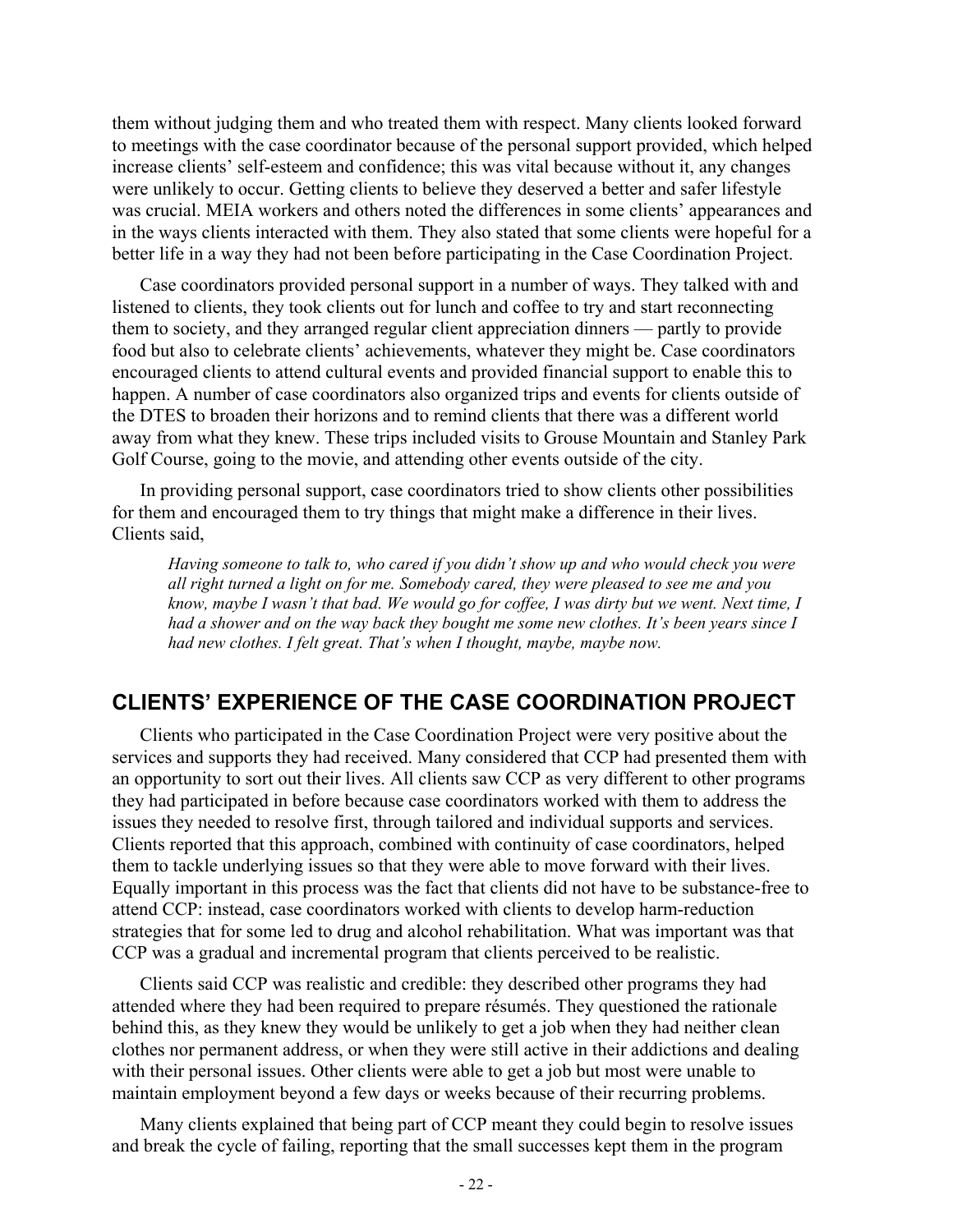them without judging them and who treated them with respect. Many clients looked forward to meetings with the case coordinator because of the personal support provided, which helped increase clients' self-esteem and confidence; this was vital because without it, any changes were unlikely to occur. Getting clients to believe they deserved a better and safer lifestyle was crucial. MEIA workers and others noted the differences in some clients' appearances and in the ways clients interacted with them. They also stated that some clients were hopeful for a better life in a way they had not been before participating in the Case Coordination Project.

Case coordinators provided personal support in a number of ways. They talked with and listened to clients, they took clients out for lunch and coffee to try and start reconnecting them to society, and they arranged regular client appreciation dinners — partly to provide food but also to celebrate clients' achievements, whatever they might be. Case coordinators encouraged clients to attend cultural events and provided financial support to enable this to happen. A number of case coordinators also organized trips and events for clients outside of the DTES to broaden their horizons and to remind clients that there was a different world away from what they knew. These trips included visits to Grouse Mountain and Stanley Park Golf Course, going to the movie, and attending other events outside of the city.

In providing personal support, case coordinators tried to show clients other possibilities for them and encouraged them to try things that might make a difference in their lives. Clients said,

> *Having someone to talk to, who cared if you didn't show up and who would check you were all right turned a light on for me. Somebody cared, they were pleased to see me and you know, maybe I wasn't that bad. We would go for coffee, I was dirty but we went. Next time, I had a shower and on the way back they bought me some new clothes. It's been years since I had new clothes. I felt great. That's when I thought, maybe, maybe now.*

## CLIENTS' EXPERIENCE OF THE CASE COORDINATION PROJECT

Clients who participated in the Case Coordination Project were very positive about the services and supports they had received. Many considered that CCP had presented them with an opportunity to sort out their lives. All clients saw CCP as very different to other programs they had participated in before because case coordinators worked with them to address the issues they needed to resolve first, through tailored and individual supports and services. Clients reported that this approach, combined with continuity of case coordinators, helped them to tackle underlying issues so that they were able to move forward with their lives. Equally important in this process was the fact that clients did not have to be substance-free to attend CCP: instead, case coordinators worked with clients to develop harm-reduction strategies that for some led to drug and alcohol rehabilitation. What was important was that CCP was a gradual and incremental program that clients perceived to be realistic.

Clients said CCP was realistic and credible: they described other programs they had attended where they had been required to prepare résumés. They questioned the rationale behind this, as they knew they would be unlikely to get a job when they had neither clean clothes nor permanent address, or when they were still active in their addictions and dealing with their personal issues. Other clients were able to get a job but most were unable to maintain employment beyond a few days or weeks because of their recurring problems.

Many clients explained that being part of CCP meant they could begin to resolve issues and break the cycle of failing, reporting that the small successes kept them in the program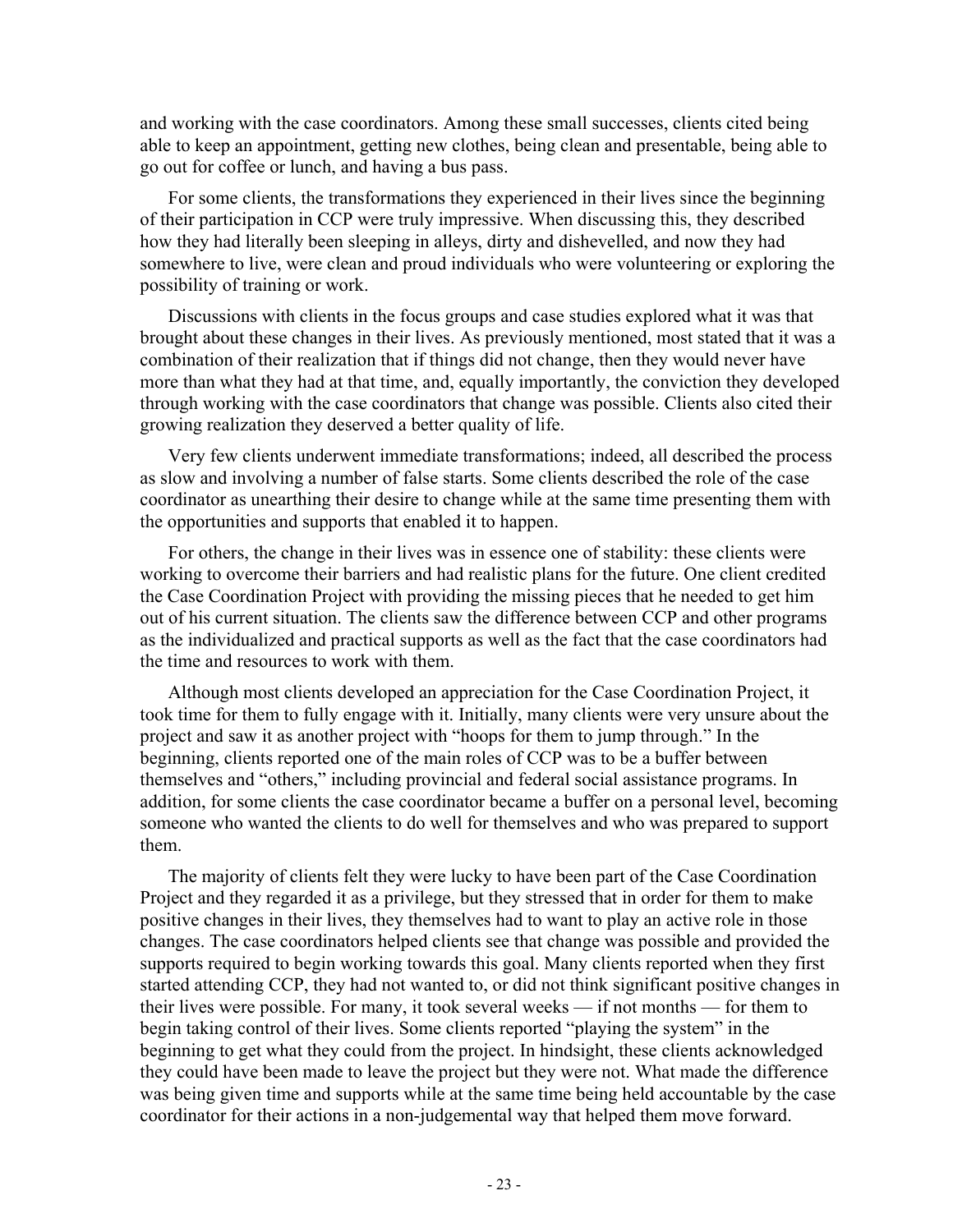and working with the case coordinators. Among these small successes, clients cited being able to keep an appointment, getting new clothes, being clean and presentable, being able to go out for coffee or lunch, and having a bus pass.

For some clients, the transformations they experienced in their lives since the beginning of their participation in CCP were truly impressive. When discussing this, they described how they had literally been sleeping in alleys, dirty and dishevelled, and now they had somewhere to live, were clean and proud individuals who were volunteering or exploring the possibility of training or work.

Discussions with clients in the focus groups and case studies explored what it was that brought about these changes in their lives. As previously mentioned, most stated that it was a combination of their realization that if things did not change, then they would never have more than what they had at that time, and, equally importantly, the conviction they developed through working with the case coordinators that change was possible. Clients also cited their growing realization they deserved a better quality of life.

Very few clients underwent immediate transformations; indeed, all described the process as slow and involving a number of false starts. Some clients described the role of the case coordinator as unearthing their desire to change while at the same time presenting them with the opportunities and supports that enabled it to happen.

For others, the change in their lives was in essence one of stability: these clients were working to overcome their barriers and had realistic plans for the future. One client credited the Case Coordination Project with providing the missing pieces that he needed to get him out of his current situation. The clients saw the difference between CCP and other programs as the individualized and practical supports as well as the fact that the case coordinators had the time and resources to work with them.

Although most clients developed an appreciation for the Case Coordination Project, it took time for them to fully engage with it. Initially, many clients were very unsure about the project and saw it as another project with "hoops for them to jump through." In the beginning, clients reported one of the main roles of CCP was to be a buffer between themselves and "others," including provincial and federal social assistance programs. In addition, for some clients the case coordinator became a buffer on a personal level, becoming someone who wanted the clients to do well for themselves and who was prepared to support them.

The majority of clients felt they were lucky to have been part of the Case Coordination Project and they regarded it as a privilege, but they stressed that in order for them to make positive changes in their lives, they themselves had to want to play an active role in those changes. The case coordinators helped clients see that change was possible and provided the supports required to begin working towards this goal. Many clients reported when they first started attending CCP, they had not wanted to, or did not think significant positive changes in their lives were possible. For many, it took several weeks — if not months — for them to begin taking control of their lives. Some clients reported "playing the system" in the beginning to get what they could from the project. In hindsight, these clients acknowledged they could have been made to leave the project but they were not. What made the difference was being given time and supports while at the same time being held accountable by the case coordinator for their actions in a non-judgemental way that helped them move forward.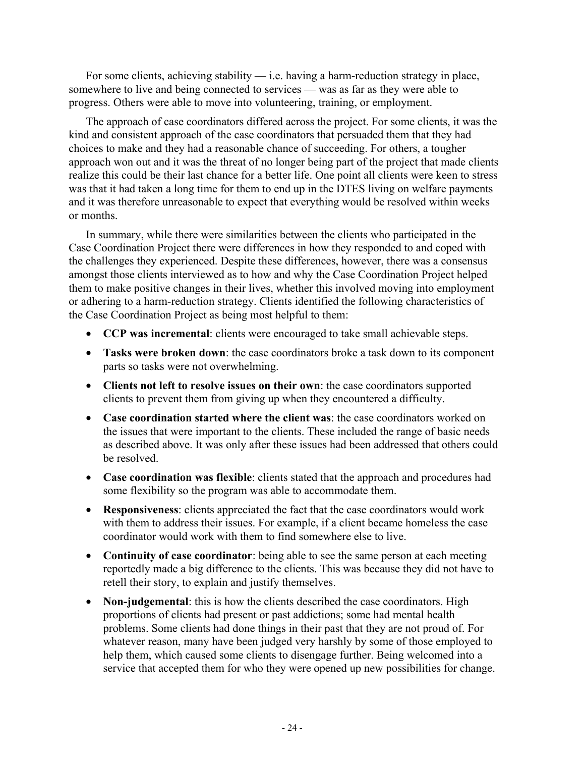For some clients, achieving stability — i.e. having a harm-reduction strategy in place, somewhere to live and being connected to services — was as far as they were able to progress. Others were able to move into volunteering, training, or employment.

The approach of case coordinators differed across the project. For some clients, it was the kind and consistent approach of the case coordinators that persuaded them that they had choices to make and they had a reasonable chance of succeeding. For others, a tougher approach won out and it was the threat of no longer being part of the project that made clients realize this could be their last chance for a better life. One point all clients were keen to stress was that it had taken a long time for them to end up in the DTES living on welfare payments and it was therefore unreasonable to expect that everything would be resolved within weeks or months.

In summary, while there were similarities between the clients who participated in the Case Coordination Project there were differences in how they responded to and coped with the challenges they experienced. Despite these differences, however, there was a consensus amongst those clients interviewed as to how and why the Case Coordination Project helped them to make positive changes in their lives, whether this involved moving into employment or adhering to a harm-reduction strategy. Clients identified the following characteristics of the Case Coordination Project as being most helpful to them:

- **CCP was incremental**: clients were encouraged to take small achievable steps.
- **Tasks were broken down**: the case coordinators broke a task down to its component parts so tasks were not overwhelming.
- **Clients not left to resolve issues on their own**: the case coordinators supported clients to prevent them from giving up when they encountered a difficulty.
- **Case coordination started where the client was**: the case coordinators worked on the issues that were important to the clients. These included the range of basic needs as described above. It was only after these issues had been addressed that others could be resolved.
- **Case coordination was flexible**: clients stated that the approach and procedures had some flexibility so the program was able to accommodate them.
- **Responsiveness**: clients appreciated the fact that the case coordinators would work with them to address their issues. For example, if a client became homeless the case coordinator would work with them to find somewhere else to live.
- **Continuity of case coordinator**: being able to see the same person at each meeting reportedly made a big difference to the clients. This was because they did not have to retell their story, to explain and justify themselves.
- **Non-judgemental**: this is how the clients described the case coordinators. High proportions of clients had present or past addictions; some had mental health problems. Some clients had done things in their past that they are not proud of. For whatever reason, many have been judged very harshly by some of those employed to help them, which caused some clients to disengage further. Being welcomed into a service that accepted them for who they were opened up new possibilities for change.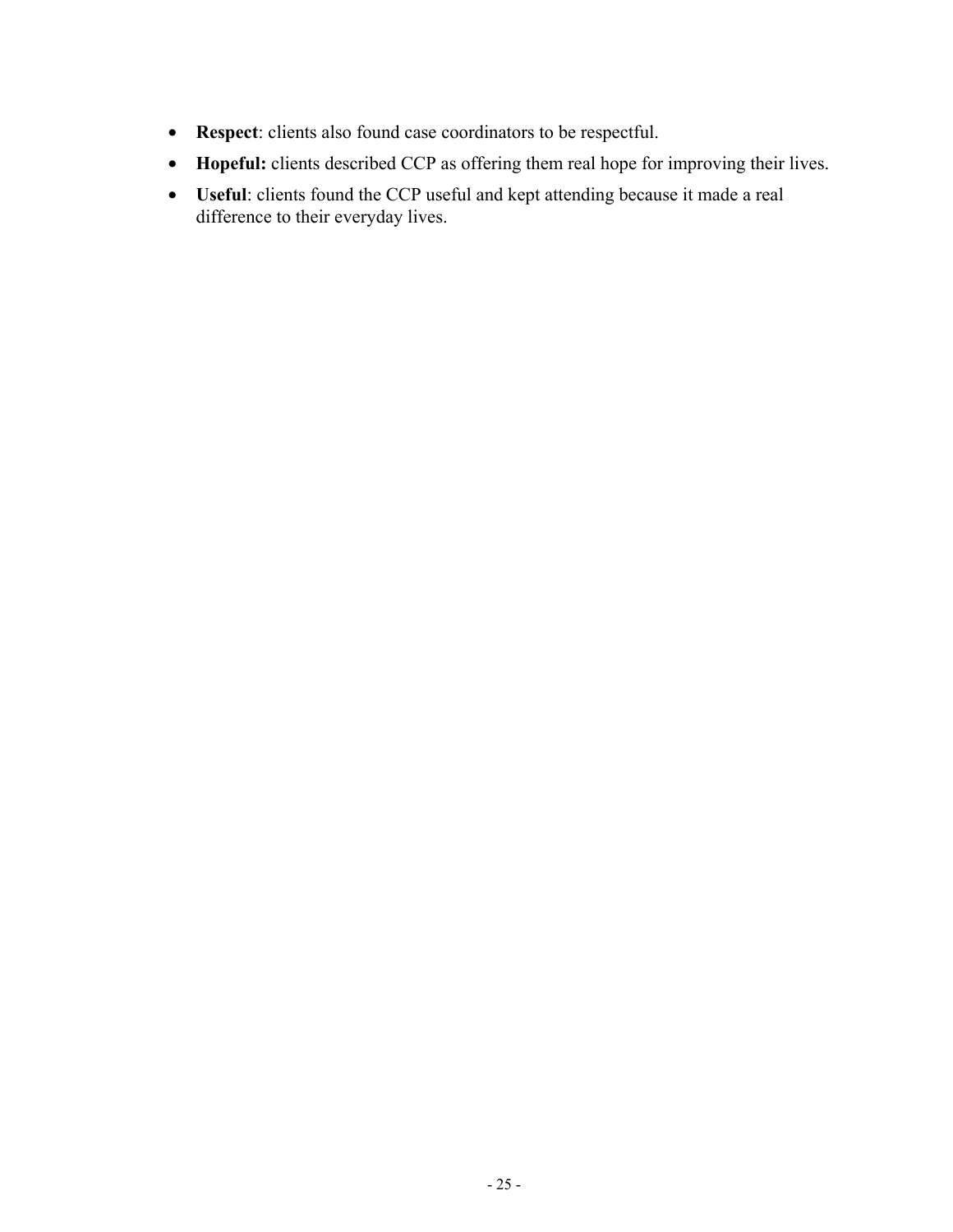- **Respect**: clients also found case coordinators to be respectful.
- **Hopeful:** clients described CCP as offering them real hope for improving their lives.
- **Useful**: clients found the CCP useful and kept attending because it made a real difference to their everyday lives.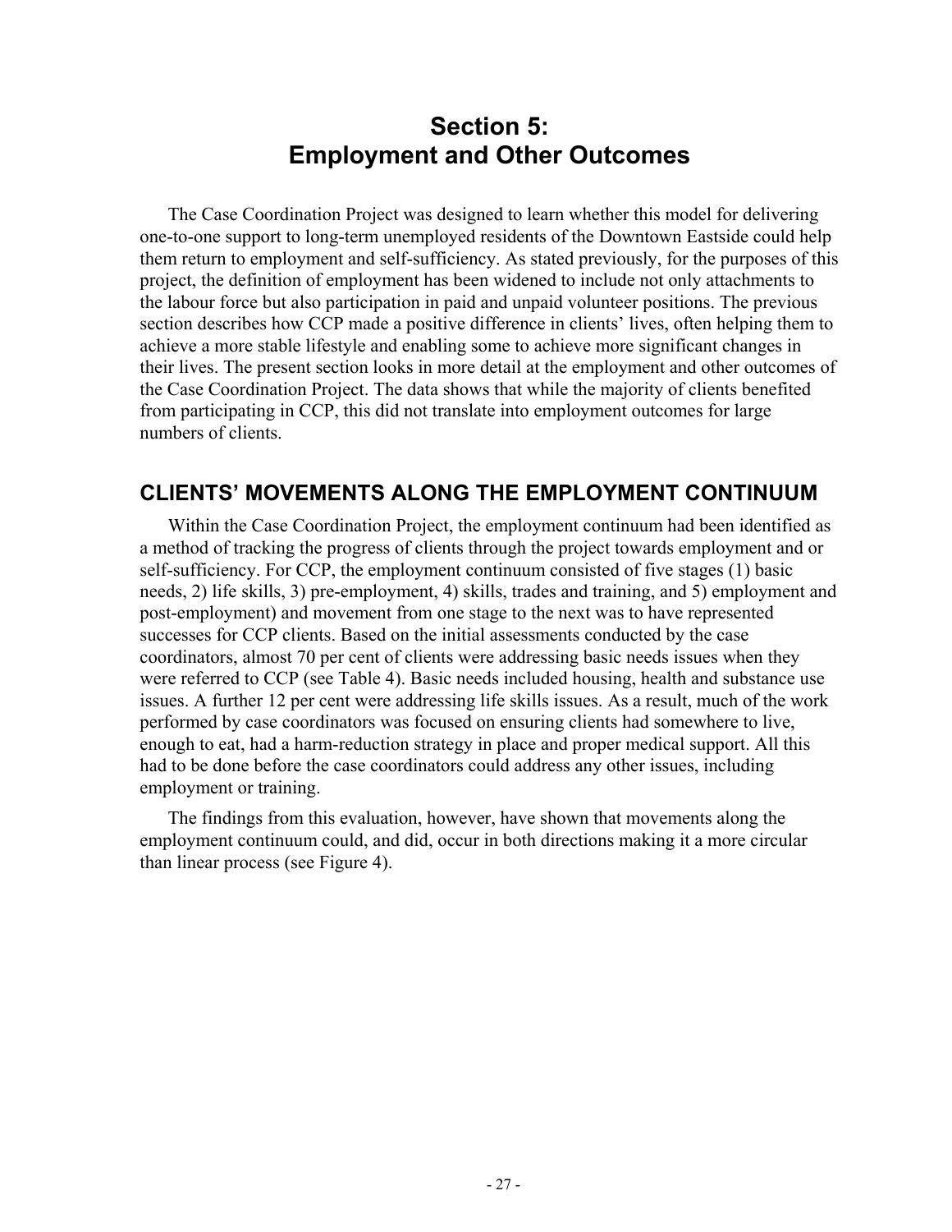# Section 5: Employment and Other Outcomes

The Case Coordination Project was designed to learn whether this model for delivering one-to-one support to long-term unemployed residents of the Downtown Eastside could help them return to employment and self-sufficiency. As stated previously, for the purposes of this project, the definition of employment has been widened to include not only attachments to the labour force but also participation in paid and unpaid volunteer positions. The previous section describes how CCP made a positive difference in clients' lives, often helping them to achieve a more stable lifestyle and enabling some to achieve more significant changes in their lives. The present section looks in more detail at the employment and other outcomes of the Case Coordination Project. The data shows that while the majority of clients benefited from participating in CCP, this did not translate into employment outcomes for large numbers of clients.

## CLIENTS' MOVEMENTS ALONG THE EMPLOYMENT CONTINUUM

Within the Case Coordination Project, the employment continuum had been identified as a method of tracking the progress of clients through the project towards employment and or self-sufficiency. For CCP, the employment continuum consisted of five stages (1) basic needs, 2) life skills, 3) pre-employment, 4) skills, trades and training, and 5) employment and post-employment) and movement from one stage to the next was to have represented successes for CCP clients. Based on the initial assessments conducted by the case coordinators, almost 70 per cent of clients were addressing basic needs issues when they were referred to CCP (see Table 4). Basic needs included housing, health and substance use issues. A further 12 per cent were addressing life skills issues. As a result, much of the work performed by case coordinators was focused on ensuring clients had somewhere to live, enough to eat, had a harm-reduction strategy in place and proper medical support. All this had to be done before the case coordinators could address any other issues, including employment or training.

The findings from this evaluation, however, have shown that movements along the employment continuum could, and did, occur in both directions making it a more circular than linear process (see Figure 4).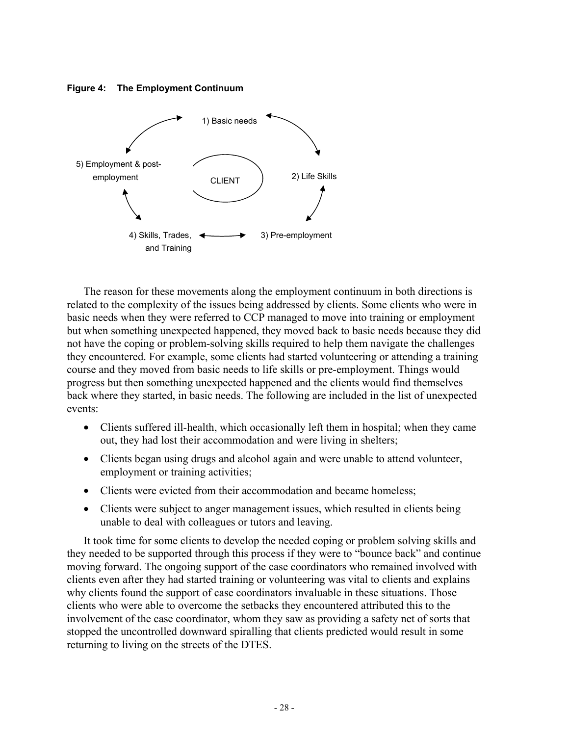**Figure 4: The Employment Continuum**

1) Basic needs

2) Life Skills

3) Pre-employment

4) Skills, Trades, and Training

5) Employment & post-employment

CLIENT

The reason for these movements along the employment continuum in both directions is related to the complexity of the issues being addressed by clients. Some clients who were in basic needs when they were referred to CCP managed to move into training or employment but when something unexpected happened, they moved back to basic needs because they did not have the coping or problem-solving skills required to help them navigate the challenges they encountered. For example, some clients had started volunteering or attending a training course and they moved from basic needs to life skills or pre-employment. Things would progress but then something unexpected happened and the clients would find themselves back where they started, in basic needs. The following are included in the list of unexpected events:

- Clients suffered ill-health, which occasionally left them in hospital; when they came out, they had lost their accommodation and were living in shelters;
- Clients began using drugs and alcohol again and were unable to attend volunteer, employment or training activities;
- Clients were evicted from their accommodation and became homeless;
- Clients were subject to anger management issues, which resulted in clients being unable to deal with colleagues or tutors and leaving.

It took time for some clients to develop the needed coping or problem solving skills and they needed to be supported through this process if they were to "bounce back" and continue moving forward. The ongoing support of the case coordinators who remained involved with clients even after they had started training or volunteering was vital to clients and explains why clients found the support of case coordinators invaluable in these situations. Those clients who were able to overcome the setbacks they encountered attributed this to the involvement of the case coordinator, whom they saw as providing a safety net of sorts that stopped the uncontrolled downward spiralling that clients predicted would result in some returning to living on the streets of the DTES.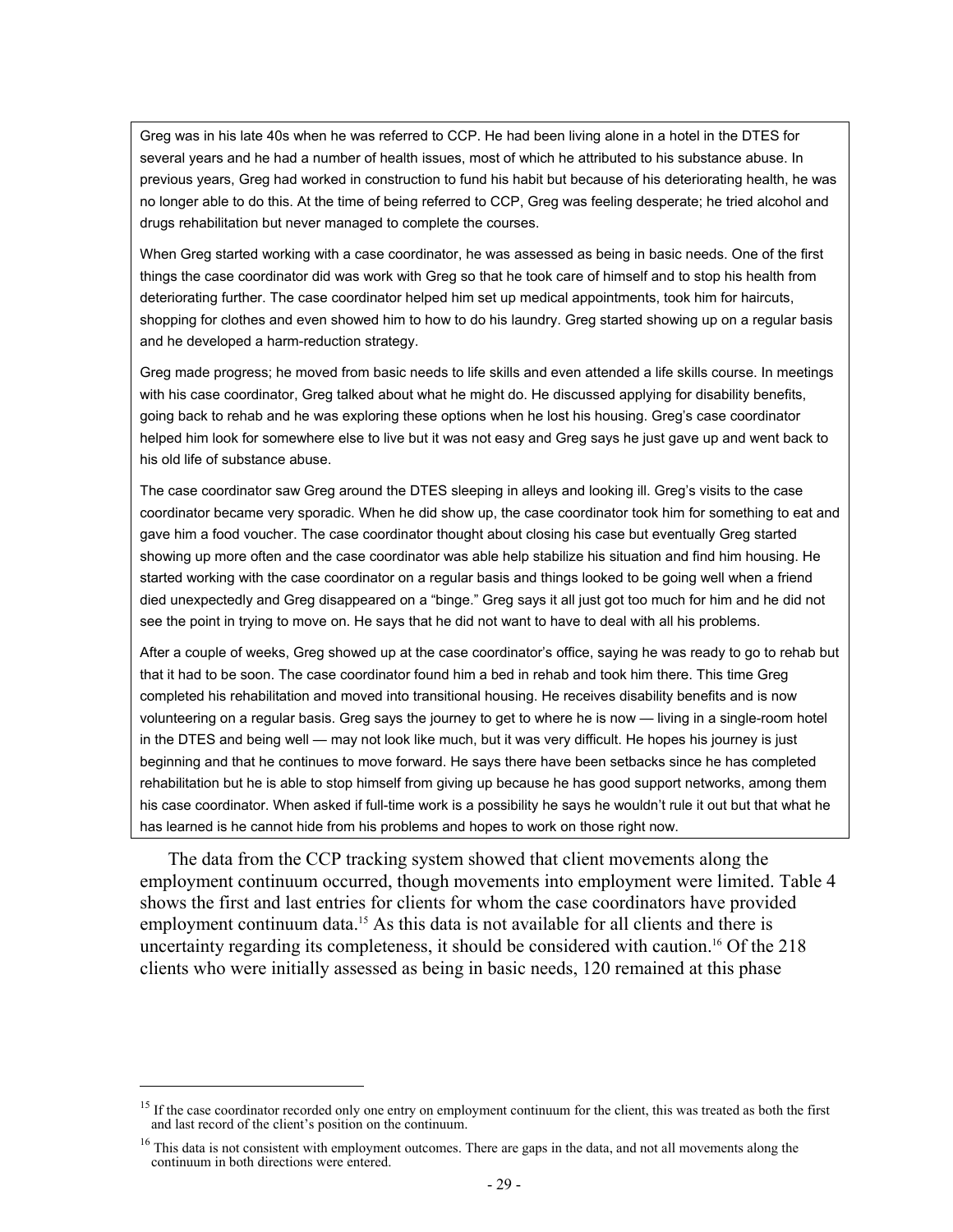Greg was in his late 40s when he was referred to CCP. He had been living alone in a hotel in the DTES for several years and he had a number of health issues, most of which he attributed to his substance abuse. In previous years, Greg had worked in construction to fund his habit but because of his deteriorating health, he was no longer able to do this. At the time of being referred to CCP, Greg was feeling desperate; he tried alcohol and drugs rehabilitation but never managed to complete the courses.

When Greg started working with a case coordinator, he was assessed as being in basic needs. One of the first things the case coordinator did was work with Greg so that he took care of himself and to stop his health from deteriorating further. The case coordinator helped him set up medical appointments, took him for haircuts, shopping for clothes and even showed him to how to do his laundry. Greg started showing up on a regular basis and he developed a harm-reduction strategy.

Greg made progress; he moved from basic needs to life skills and even attended a life skills course. In meetings with his case coordinator, Greg talked about what he might do. He discussed applying for disability benefits, going back to rehab and he was exploring these options when he lost his housing. Greg's case coordinator helped him look for somewhere else to live but it was not easy and Greg says he just gave up and went back to his old life of substance abuse.

The case coordinator saw Greg around the DTES sleeping in alleys and looking ill. Greg's visits to the case coordinator became very sporadic. When he did show up, the case coordinator took him for something to eat and gave him a food voucher. The case coordinator thought about closing his case but eventually Greg started showing up more often and the case coordinator was able help stabilize his situation and find him housing. He started working with the case coordinator on a regular basis and things looked to be going well when a friend died unexpectedly and Greg disappeared on a "binge." Greg says it all just got too much for him and he did not see the point in trying to move on. He says that he did not want to have to deal with all his problems.

After a couple of weeks, Greg showed up at the case coordinator's office, saying he was ready to go to rehab but that it had to be soon. The case coordinator found him a bed in rehab and took him there. This time Greg completed his rehabilitation and moved into transitional housing. He receives disability benefits and is now volunteering on a regular basis. Greg says the journey to get to where he is now — living in a single-room hotel in the DTES and being well — may not look like much, but it was very difficult. He hopes his journey is just beginning and that he continues to move forward. He says there have been setbacks since he has completed rehabilitation but he is able to stop himself from giving up because he has good support networks, among them his case coordinator. When asked if full-time work is a possibility he says he wouldn't rule it out but that what he has learned is he cannot hide from his problems and hopes to work on those right now.

The data from the CCP tracking system showed that client movements along the employment continuum occurred, though movements into employment were limited. Table 4 shows the first and last entries for clients for whom the case coordinators have provided employment continuum data.[15] As this data is not available for all clients and there is uncertainty regarding its completeness, it should be considered with caution.[16] Of the 218 clients who were initially assessed as being in basic needs, 120 remained at this phase

[15] If the case coordinator recorded only one entry on employment continuum for the client, this was treated as both the first and last record of the client's position on the continuum.

[16] This data is not consistent with employment outcomes. There are gaps in the data, and not all movements along the continuum in both directions were entered.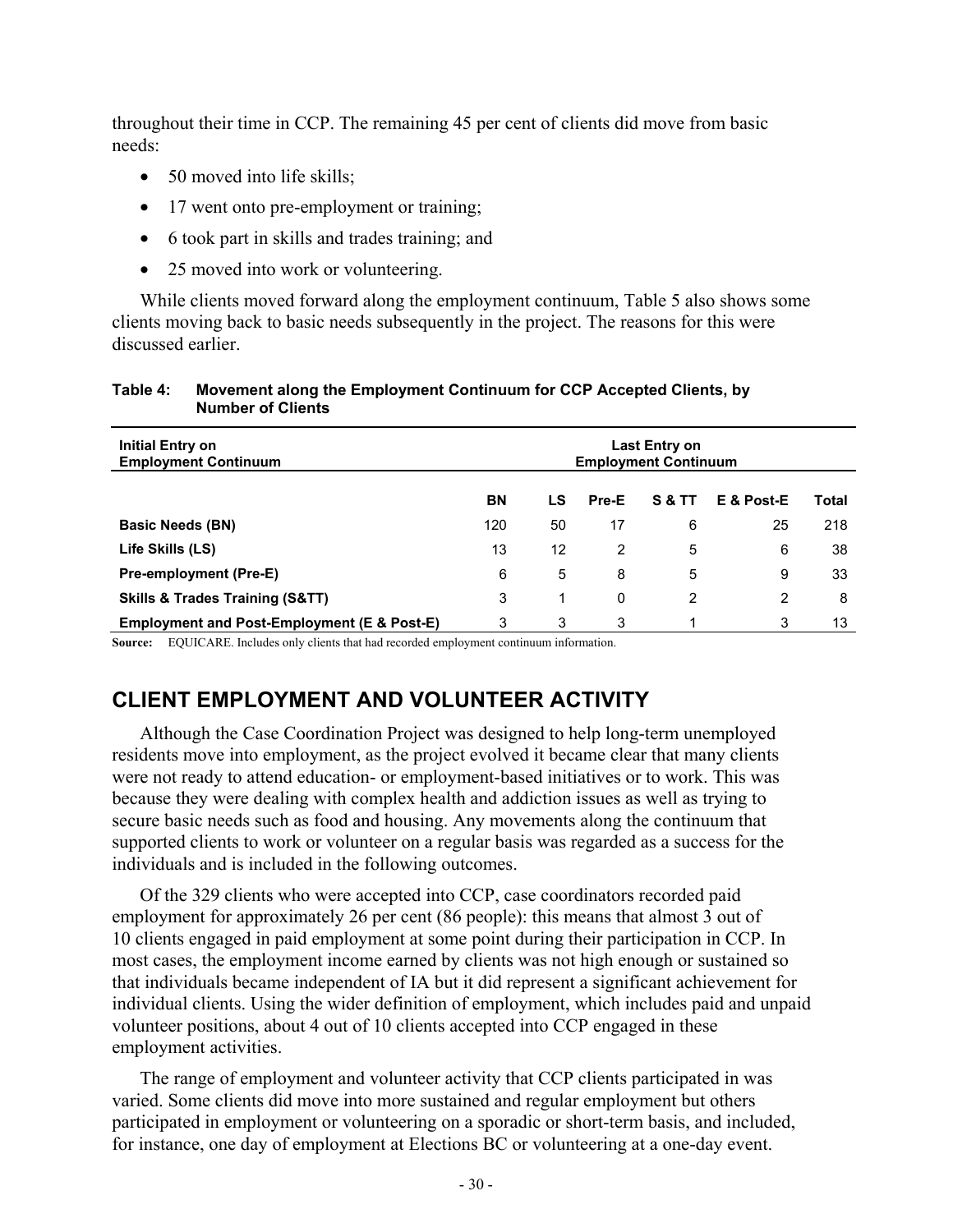throughout their time in CCP. The remaining 45 per cent of clients did move from basic needs:

- 50 moved into life skills;
- 17 went onto pre-employment or training;
- 6 took part in skills and trades training; and
- 25 moved into work or volunteering.

While clients moved forward along the employment continuum, Table 5 also shows some clients moving back to basic needs subsequently in the project. The reasons for this were discussed earlier.

**Table 4: Movement along the Employment Continuum for CCP Accepted Clients, by Number of Clients**

| Initial Entry on Employment Continuum | Last Entry on Employment Continuum | | | | | |
|---|---|---|---|---|---|---|
| | BN | LS | Pre-E | S & TT | E & Post-E | Total |
| **Basic Needs (BN)** | 120 | 50 | 17 | 6 | 25 | 218 |
| **Life Skills (LS)** | 13 | 12 | 2 | 5 | 6 | 38 |
| **Pre-employment (Pre-E)** | 6 | 5 | 8 | 5 | 9 | 33 |
| **Skills & Trades Training (S&TT)** | 3 | 1 | 0 | 2 | 2 | 8 |
| **Employment and Post-Employment (E & Post-E)** | 3 | 3 | 3 | 1 | 3 | 13 |

**Source:** EQUICARE. Includes only clients that had recorded employment continuum information.

## CLIENT EMPLOYMENT AND VOLUNTEER ACTIVITY

Although the Case Coordination Project was designed to help long-term unemployed residents move into employment, as the project evolved it became clear that many clients were not ready to attend education- or employment-based initiatives or to work. This was because they were dealing with complex health and addiction issues as well as trying to secure basic needs such as food and housing. Any movements along the continuum that supported clients to work or volunteer on a regular basis was regarded as a success for the individuals and is included in the following outcomes.

Of the 329 clients who were accepted into CCP, case coordinators recorded paid employment for approximately 26 per cent (86 people): this means that almost 3 out of 10 clients engaged in paid employment at some point during their participation in CCP. In most cases, the employment income earned by clients was not high enough or sustained so that individuals became independent of IA but it did represent a significant achievement for individual clients. Using the wider definition of employment, which includes paid and unpaid volunteer positions, about 4 out of 10 clients accepted into CCP engaged in these employment activities.

The range of employment and volunteer activity that CCP clients participated in was varied. Some clients did move into more sustained and regular employment but others participated in employment or volunteering on a sporadic or short-term basis, and included, for instance, one day of employment at Elections BC or volunteering at a one-day event.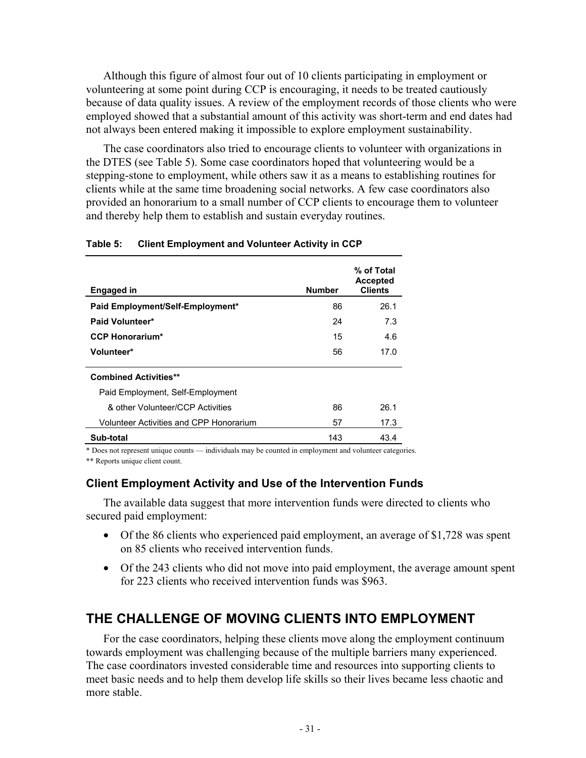Although this figure of almost four out of 10 clients participating in employment or volunteering at some point during CCP is encouraging, it needs to be treated cautiously because of data quality issues. A review of the employment records of those clients who were employed showed that a substantial amount of this activity was short-term and end dates had not always been entered making it impossible to explore employment sustainability.

The case coordinators also tried to encourage clients to volunteer with organizations in the DTES (see Table 5). Some case coordinators hoped that volunteering would be a stepping-stone to employment, while others saw it as a means to establishing routines for clients while at the same time broadening social networks. A few case coordinators also provided an honorarium to a small number of CCP clients to encourage them to volunteer and thereby help them to establish and sustain everyday routines.

**Table 5: Client Employment and Volunteer Activity in CCP**

| Engaged in | Number | % of Total Accepted Clients |
|---|---|---|
| **Paid Employment/Self-Employment*** | 86 | 26.1 |
| **Paid Volunteer*** | 24 | 7.3 |
| **CCP Honorarium*** | 15 | 4.6 |
| **Volunteer*** | 56 | 17.0 |
| **Combined Activities**** | | |
| Paid Employment, Self-Employment & other Volunteer/CCP Activities | 86 | 26.1 |
| Volunteer Activities and CPP Honorarium | 57 | 17.3 |
| **Sub-total** | 143 | 43.4 |

\* Does not represent unique counts — individuals may be counted in employment and volunteer categories.

\** Reports unique client count.

### Client Employment Activity and Use of the Intervention Funds

The available data suggest that more intervention funds were directed to clients who secured paid employment:

- Of the 86 clients who experienced paid employment, an average of $1,728 was spent on 85 clients who received intervention funds.
- Of the 243 clients who did not move into paid employment, the average amount spent for 223 clients who received intervention funds was $963.

## THE CHALLENGE OF MOVING CLIENTS INTO EMPLOYMENT

For the case coordinators, helping these clients move along the employment continuum towards employment was challenging because of the multiple barriers many experienced. The case coordinators invested considerable time and resources into supporting clients to meet basic needs and to help them develop life skills so their lives became less chaotic and more stable.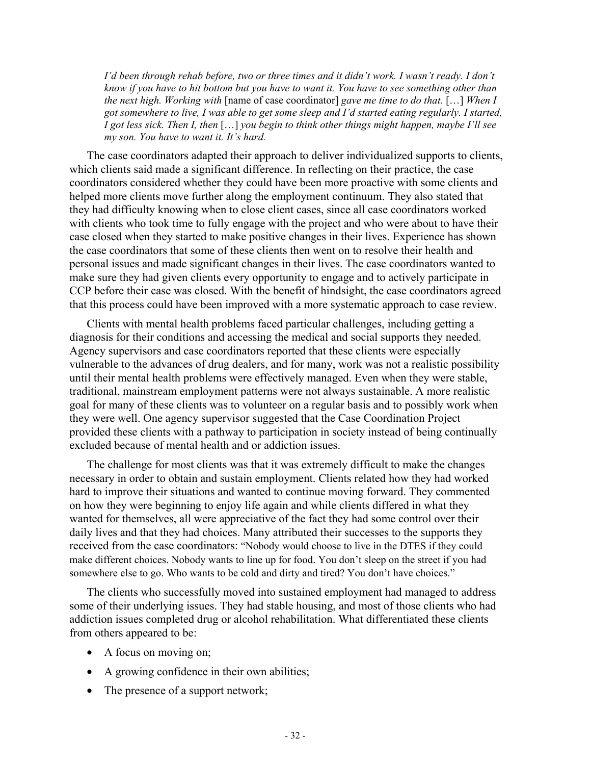*I'd been through rehab before, two or three times and it didn't work. I wasn't ready. I don't know if you have to hit bottom but you have to want it. You have to see something other than the next high. Working with* [name of case coordinator] *gave me time to do that.* […] *When I got somewhere to live, I was able to get some sleep and I'd started eating regularly. I started, I got less sick. Then I, then* […] *you begin to think other things might happen, maybe I'll see my son. You have to want it. It's hard.*

The case coordinators adapted their approach to deliver individualized supports to clients, which clients said made a significant difference. In reflecting on their practice, the case coordinators considered whether they could have been more proactive with some clients and helped more clients move further along the employment continuum. They also stated that they had difficulty knowing when to close client cases, since all case coordinators worked with clients who took time to fully engage with the project and who were about to have their case closed when they started to make positive changes in their lives. Experience has shown the case coordinators that some of these clients then went on to resolve their health and personal issues and made significant changes in their lives. The case coordinators wanted to make sure they had given clients every opportunity to engage and to actively participate in CCP before their case was closed. With the benefit of hindsight, the case coordinators agreed that this process could have been improved with a more systematic approach to case review.

Clients with mental health problems faced particular challenges, including getting a diagnosis for their conditions and accessing the medical and social supports they needed. Agency supervisors and case coordinators reported that these clients were especially vulnerable to the advances of drug dealers, and for many, work was not a realistic possibility until their mental health problems were effectively managed. Even when they were stable, traditional, mainstream employment patterns were not always sustainable. A more realistic goal for many of these clients was to volunteer on a regular basis and to possibly work when they were well. One agency supervisor suggested that the Case Coordination Project provided these clients with a pathway to participation in society instead of being continually excluded because of mental health and or addiction issues.

The challenge for most clients was that it was extremely difficult to make the changes necessary in order to obtain and sustain employment. Clients related how they had worked hard to improve their situations and wanted to continue moving forward. They commented on how they were beginning to enjoy life again and while clients differed in what they wanted for themselves, all were appreciative of the fact they had some control over their daily lives and that they had choices. Many attributed their successes to the supports they received from the case coordinators: "Nobody would choose to live in the DTES if they could make different choices. Nobody wants to line up for food. You don't sleep on the street if you had somewhere else to go. Who wants to be cold and dirty and tired? You don't have choices."

The clients who successfully moved into sustained employment had managed to address some of their underlying issues. They had stable housing, and most of those clients who had addiction issues completed drug or alcohol rehabilitation. What differentiated these clients from others appeared to be:

- A focus on moving on;
- A growing confidence in their own abilities;
- The presence of a support network;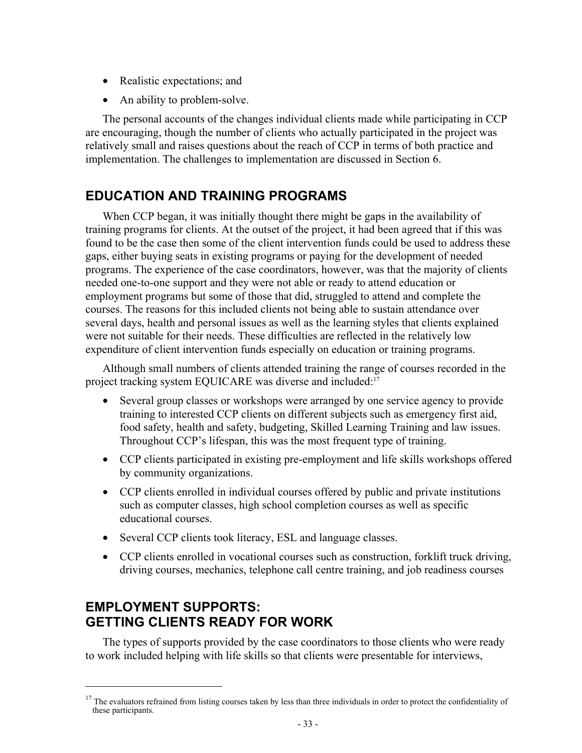- Realistic expectations; and
- An ability to problem-solve.

The personal accounts of the changes individual clients made while participating in CCP are encouraging, though the number of clients who actually participated in the project was relatively small and raises questions about the reach of CCP in terms of both practice and implementation. The challenges to implementation are discussed in Section 6.

## EDUCATION AND TRAINING PROGRAMS

When CCP began, it was initially thought there might be gaps in the availability of training programs for clients. At the outset of the project, it had been agreed that if this was found to be the case then some of the client intervention funds could be used to address these gaps, either buying seats in existing programs or paying for the development of needed programs. The experience of the case coordinators, however, was that the majority of clients needed one-to-one support and they were not able or ready to attend education or employment programs but some of those that did, struggled to attend and complete the courses. The reasons for this included clients not being able to sustain attendance over several days, health and personal issues as well as the learning styles that clients explained were not suitable for their needs. These difficulties are reflected in the relatively low expenditure of client intervention funds especially on education or training programs.

Although small numbers of clients attended training the range of courses recorded in the project tracking system EQUICARE was diverse and included:[17]

- Several group classes or workshops were arranged by one service agency to provide training to interested CCP clients on different subjects such as emergency first aid, food safety, health and safety, budgeting, Skilled Learning Training and law issues. Throughout CCP's lifespan, this was the most frequent type of training.
- CCP clients participated in existing pre-employment and life skills workshops offered by community organizations.
- CCP clients enrolled in individual courses offered by public and private institutions such as computer classes, high school completion courses as well as specific educational courses.
- Several CCP clients took literacy, ESL and language classes.
- CCP clients enrolled in vocational courses such as construction, forklift truck driving, driving courses, mechanics, telephone call centre training, and job readiness courses

## EMPLOYMENT SUPPORTS: GETTING CLIENTS READY FOR WORK

The types of supports provided by the case coordinators to those clients who were ready to work included helping with life skills so that clients were presentable for interviews,

---

[17] The evaluators refrained from listing courses taken by less than three individuals in order to protect the confidentiality of these participants.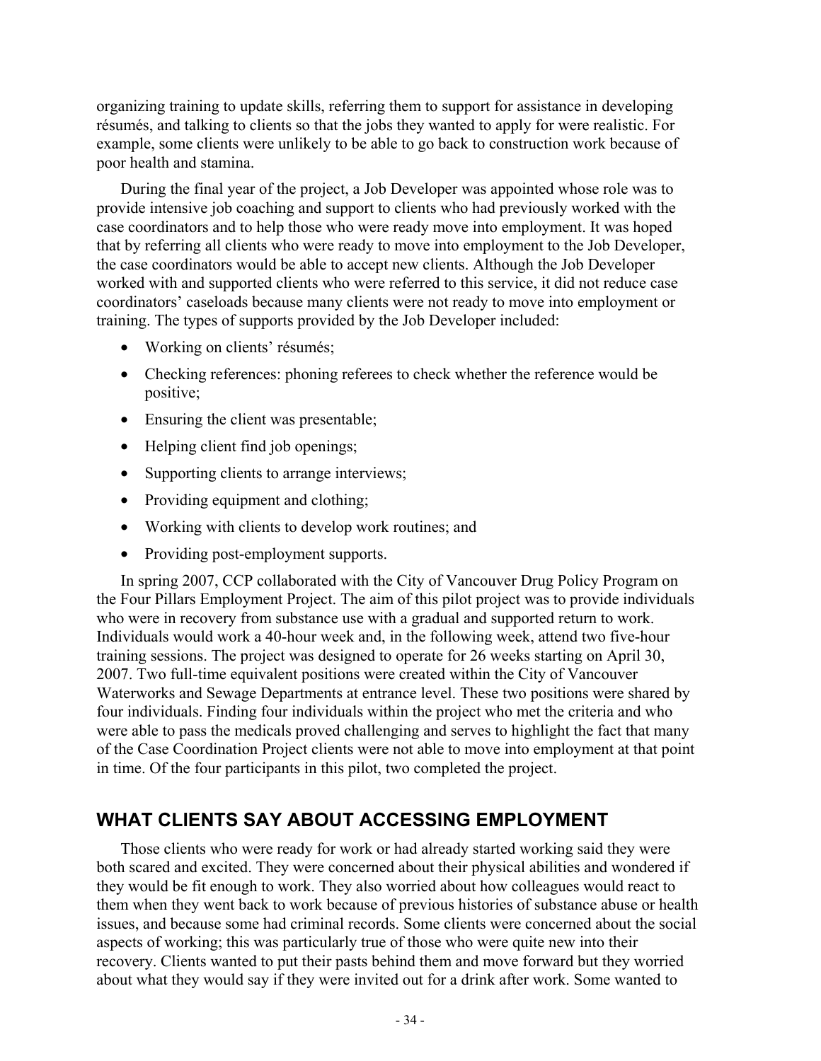organizing training to update skills, referring them to support for assistance in developing résumés, and talking to clients so that the jobs they wanted to apply for were realistic. For example, some clients were unlikely to be able to go back to construction work because of poor health and stamina.

During the final year of the project, a Job Developer was appointed whose role was to provide intensive job coaching and support to clients who had previously worked with the case coordinators and to help those who were ready move into employment. It was hoped that by referring all clients who were ready to move into employment to the Job Developer, the case coordinators would be able to accept new clients. Although the Job Developer worked with and supported clients who were referred to this service, it did not reduce case coordinators' caseloads because many clients were not ready to move into employment or training. The types of supports provided by the Job Developer included:

- Working on clients' résumés;
- Checking references: phoning referees to check whether the reference would be positive;
- Ensuring the client was presentable;
- Helping client find job openings;
- Supporting clients to arrange interviews;
- Providing equipment and clothing;
- Working with clients to develop work routines; and
- Providing post-employment supports.

In spring 2007, CCP collaborated with the City of Vancouver Drug Policy Program on the Four Pillars Employment Project. The aim of this pilot project was to provide individuals who were in recovery from substance use with a gradual and supported return to work. Individuals would work a 40-hour week and, in the following week, attend two five-hour training sessions. The project was designed to operate for 26 weeks starting on April 30, 2007. Two full-time equivalent positions were created within the City of Vancouver Waterworks and Sewage Departments at entrance level. These two positions were shared by four individuals. Finding four individuals within the project who met the criteria and who were able to pass the medicals proved challenging and serves to highlight the fact that many of the Case Coordination Project clients were not able to move into employment at that point in time. Of the four participants in this pilot, two completed the project.

## WHAT CLIENTS SAY ABOUT ACCESSING EMPLOYMENT

Those clients who were ready for work or had already started working said they were both scared and excited. They were concerned about their physical abilities and wondered if they would be fit enough to work. They also worried about how colleagues would react to them when they went back to work because of previous histories of substance abuse or health issues, and because some had criminal records. Some clients were concerned about the social aspects of working; this was particularly true of those who were quite new into their recovery. Clients wanted to put their pasts behind them and move forward but they worried about what they would say if they were invited out for a drink after work. Some wanted to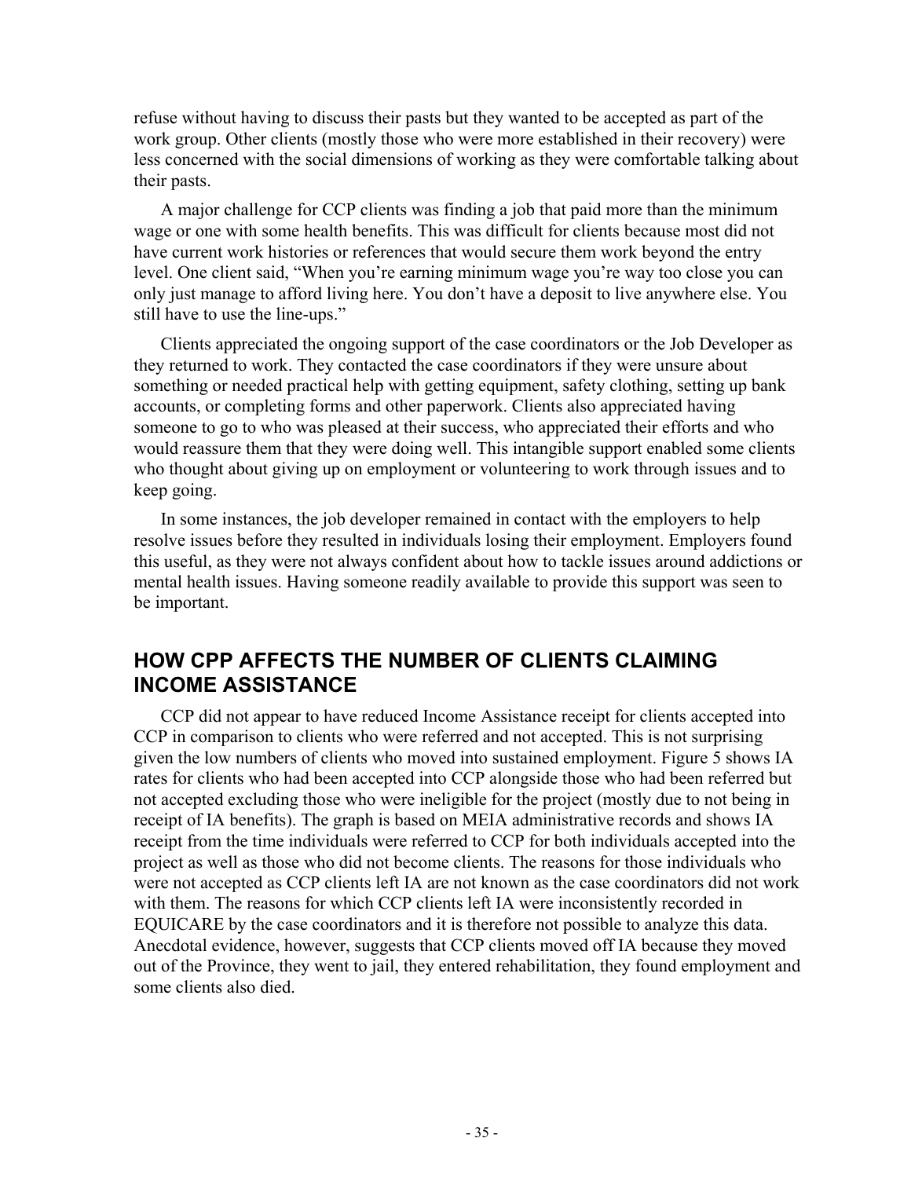refuse without having to discuss their pasts but they wanted to be accepted as part of the work group. Other clients (mostly those who were more established in their recovery) were less concerned with the social dimensions of working as they were comfortable talking about their pasts.

A major challenge for CCP clients was finding a job that paid more than the minimum wage or one with some health benefits. This was difficult for clients because most did not have current work histories or references that would secure them work beyond the entry level. One client said, "When you're earning minimum wage you're way too close you can only just manage to afford living here. You don't have a deposit to live anywhere else. You still have to use the line-ups."

Clients appreciated the ongoing support of the case coordinators or the Job Developer as they returned to work. They contacted the case coordinators if they were unsure about something or needed practical help with getting equipment, safety clothing, setting up bank accounts, or completing forms and other paperwork. Clients also appreciated having someone to go to who was pleased at their success, who appreciated their efforts and who would reassure them that they were doing well. This intangible support enabled some clients who thought about giving up on employment or volunteering to work through issues and to keep going.

In some instances, the job developer remained in contact with the employers to help resolve issues before they resulted in individuals losing their employment. Employers found this useful, as they were not always confident about how to tackle issues around addictions or mental health issues. Having someone readily available to provide this support was seen to be important.

## HOW CPP AFFECTS THE NUMBER OF CLIENTS CLAIMING INCOME ASSISTANCE

CCP did not appear to have reduced Income Assistance receipt for clients accepted into CCP in comparison to clients who were referred and not accepted. This is not surprising given the low numbers of clients who moved into sustained employment. Figure 5 shows IA rates for clients who had been accepted into CCP alongside those who had been referred but not accepted excluding those who were ineligible for the project (mostly due to not being in receipt of IA benefits). The graph is based on MEIA administrative records and shows IA receipt from the time individuals were referred to CCP for both individuals accepted into the project as well as those who did not become clients. The reasons for those individuals who were not accepted as CCP clients left IA are not known as the case coordinators did not work with them. The reasons for which CCP clients left IA were inconsistently recorded in EQUICARE by the case coordinators and it is therefore not possible to analyze this data. Anecdotal evidence, however, suggests that CCP clients moved off IA because they moved out of the Province, they went to jail, they entered rehabilitation, they found employment and some clients also died.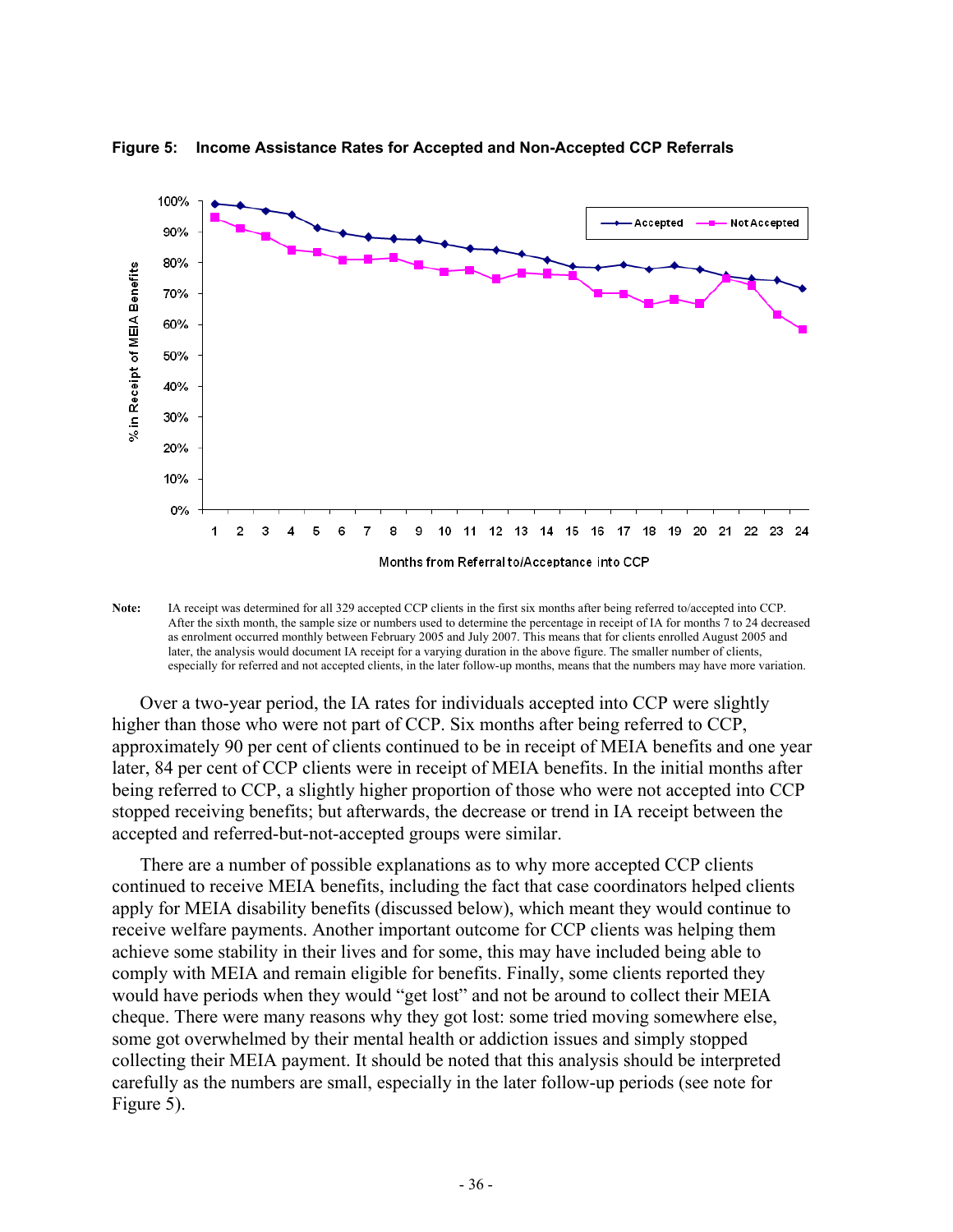**Figure 5: Income Assistance Rates for Accepted and Non-Accepted CCP Referrals**

**Note:** IA receipt was determined for all 329 accepted CCP clients in the first six months after being referred to/accepted into CCP. After the sixth month, the sample size or numbers used to determine the percentage in receipt of IA for months 7 to 24 decreased as enrolment occurred monthly between February 2005 and July 2007. This means that for clients enrolled August 2005 and later, the analysis would document IA receipt for a varying duration in the above figure. The smaller number of clients, especially for referred and not accepted clients, in the later follow-up months, means that the numbers may have more variation.

Over a two-year period, the IA rates for individuals accepted into CCP were slightly higher than those who were not part of CCP. Six months after being referred to CCP, approximately 90 per cent of clients continued to be in receipt of MEIA benefits and one year later, 84 per cent of CCP clients were in receipt of MEIA benefits. In the initial months after being referred to CCP, a slightly higher proportion of those who were not accepted into CCP stopped receiving benefits; but afterwards, the decrease or trend in IA receipt between the accepted and referred-but-not-accepted groups were similar.

There are a number of possible explanations as to why more accepted CCP clients continued to receive MEIA benefits, including the fact that case coordinators helped clients apply for MEIA disability benefits (discussed below), which meant they would continue to receive welfare payments. Another important outcome for CCP clients was helping them achieve some stability in their lives and for some, this may have included being able to comply with MEIA and remain eligible for benefits. Finally, some clients reported they would have periods when they would "get lost" and not be around to collect their MEIA cheque. There were many reasons why they got lost: some tried moving somewhere else, some got overwhelmed by their mental health or addiction issues and simply stopped collecting their MEIA payment. It should be noted that this analysis should be interpreted carefully as the numbers are small, especially in the later follow-up periods (see note for Figure 5).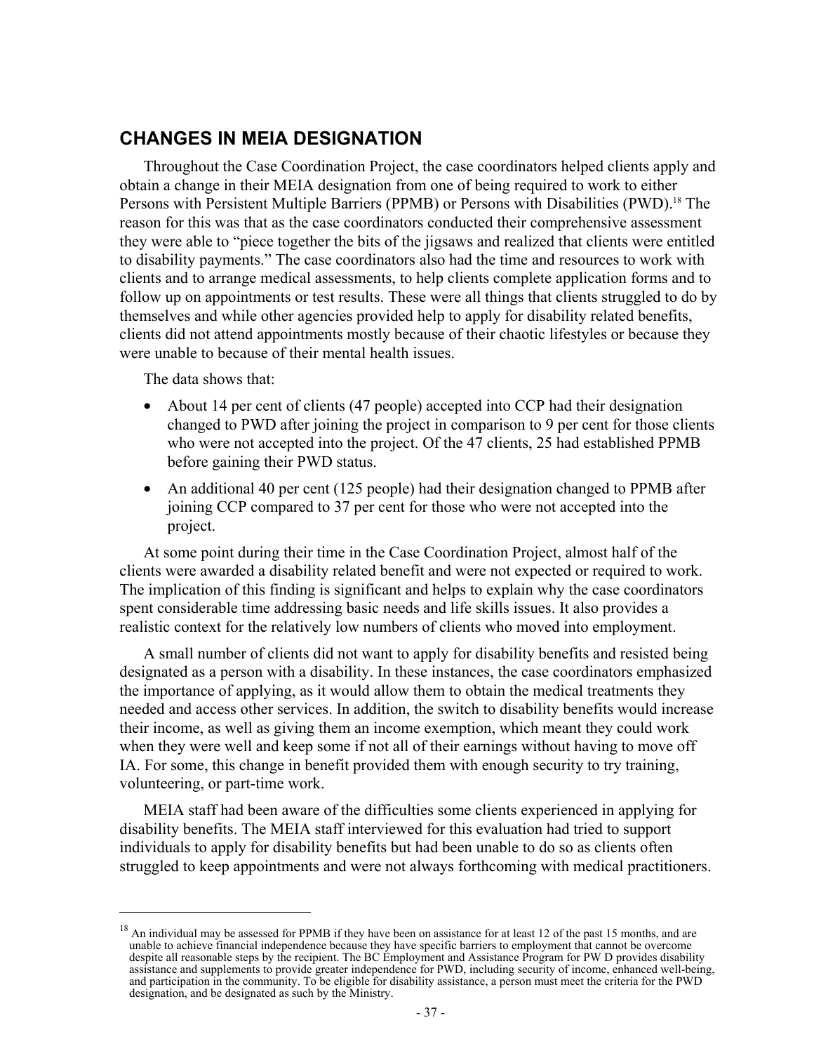## CHANGES IN MEIA DESIGNATION

Throughout the Case Coordination Project, the case coordinators helped clients apply and obtain a change in their MEIA designation from one of being required to work to either Persons with Persistent Multiple Barriers (PPMB) or Persons with Disabilities (PWD).[18] The reason for this was that as the case coordinators conducted their comprehensive assessment they were able to "piece together the bits of the jigsaws and realized that clients were entitled to disability payments." The case coordinators also had the time and resources to work with clients and to arrange medical assessments, to help clients complete application forms and to follow up on appointments or test results. These were all things that clients struggled to do by themselves and while other agencies provided help to apply for disability related benefits, clients did not attend appointments mostly because of their chaotic lifestyles or because they were unable to because of their mental health issues.

The data shows that:

- About 14 per cent of clients (47 people) accepted into CCP had their designation changed to PWD after joining the project in comparison to 9 per cent for those clients who were not accepted into the project. Of the 47 clients, 25 had established PPMB before gaining their PWD status.
- An additional 40 per cent (125 people) had their designation changed to PPMB after joining CCP compared to 37 per cent for those who were not accepted into the project.

At some point during their time in the Case Coordination Project, almost half of the clients were awarded a disability related benefit and were not expected or required to work. The implication of this finding is significant and helps to explain why the case coordinators spent considerable time addressing basic needs and life skills issues. It also provides a realistic context for the relatively low numbers of clients who moved into employment.

A small number of clients did not want to apply for disability benefits and resisted being designated as a person with a disability. In these instances, the case coordinators emphasized the importance of applying, as it would allow them to obtain the medical treatments they needed and access other services. In addition, the switch to disability benefits would increase their income, as well as giving them an income exemption, which meant they could work when they were well and keep some if not all of their earnings without having to move off IA. For some, this change in benefit provided them with enough security to try training, volunteering, or part-time work.

MEIA staff had been aware of the difficulties some clients experienced in applying for disability benefits. The MEIA staff interviewed for this evaluation had tried to support individuals to apply for disability benefits but had been unable to do so as clients often struggled to keep appointments and were not always forthcoming with medical practitioners.

---

[18] An individual may be assessed for PPMB if they have been on assistance for at least 12 of the past 15 months, and are unable to achieve financial independence because they have specific barriers to employment that cannot be overcome despite all reasonable steps by the recipient. The BC Employment and Assistance Program for PW D provides disability assistance and supplements to provide greater independence for PWD, including security of income, enhanced well-being, and participation in the community. To be eligible for disability assistance, a person must meet the criteria for the PWD designation, and be designated as such by the Ministry.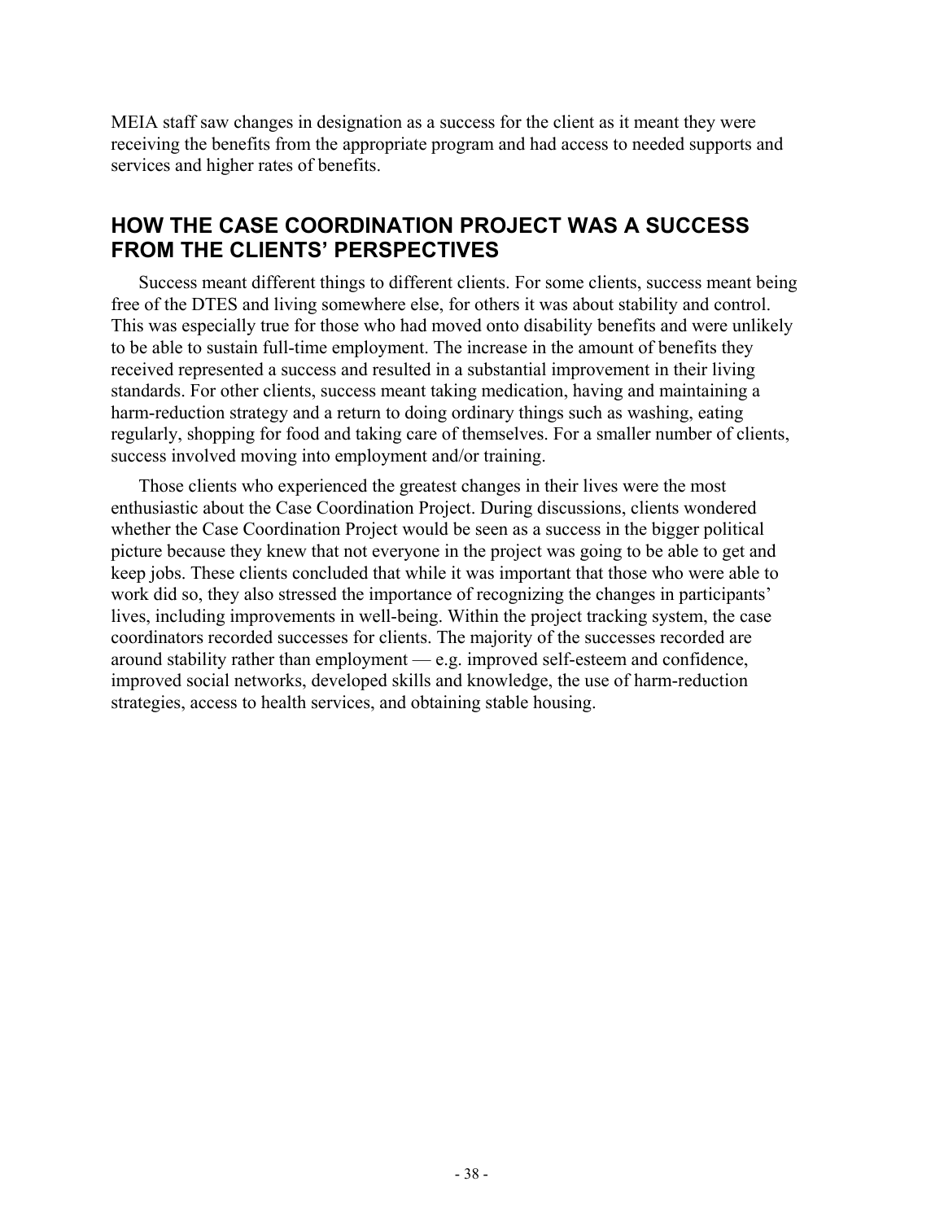MEIA staff saw changes in designation as a success for the client as it meant they were receiving the benefits from the appropriate program and had access to needed supports and services and higher rates of benefits.

## HOW THE CASE COORDINATION PROJECT WAS A SUCCESS FROM THE CLIENTS' PERSPECTIVES

Success meant different things to different clients. For some clients, success meant being free of the DTES and living somewhere else, for others it was about stability and control. This was especially true for those who had moved onto disability benefits and were unlikely to be able to sustain full-time employment. The increase in the amount of benefits they received represented a success and resulted in a substantial improvement in their living standards. For other clients, success meant taking medication, having and maintaining a harm-reduction strategy and a return to doing ordinary things such as washing, eating regularly, shopping for food and taking care of themselves. For a smaller number of clients, success involved moving into employment and/or training.

Those clients who experienced the greatest changes in their lives were the most enthusiastic about the Case Coordination Project. During discussions, clients wondered whether the Case Coordination Project would be seen as a success in the bigger political picture because they knew that not everyone in the project was going to be able to get and keep jobs. These clients concluded that while it was important that those who were able to work did so, they also stressed the importance of recognizing the changes in participants' lives, including improvements in well-being. Within the project tracking system, the case coordinators recorded successes for clients. The majority of the successes recorded are around stability rather than employment — e.g. improved self-esteem and confidence, improved social networks, developed skills and knowledge, the use of harm-reduction strategies, access to health services, and obtaining stable housing.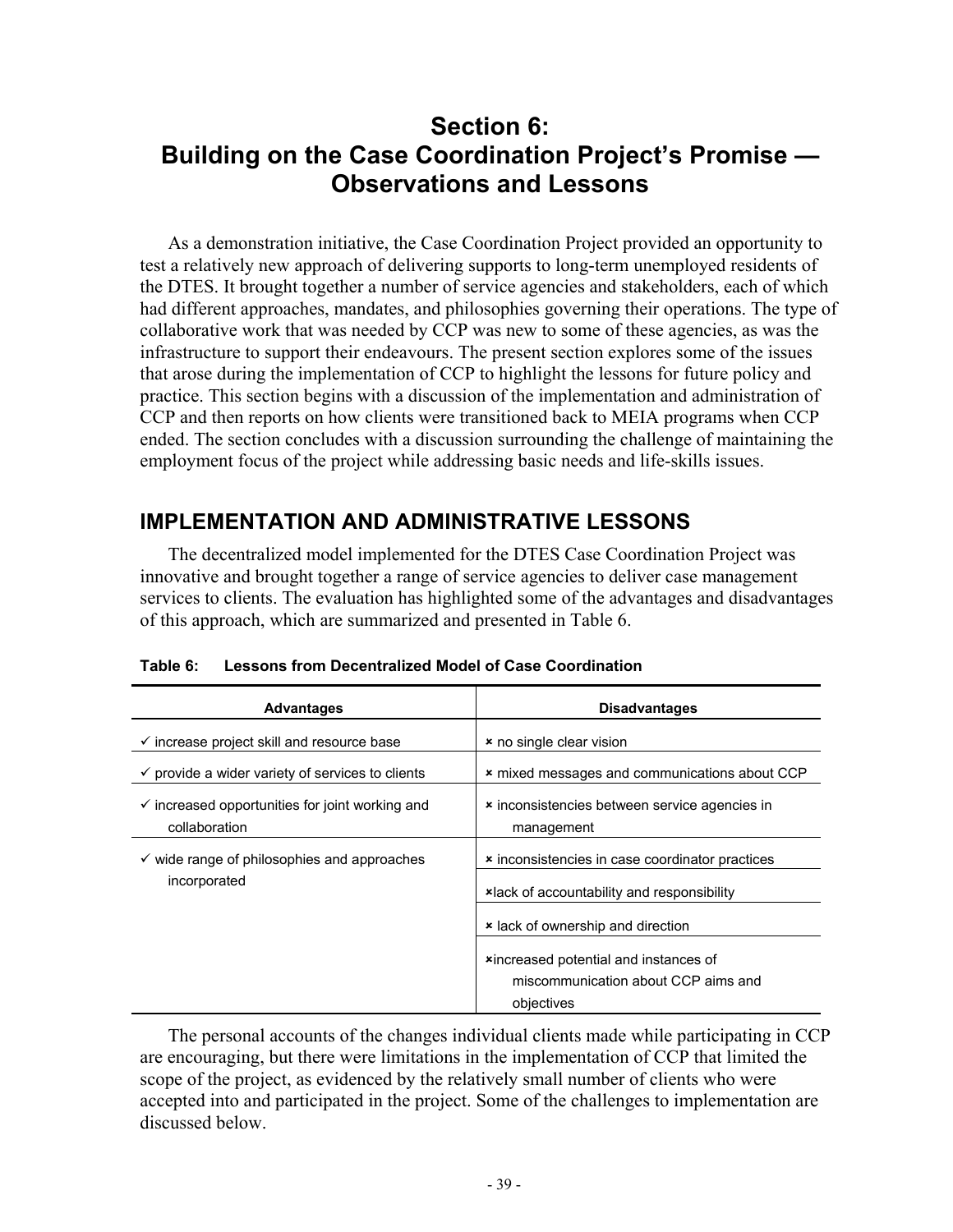# Section 6: Building on the Case Coordination Project's Promise — Observations and Lessons

As a demonstration initiative, the Case Coordination Project provided an opportunity to test a relatively new approach of delivering supports to long-term unemployed residents of the DTES. It brought together a number of service agencies and stakeholders, each of which had different approaches, mandates, and philosophies governing their operations. The type of collaborative work that was needed by CCP was new to some of these agencies, as was the infrastructure to support their endeavours. The present section explores some of the issues that arose during the implementation of CCP to highlight the lessons for future policy and practice. This section begins with a discussion of the implementation and administration of CCP and then reports on how clients were transitioned back to MEIA programs when CCP ended. The section concludes with a discussion surrounding the challenge of maintaining the employment focus of the project while addressing basic needs and life-skills issues.

## IMPLEMENTATION AND ADMINISTRATIVE LESSONS

The decentralized model implemented for the DTES Case Coordination Project was innovative and brought together a range of service agencies to deliver case management services to clients. The evaluation has highlighted some of the advantages and disadvantages of this approach, which are summarized and presented in Table 6.

**Table 6: Lessons from Decentralized Model of Case Coordination**

| Advantages | Disadvantages |
|---|---|
| ✓ increase project skill and resource base | × no single clear vision |
| ✓ provide a wider variety of services to clients | × mixed messages and communications about CCP |
| ✓ increased opportunities for joint working and collaboration | × inconsistencies between service agencies in management |
| ✓ wide range of philosophies and approaches incorporated | × inconsistencies in case coordinator practices |
| | × lack of accountability and responsibility |
| | × lack of ownership and direction |
| | × increased potential and instances of miscommunication about CCP aims and objectives |

The personal accounts of the changes individual clients made while participating in CCP are encouraging, but there were limitations in the implementation of CCP that limited the scope of the project, as evidenced by the relatively small number of clients who were accepted into and participated in the project. Some of the challenges to implementation are discussed below.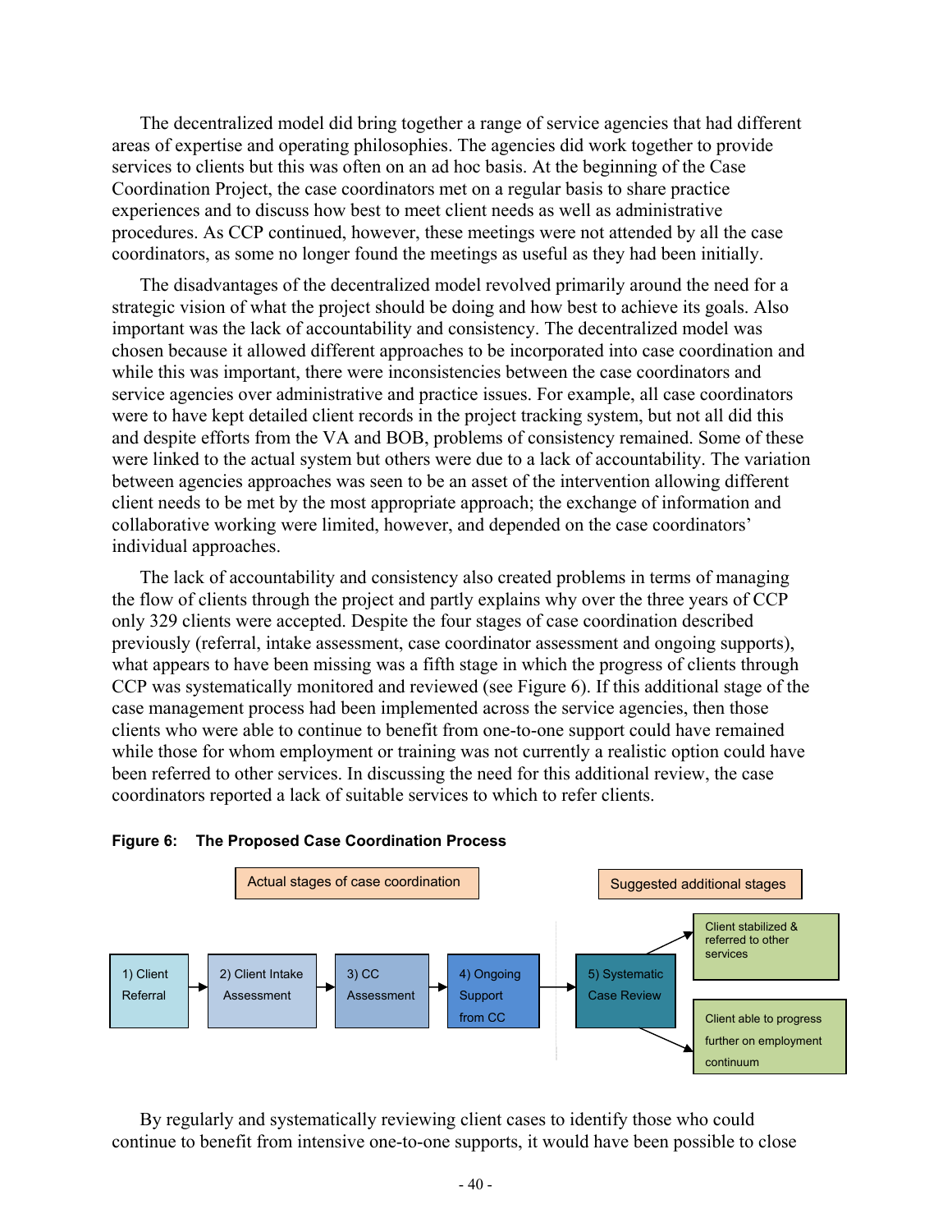The decentralized model did bring together a range of service agencies that had different areas of expertise and operating philosophies. The agencies did work together to provide services to clients but this was often on an ad hoc basis. At the beginning of the Case Coordination Project, the case coordinators met on a regular basis to share practice experiences and to discuss how best to meet client needs as well as administrative procedures. As CCP continued, however, these meetings were not attended by all the case coordinators, as some no longer found the meetings as useful as they had been initially.

The disadvantages of the decentralized model revolved primarily around the need for a strategic vision of what the project should be doing and how best to achieve its goals. Also important was the lack of accountability and consistency. The decentralized model was chosen because it allowed different approaches to be incorporated into case coordination and while this was important, there were inconsistencies between the case coordinators and service agencies over administrative and practice issues. For example, all case coordinators were to have kept detailed client records in the project tracking system, but not all did this and despite efforts from the VA and BOB, problems of consistency remained. Some of these were linked to the actual system but others were due to a lack of accountability. The variation between agencies approaches was seen to be an asset of the intervention allowing different client needs to be met by the most appropriate approach; the exchange of information and collaborative working were limited, however, and depended on the case coordinators' individual approaches.

The lack of accountability and consistency also created problems in terms of managing the flow of clients through the project and partly explains why over the three years of CCP only 329 clients were accepted. Despite the four stages of case coordination described previously (referral, intake assessment, case coordinator assessment and ongoing supports), what appears to have been missing was a fifth stage in which the progress of clients through CCP was systematically monitored and reviewed (see Figure 6). If this additional stage of the case management process had been implemented across the service agencies, then those clients who were able to continue to benefit from one-to-one support could have remained while those for whom employment or training was not currently a realistic option could have been referred to other services. In discussing the need for this additional review, the case coordinators reported a lack of suitable services to which to refer clients.

**Figure 6: The Proposed Case Coordination Process**

Actual stages of case coordination: 1) Client Referral → 2) Client Intake Assessment → 3) CC Assessment → 4) Ongoing Support from CC

Suggested additional stages: → 5) Systematic Case Review → Client stabilized & referred to other services / Client able to progress further on employment continuum

By regularly and systematically reviewing client cases to identify those who could continue to benefit from intensive one-to-one supports, it would have been possible to close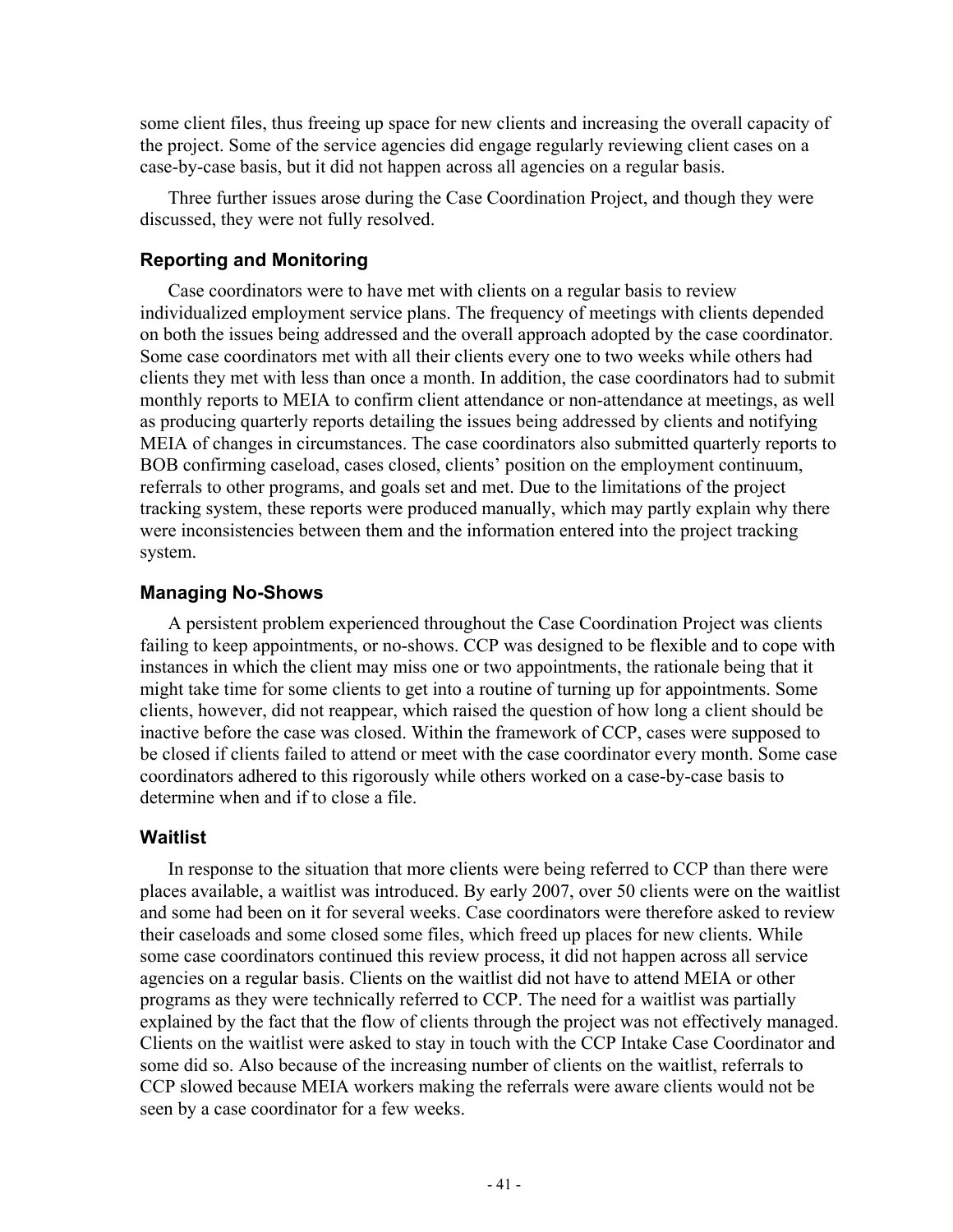some client files, thus freeing up space for new clients and increasing the overall capacity of the project. Some of the service agencies did engage regularly reviewing client cases on a case-by-case basis, but it did not happen across all agencies on a regular basis.

Three further issues arose during the Case Coordination Project, and though they were discussed, they were not fully resolved.

### Reporting and Monitoring

Case coordinators were to have met with clients on a regular basis to review individualized employment service plans. The frequency of meetings with clients depended on both the issues being addressed and the overall approach adopted by the case coordinator. Some case coordinators met with all their clients every one to two weeks while others had clients they met with less than once a month. In addition, the case coordinators had to submit monthly reports to MEIA to confirm client attendance or non-attendance at meetings, as well as producing quarterly reports detailing the issues being addressed by clients and notifying MEIA of changes in circumstances. The case coordinators also submitted quarterly reports to BOB confirming caseload, cases closed, clients' position on the employment continuum, referrals to other programs, and goals set and met. Due to the limitations of the project tracking system, these reports were produced manually, which may partly explain why there were inconsistencies between them and the information entered into the project tracking system.

### Managing No-Shows

A persistent problem experienced throughout the Case Coordination Project was clients failing to keep appointments, or no-shows. CCP was designed to be flexible and to cope with instances in which the client may miss one or two appointments, the rationale being that it might take time for some clients to get into a routine of turning up for appointments. Some clients, however, did not reappear, which raised the question of how long a client should be inactive before the case was closed. Within the framework of CCP, cases were supposed to be closed if clients failed to attend or meet with the case coordinator every month. Some case coordinators adhered to this rigorously while others worked on a case-by-case basis to determine when and if to close a file.

### Waitlist

In response to the situation that more clients were being referred to CCP than there were places available, a waitlist was introduced. By early 2007, over 50 clients were on the waitlist and some had been on it for several weeks. Case coordinators were therefore asked to review their caseloads and some closed some files, which freed up places for new clients. While some case coordinators continued this review process, it did not happen across all service agencies on a regular basis. Clients on the waitlist did not have to attend MEIA or other programs as they were technically referred to CCP. The need for a waitlist was partially explained by the fact that the flow of clients through the project was not effectively managed. Clients on the waitlist were asked to stay in touch with the CCP Intake Case Coordinator and some did so. Also because of the increasing number of clients on the waitlist, referrals to CCP slowed because MEIA workers making the referrals were aware clients would not be seen by a case coordinator for a few weeks.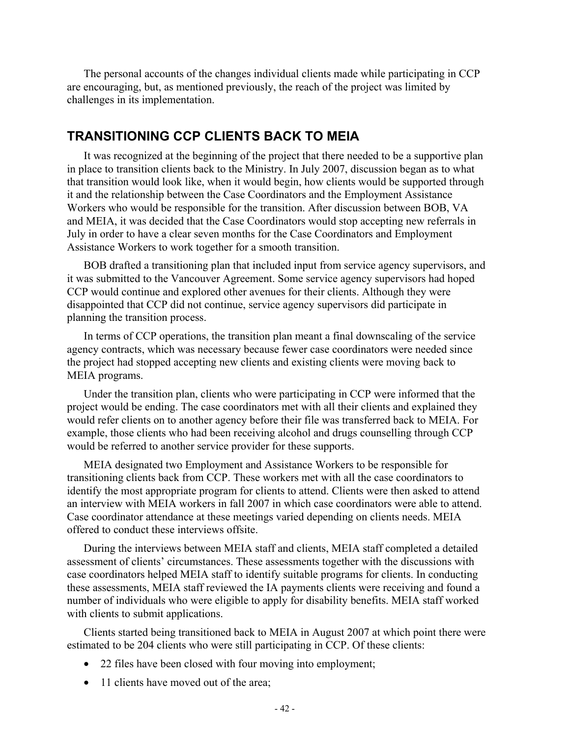The personal accounts of the changes individual clients made while participating in CCP are encouraging, but, as mentioned previously, the reach of the project was limited by challenges in its implementation.

## TRANSITIONING CCP CLIENTS BACK TO MEIA

It was recognized at the beginning of the project that there needed to be a supportive plan in place to transition clients back to the Ministry. In July 2007, discussion began as to what that transition would look like, when it would begin, how clients would be supported through it and the relationship between the Case Coordinators and the Employment Assistance Workers who would be responsible for the transition. After discussion between BOB, VA and MEIA, it was decided that the Case Coordinators would stop accepting new referrals in July in order to have a clear seven months for the Case Coordinators and Employment Assistance Workers to work together for a smooth transition.

BOB drafted a transitioning plan that included input from service agency supervisors, and it was submitted to the Vancouver Agreement. Some service agency supervisors had hoped CCP would continue and explored other avenues for their clients. Although they were disappointed that CCP did not continue, service agency supervisors did participate in planning the transition process.

In terms of CCP operations, the transition plan meant a final downscaling of the service agency contracts, which was necessary because fewer case coordinators were needed since the project had stopped accepting new clients and existing clients were moving back to MEIA programs.

Under the transition plan, clients who were participating in CCP were informed that the project would be ending. The case coordinators met with all their clients and explained they would refer clients on to another agency before their file was transferred back to MEIA. For example, those clients who had been receiving alcohol and drugs counselling through CCP would be referred to another service provider for these supports.

MEIA designated two Employment and Assistance Workers to be responsible for transitioning clients back from CCP. These workers met with all the case coordinators to identify the most appropriate program for clients to attend. Clients were then asked to attend an interview with MEIA workers in fall 2007 in which case coordinators were able to attend. Case coordinator attendance at these meetings varied depending on clients needs. MEIA offered to conduct these interviews offsite.

During the interviews between MEIA staff and clients, MEIA staff completed a detailed assessment of clients' circumstances. These assessments together with the discussions with case coordinators helped MEIA staff to identify suitable programs for clients. In conducting these assessments, MEIA staff reviewed the IA payments clients were receiving and found a number of individuals who were eligible to apply for disability benefits. MEIA staff worked with clients to submit applications.

Clients started being transitioned back to MEIA in August 2007 at which point there were estimated to be 204 clients who were still participating in CCP. Of these clients:

- 22 files have been closed with four moving into employment;
- 11 clients have moved out of the area;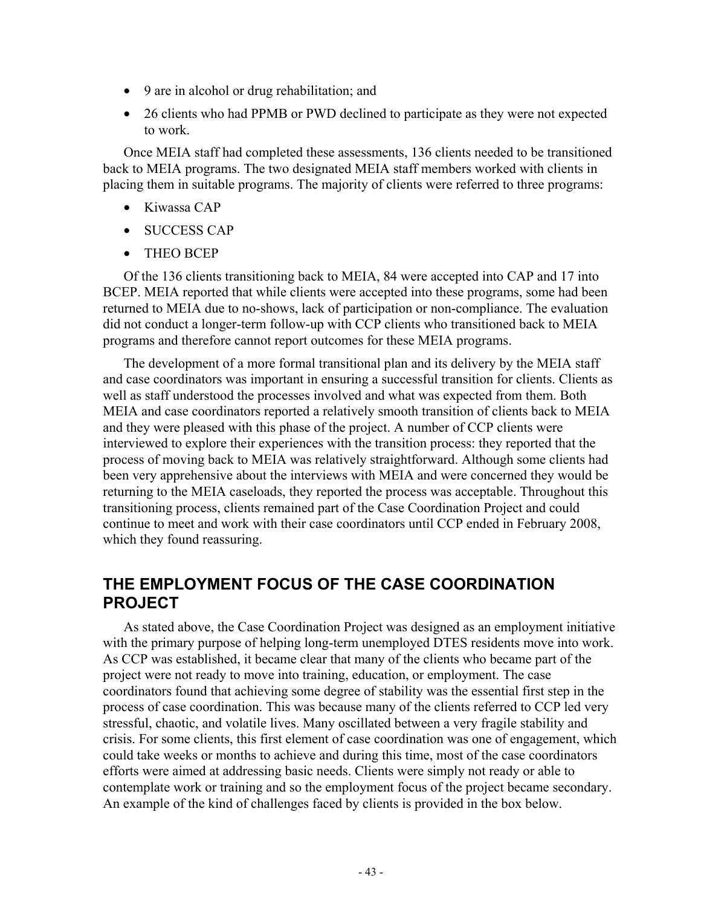- 9 are in alcohol or drug rehabilitation; and
- 26 clients who had PPMB or PWD declined to participate as they were not expected to work.

Once MEIA staff had completed these assessments, 136 clients needed to be transitioned back to MEIA programs. The two designated MEIA staff members worked with clients in placing them in suitable programs. The majority of clients were referred to three programs:

- Kiwassa CAP
- SUCCESS CAP
- THEO BCEP

Of the 136 clients transitioning back to MEIA, 84 were accepted into CAP and 17 into BCEP. MEIA reported that while clients were accepted into these programs, some had been returned to MEIA due to no-shows, lack of participation or non-compliance. The evaluation did not conduct a longer-term follow-up with CCP clients who transitioned back to MEIA programs and therefore cannot report outcomes for these MEIA programs.

The development of a more formal transitional plan and its delivery by the MEIA staff and case coordinators was important in ensuring a successful transition for clients. Clients as well as staff understood the processes involved and what was expected from them. Both MEIA and case coordinators reported a relatively smooth transition of clients back to MEIA and they were pleased with this phase of the project. A number of CCP clients were interviewed to explore their experiences with the transition process: they reported that the process of moving back to MEIA was relatively straightforward. Although some clients had been very apprehensive about the interviews with MEIA and were concerned they would be returning to the MEIA caseloads, they reported the process was acceptable. Throughout this transitioning process, clients remained part of the Case Coordination Project and could continue to meet and work with their case coordinators until CCP ended in February 2008, which they found reassuring.

## THE EMPLOYMENT FOCUS OF THE CASE COORDINATION PROJECT

As stated above, the Case Coordination Project was designed as an employment initiative with the primary purpose of helping long-term unemployed DTES residents move into work. As CCP was established, it became clear that many of the clients who became part of the project were not ready to move into training, education, or employment. The case coordinators found that achieving some degree of stability was the essential first step in the process of case coordination. This was because many of the clients referred to CCP led very stressful, chaotic, and volatile lives. Many oscillated between a very fragile stability and crisis. For some clients, this first element of case coordination was one of engagement, which could take weeks or months to achieve and during this time, most of the case coordinators efforts were aimed at addressing basic needs. Clients were simply not ready or able to contemplate work or training and so the employment focus of the project became secondary. An example of the kind of challenges faced by clients is provided in the box below.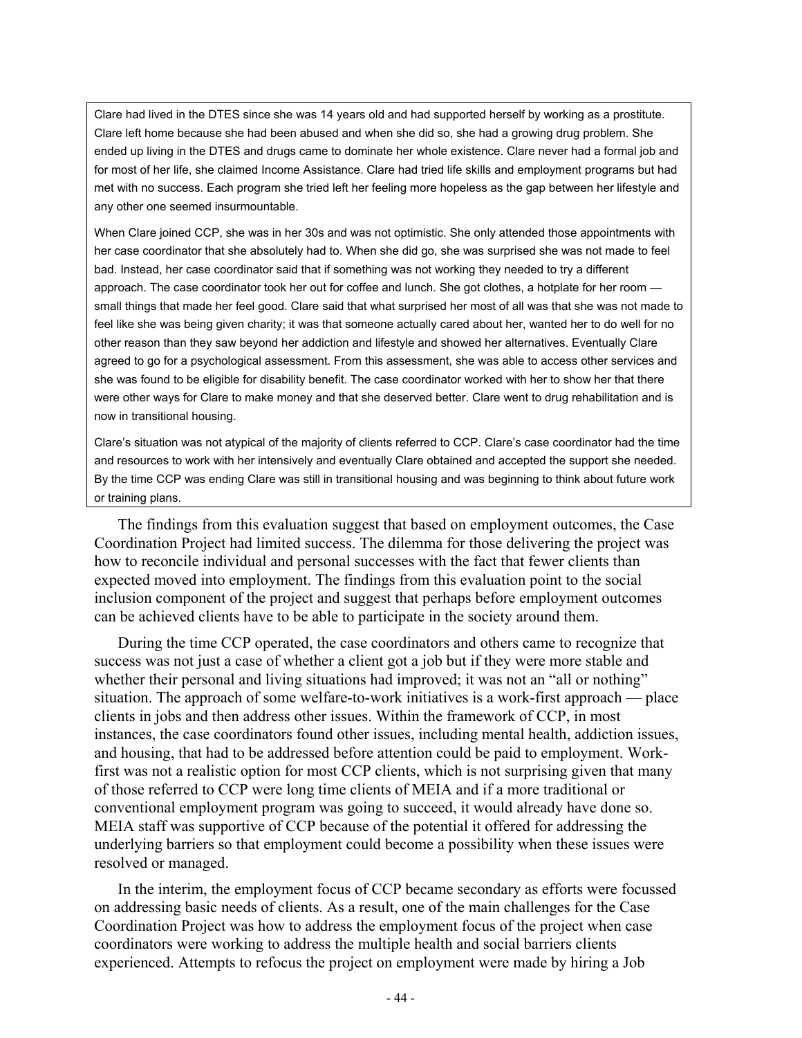> Clare had lived in the DTES since she was 14 years old and had supported herself by working as a prostitute. Clare left home because she had been abused and when she did so, she had a growing drug problem. She ended up living in the DTES and drugs came to dominate her whole existence. Clare never had a formal job and for most of her life, she claimed Income Assistance. Clare had tried life skills and employment programs but had met with no success. Each program she tried left her feeling more hopeless as the gap between her lifestyle and any other one seemed insurmountable.
>
> When Clare joined CCP, she was in her 30s and was not optimistic. She only attended those appointments with her case coordinator that she absolutely had to. When she did go, she was surprised she was not made to feel bad. Instead, her case coordinator said that if something was not working they needed to try a different approach. The case coordinator took her out for coffee and lunch. She got clothes, a hotplate for her room — small things that made her feel good. Clare said that what surprised her most of all was that she was not made to feel like she was being given charity; it was that someone actually cared about her, wanted her to do well for no other reason than they saw beyond her addiction and lifestyle and showed her alternatives. Eventually Clare agreed to go for a psychological assessment. From this assessment, she was able to access other services and she was found to be eligible for disability benefit. The case coordinator worked with her to show her that there were other ways for Clare to make money and that she deserved better. Clare went to drug rehabilitation and is now in transitional housing.
>
> Clare's situation was not atypical of the majority of clients referred to CCP. Clare's case coordinator had the time and resources to work with her intensively and eventually Clare obtained and accepted the support she needed. By the time CCP was ending Clare was still in transitional housing and was beginning to think about future work or training plans.

The findings from this evaluation suggest that based on employment outcomes, the Case Coordination Project had limited success. The dilemma for those delivering the project was how to reconcile individual and personal successes with the fact that fewer clients than expected moved into employment. The findings from this evaluation point to the social inclusion component of the project and suggest that perhaps before employment outcomes can be achieved clients have to be able to participate in the society around them.

During the time CCP operated, the case coordinators and others came to recognize that success was not just a case of whether a client got a job but if they were more stable and whether their personal and living situations had improved; it was not an "all or nothing" situation. The approach of some welfare-to-work initiatives is a work-first approach — place clients in jobs and then address other issues. Within the framework of CCP, in most instances, the case coordinators found other issues, including mental health, addiction issues, and housing, that had to be addressed before attention could be paid to employment. Work-first was not a realistic option for most CCP clients, which is not surprising given that many of those referred to CCP were long time clients of MEIA and if a more traditional or conventional employment program was going to succeed, it would already have done so. MEIA staff was supportive of CCP because of the potential it offered for addressing the underlying barriers so that employment could become a possibility when these issues were resolved or managed.

In the interim, the employment focus of CCP became secondary as efforts were focussed on addressing basic needs of clients. As a result, one of the main challenges for the Case Coordination Project was how to address the employment focus of the project when case coordinators were working to address the multiple health and social barriers clients experienced. Attempts to refocus the project on employment were made by hiring a Job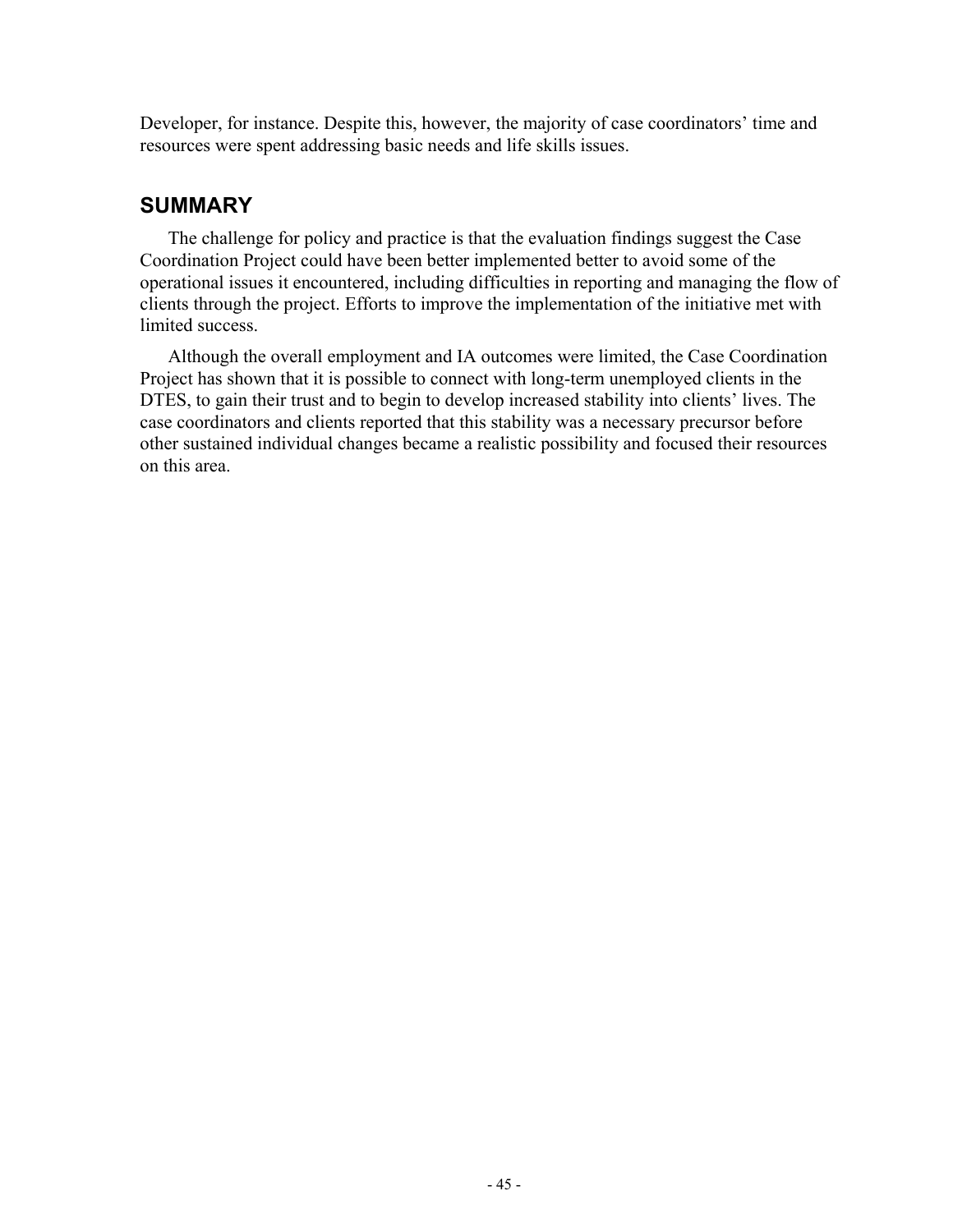Developer, for instance. Despite this, however, the majority of case coordinators' time and resources were spent addressing basic needs and life skills issues.

## SUMMARY

The challenge for policy and practice is that the evaluation findings suggest the Case Coordination Project could have been better implemented better to avoid some of the operational issues it encountered, including difficulties in reporting and managing the flow of clients through the project. Efforts to improve the implementation of the initiative met with limited success.

Although the overall employment and IA outcomes were limited, the Case Coordination Project has shown that it is possible to connect with long-term unemployed clients in the DTES, to gain their trust and to begin to develop increased stability into clients' lives. The case coordinators and clients reported that this stability was a necessary precursor before other sustained individual changes became a realistic possibility and focused their resources on this area.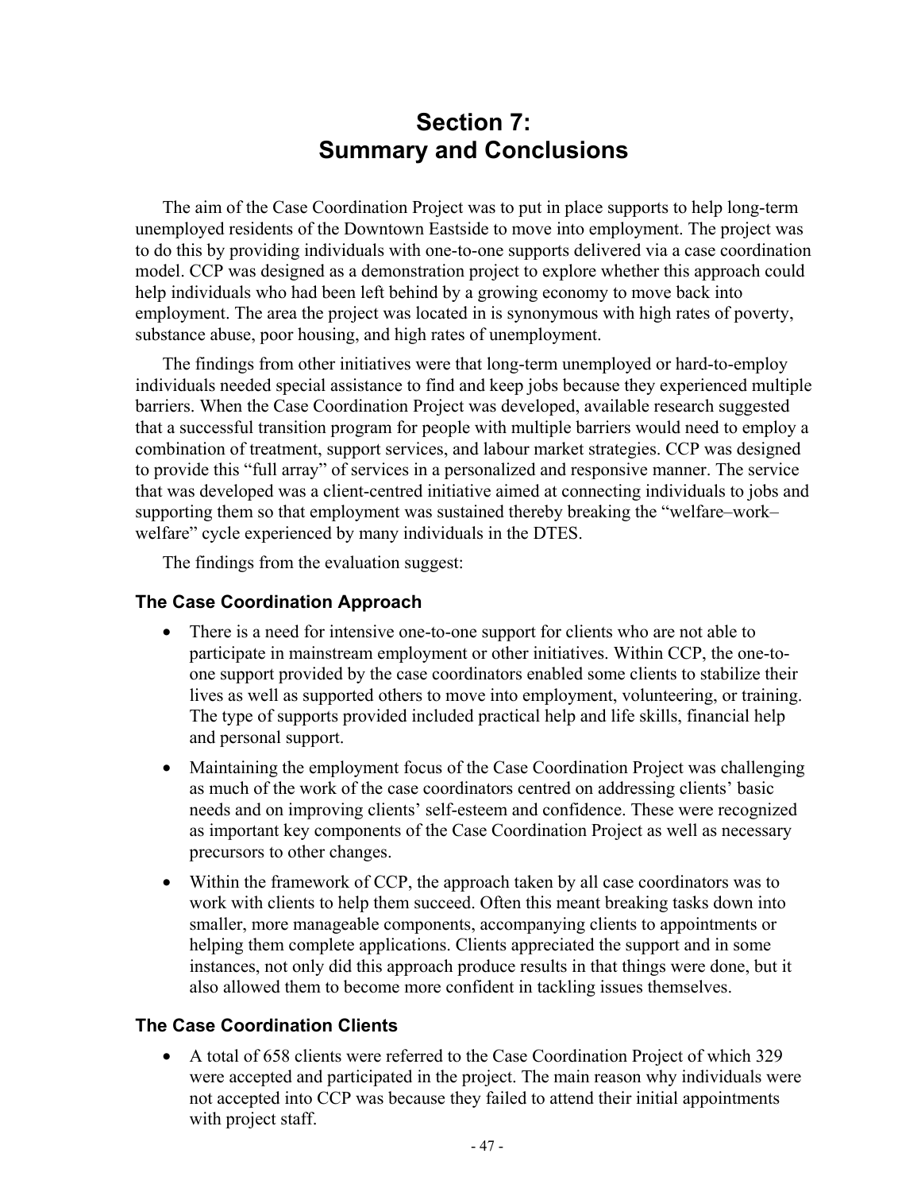# Section 7: Summary and Conclusions

The aim of the Case Coordination Project was to put in place supports to help long-term unemployed residents of the Downtown Eastside to move into employment. The project was to do this by providing individuals with one-to-one supports delivered via a case coordination model. CCP was designed as a demonstration project to explore whether this approach could help individuals who had been left behind by a growing economy to move back into employment. The area the project was located in is synonymous with high rates of poverty, substance abuse, poor housing, and high rates of unemployment.

The findings from other initiatives were that long-term unemployed or hard-to-employ individuals needed special assistance to find and keep jobs because they experienced multiple barriers. When the Case Coordination Project was developed, available research suggested that a successful transition program for people with multiple barriers would need to employ a combination of treatment, support services, and labour market strategies. CCP was designed to provide this "full array" of services in a personalized and responsive manner. The service that was developed was a client-centred initiative aimed at connecting individuals to jobs and supporting them so that employment was sustained thereby breaking the "welfare–work–welfare" cycle experienced by many individuals in the DTES.

The findings from the evaluation suggest:

### The Case Coordination Approach

- There is a need for intensive one-to-one support for clients who are not able to participate in mainstream employment or other initiatives. Within CCP, the one-to-one support provided by the case coordinators enabled some clients to stabilize their lives as well as supported others to move into employment, volunteering, or training. The type of supports provided included practical help and life skills, financial help and personal support.
- Maintaining the employment focus of the Case Coordination Project was challenging as much of the work of the case coordinators centred on addressing clients' basic needs and on improving clients' self-esteem and confidence. These were recognized as important key components of the Case Coordination Project as well as necessary precursors to other changes.
- Within the framework of CCP, the approach taken by all case coordinators was to work with clients to help them succeed. Often this meant breaking tasks down into smaller, more manageable components, accompanying clients to appointments or helping them complete applications. Clients appreciated the support and in some instances, not only did this approach produce results in that things were done, but it also allowed them to become more confident in tackling issues themselves.

### The Case Coordination Clients

- A total of 658 clients were referred to the Case Coordination Project of which 329 were accepted and participated in the project. The main reason why individuals were not accepted into CCP was because they failed to attend their initial appointments with project staff.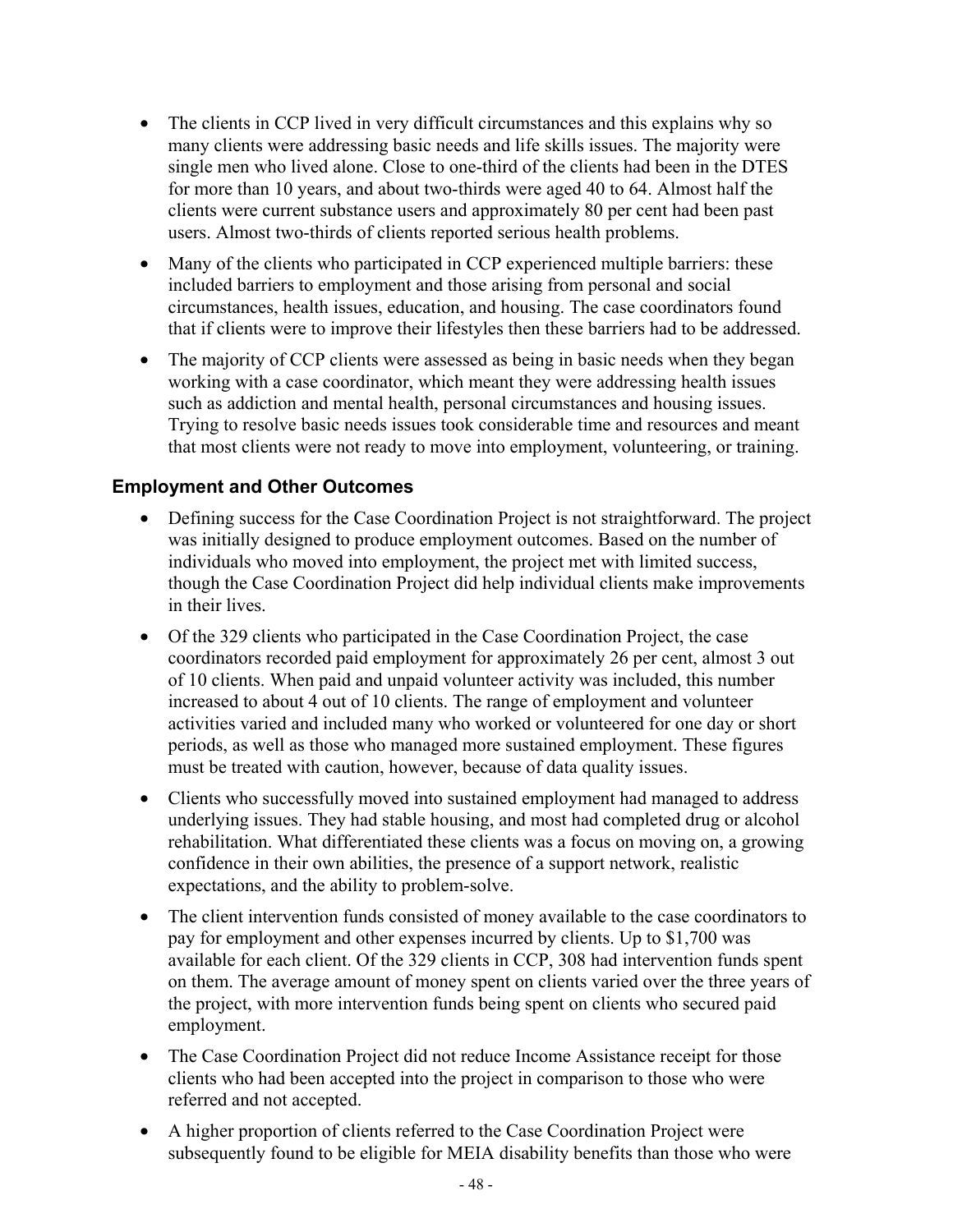- The clients in CCP lived in very difficult circumstances and this explains why so many clients were addressing basic needs and life skills issues. The majority were single men who lived alone. Close to one-third of the clients had been in the DTES for more than 10 years, and about two-thirds were aged 40 to 64. Almost half the clients were current substance users and approximately 80 per cent had been past users. Almost two-thirds of clients reported serious health problems.
- Many of the clients who participated in CCP experienced multiple barriers: these included barriers to employment and those arising from personal and social circumstances, health issues, education, and housing. The case coordinators found that if clients were to improve their lifestyles then these barriers had to be addressed.
- The majority of CCP clients were assessed as being in basic needs when they began working with a case coordinator, which meant they were addressing health issues such as addiction and mental health, personal circumstances and housing issues. Trying to resolve basic needs issues took considerable time and resources and meant that most clients were not ready to move into employment, volunteering, or training.

### Employment and Other Outcomes

- Defining success for the Case Coordination Project is not straightforward. The project was initially designed to produce employment outcomes. Based on the number of individuals who moved into employment, the project met with limited success, though the Case Coordination Project did help individual clients make improvements in their lives.
- Of the 329 clients who participated in the Case Coordination Project, the case coordinators recorded paid employment for approximately 26 per cent, almost 3 out of 10 clients. When paid and unpaid volunteer activity was included, this number increased to about 4 out of 10 clients. The range of employment and volunteer activities varied and included many who worked or volunteered for one day or short periods, as well as those who managed more sustained employment. These figures must be treated with caution, however, because of data quality issues.
- Clients who successfully moved into sustained employment had managed to address underlying issues. They had stable housing, and most had completed drug or alcohol rehabilitation. What differentiated these clients was a focus on moving on, a growing confidence in their own abilities, the presence of a support network, realistic expectations, and the ability to problem-solve.
- The client intervention funds consisted of money available to the case coordinators to pay for employment and other expenses incurred by clients. Up to $1,700 was available for each client. Of the 329 clients in CCP, 308 had intervention funds spent on them. The average amount of money spent on clients varied over the three years of the project, with more intervention funds being spent on clients who secured paid employment.
- The Case Coordination Project did not reduce Income Assistance receipt for those clients who had been accepted into the project in comparison to those who were referred and not accepted.
- A higher proportion of clients referred to the Case Coordination Project were subsequently found to be eligible for MEIA disability benefits than those who were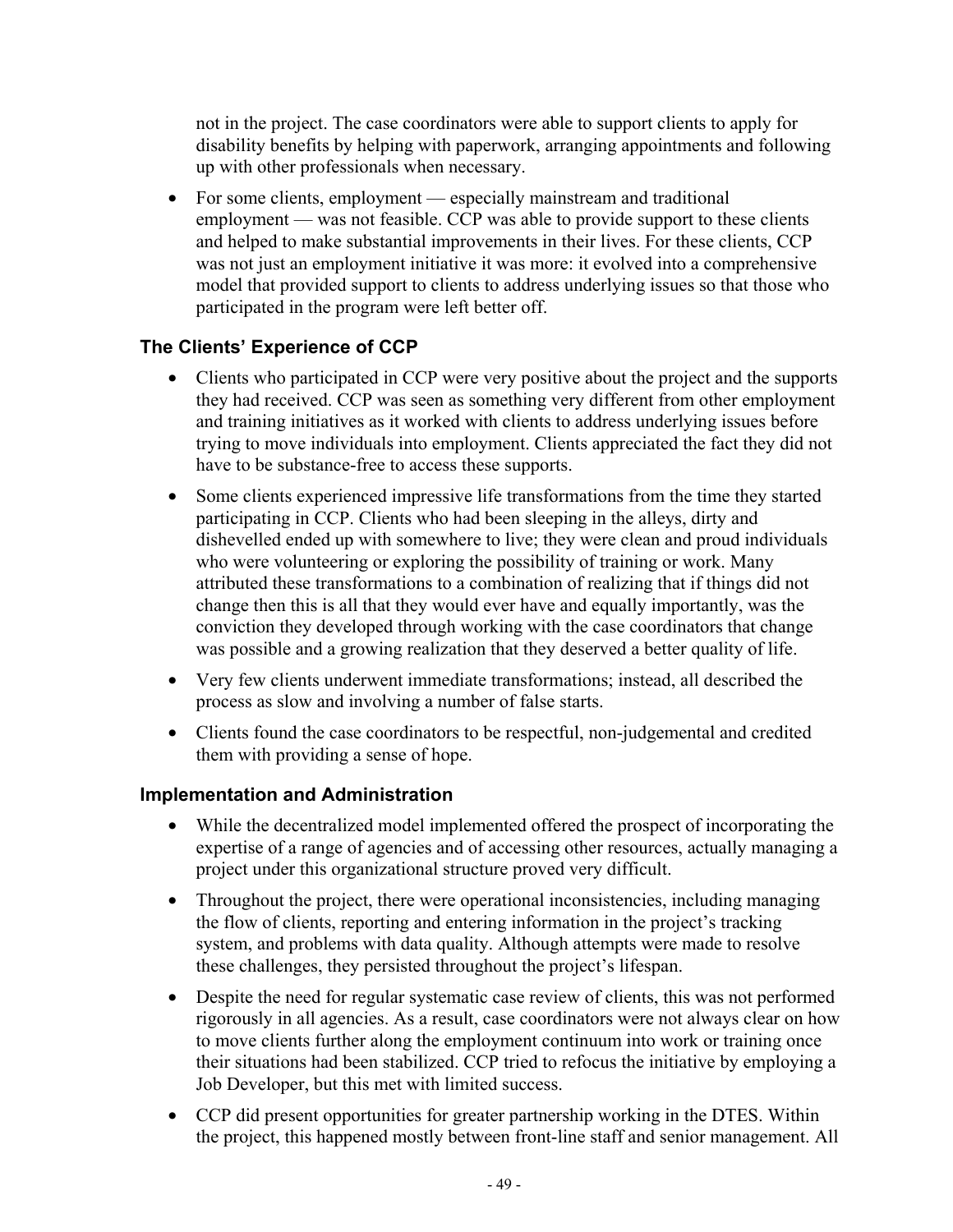not in the project. The case coordinators were able to support clients to apply for disability benefits by helping with paperwork, arranging appointments and following up with other professionals when necessary.

- For some clients, employment — especially mainstream and traditional employment — was not feasible. CCP was able to provide support to these clients and helped to make substantial improvements in their lives. For these clients, CCP was not just an employment initiative it was more: it evolved into a comprehensive model that provided support to clients to address underlying issues so that those who participated in the program were left better off.

### The Clients' Experience of CCP

- Clients who participated in CCP were very positive about the project and the supports they had received. CCP was seen as something very different from other employment and training initiatives as it worked with clients to address underlying issues before trying to move individuals into employment. Clients appreciated the fact they did not have to be substance-free to access these supports.
- Some clients experienced impressive life transformations from the time they started participating in CCP. Clients who had been sleeping in the alleys, dirty and dishevelled ended up with somewhere to live; they were clean and proud individuals who were volunteering or exploring the possibility of training or work. Many attributed these transformations to a combination of realizing that if things did not change then this is all that they would ever have and equally importantly, was the conviction they developed through working with the case coordinators that change was possible and a growing realization that they deserved a better quality of life.
- Very few clients underwent immediate transformations; instead, all described the process as slow and involving a number of false starts.
- Clients found the case coordinators to be respectful, non-judgemental and credited them with providing a sense of hope.

### Implementation and Administration

- While the decentralized model implemented offered the prospect of incorporating the expertise of a range of agencies and of accessing other resources, actually managing a project under this organizational structure proved very difficult.
- Throughout the project, there were operational inconsistencies, including managing the flow of clients, reporting and entering information in the project's tracking system, and problems with data quality. Although attempts were made to resolve these challenges, they persisted throughout the project's lifespan.
- Despite the need for regular systematic case review of clients, this was not performed rigorously in all agencies. As a result, case coordinators were not always clear on how to move clients further along the employment continuum into work or training once their situations had been stabilized. CCP tried to refocus the initiative by employing a Job Developer, but this met with limited success.
- CCP did present opportunities for greater partnership working in the DTES. Within the project, this happened mostly between front-line staff and senior management. All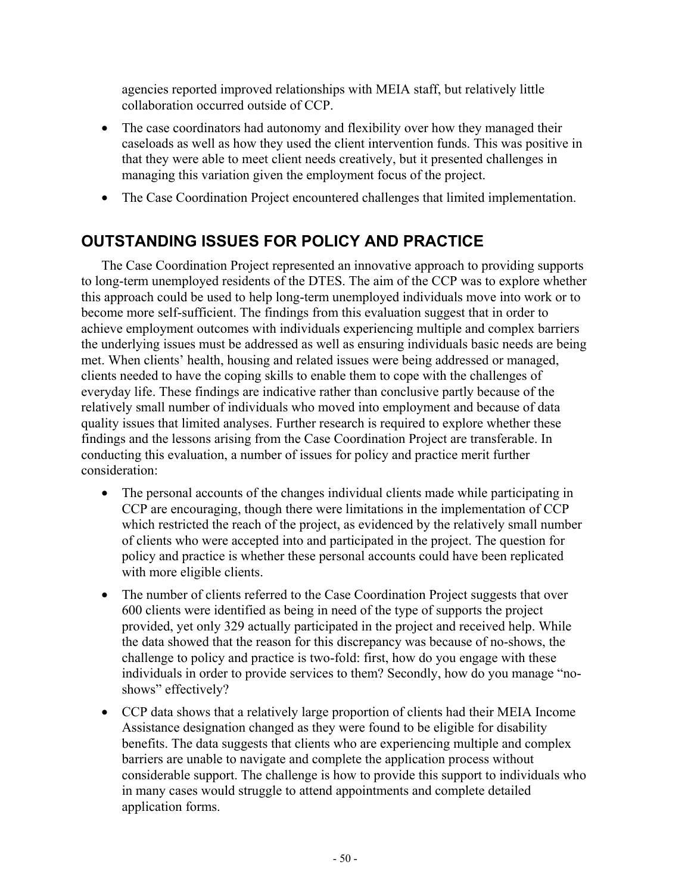agencies reported improved relationships with MEIA staff, but relatively little collaboration occurred outside of CCP.

- The case coordinators had autonomy and flexibility over how they managed their caseloads as well as how they used the client intervention funds. This was positive in that they were able to meet client needs creatively, but it presented challenges in managing this variation given the employment focus of the project.
- The Case Coordination Project encountered challenges that limited implementation.

## OUTSTANDING ISSUES FOR POLICY AND PRACTICE

The Case Coordination Project represented an innovative approach to providing supports to long-term unemployed residents of the DTES. The aim of the CCP was to explore whether this approach could be used to help long-term unemployed individuals move into work or to become more self-sufficient. The findings from this evaluation suggest that in order to achieve employment outcomes with individuals experiencing multiple and complex barriers the underlying issues must be addressed as well as ensuring individuals basic needs are being met. When clients' health, housing and related issues were being addressed or managed, clients needed to have the coping skills to enable them to cope with the challenges of everyday life. These findings are indicative rather than conclusive partly because of the relatively small number of individuals who moved into employment and because of data quality issues that limited analyses. Further research is required to explore whether these findings and the lessons arising from the Case Coordination Project are transferable. In conducting this evaluation, a number of issues for policy and practice merit further consideration:

- The personal accounts of the changes individual clients made while participating in CCP are encouraging, though there were limitations in the implementation of CCP which restricted the reach of the project, as evidenced by the relatively small number of clients who were accepted into and participated in the project. The question for policy and practice is whether these personal accounts could have been replicated with more eligible clients.
- The number of clients referred to the Case Coordination Project suggests that over 600 clients were identified as being in need of the type of supports the project provided, yet only 329 actually participated in the project and received help. While the data showed that the reason for this discrepancy was because of no-shows, the challenge to policy and practice is two-fold: first, how do you engage with these individuals in order to provide services to them? Secondly, how do you manage "no-shows" effectively?
- CCP data shows that a relatively large proportion of clients had their MEIA Income Assistance designation changed as they were found to be eligible for disability benefits. The data suggests that clients who are experiencing multiple and complex barriers are unable to navigate and complete the application process without considerable support. The challenge is how to provide this support to individuals who in many cases would struggle to attend appointments and complete detailed application forms.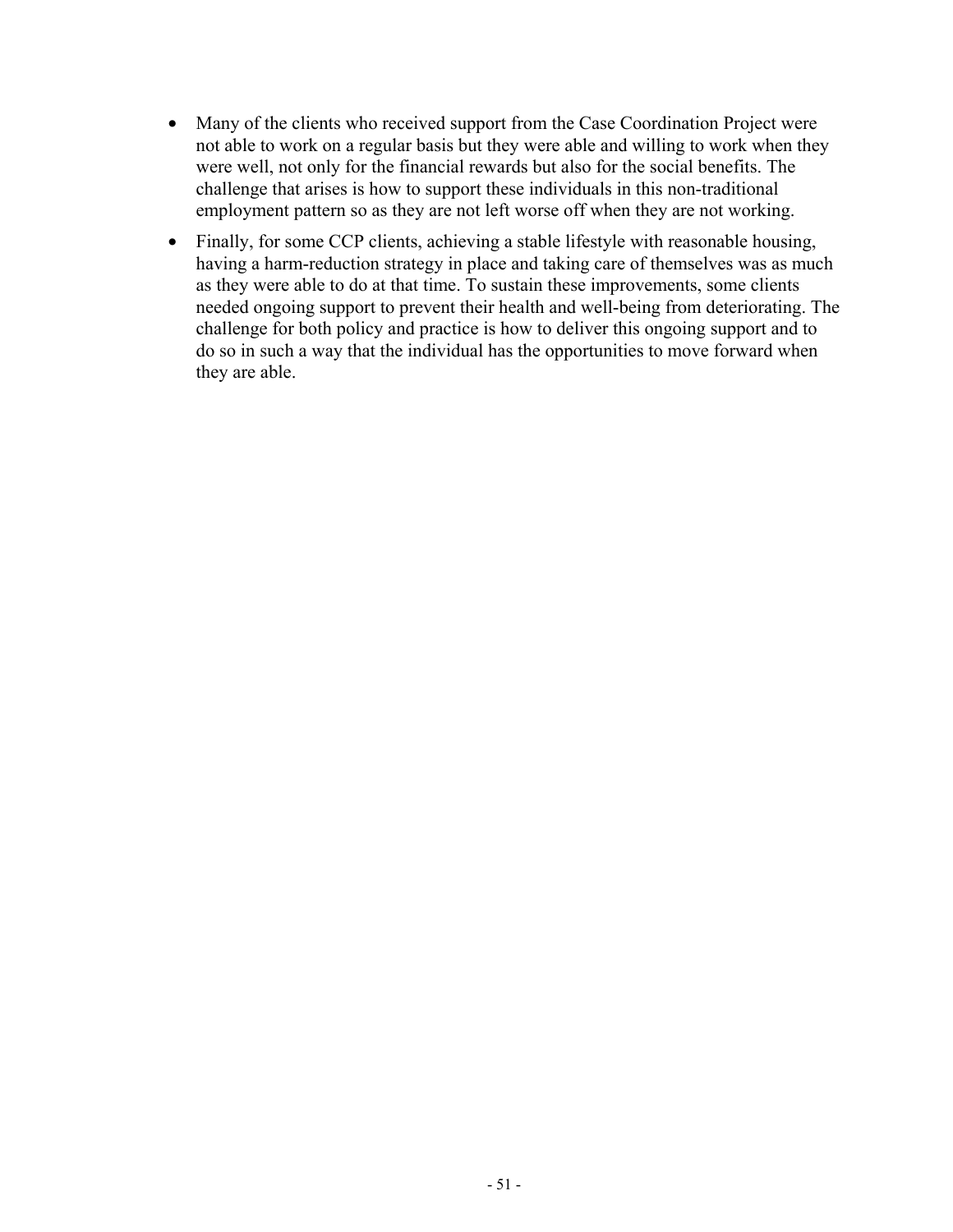- Many of the clients who received support from the Case Coordination Project were not able to work on a regular basis but they were able and willing to work when they were well, not only for the financial rewards but also for the social benefits. The challenge that arises is how to support these individuals in this non-traditional employment pattern so as they are not left worse off when they are not working.
- Finally, for some CCP clients, achieving a stable lifestyle with reasonable housing, having a harm-reduction strategy in place and taking care of themselves was as much as they were able to do at that time. To sustain these improvements, some clients needed ongoing support to prevent their health and well-being from deteriorating. The challenge for both policy and practice is how to deliver this ongoing support and to do so in such a way that the individual has the opportunities to move forward when they are able.